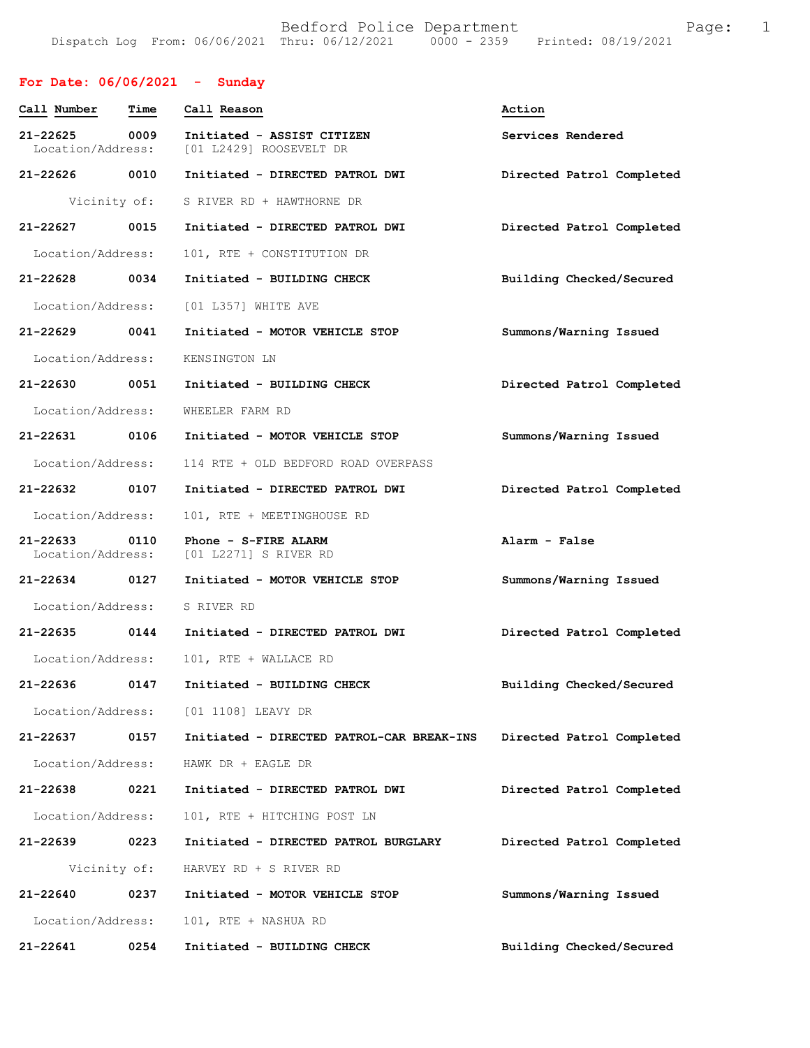**For Date: 06/06/2021 - Sunday**

| Call Number | Time | Call Reason | Action |
|---|---|---|---|
| 21-22625 | 0009 | Initiated - ASSIST CITIZEN | Services Rendered |
| Location/Address: | | [01 L2429] ROOSEVELT DR | |
| 21-22626 | 0010 | Initiated - DIRECTED PATROL DWI | Directed Patrol Completed |
| Vicinity of: | | S RIVER RD + HAWTHORNE DR | |
| 21-22627 | 0015 | Initiated - DIRECTED PATROL DWI | Directed Patrol Completed |
| Location/Address: | | 101, RTE + CONSTITUTION DR | |
| 21-22628 | 0034 | Initiated - BUILDING CHECK | Building Checked/Secured |
| Location/Address: | | [01 L357] WHITE AVE | |
| 21-22629 | 0041 | Initiated - MOTOR VEHICLE STOP | Summons/Warning Issued |
| Location/Address: | | KENSINGTON LN | |
| 21-22630 | 0051 | Initiated - BUILDING CHECK | Directed Patrol Completed |
| Location/Address: | | WHEELER FARM RD | |
| 21-22631 | 0106 | Initiated - MOTOR VEHICLE STOP | Summons/Warning Issued |
| Location/Address: | | 114 RTE + OLD BEDFORD ROAD OVERPASS | |
| 21-22632 | 0107 | Initiated - DIRECTED PATROL DWI | Directed Patrol Completed |
| Location/Address: | | 101, RTE + MEETINGHOUSE RD | |
| 21-22633 | 0110 | Phone - S-FIRE ALARM | Alarm - False |
| Location/Address: | | [01 L2271] S RIVER RD | |
| 21-22634 | 0127 | Initiated - MOTOR VEHICLE STOP | Summons/Warning Issued |
| Location/Address: | | S RIVER RD | |
| 21-22635 | 0144 | Initiated - DIRECTED PATROL DWI | Directed Patrol Completed |
| Location/Address: | | 101, RTE + WALLACE RD | |
| 21-22636 | 0147 | Initiated - BUILDING CHECK | Building Checked/Secured |
| Location/Address: | | [01 1108] LEAVY DR | |
| 21-22637 | 0157 | Initiated - DIRECTED PATROL-CAR BREAK-INS | Directed Patrol Completed |
| Location/Address: | | HAWK DR + EAGLE DR | |
| 21-22638 | 0221 | Initiated - DIRECTED PATROL DWI | Directed Patrol Completed |
| Location/Address: | | 101, RTE + HITCHING POST LN | |
| 21-22639 | 0223 | Initiated - DIRECTED PATROL BURGLARY | Directed Patrol Completed |
| Vicinity of: | | HARVEY RD + S RIVER RD | |
| 21-22640 | 0237 | Initiated - MOTOR VEHICLE STOP | Summons/Warning Issued |
| Location/Address: | | 101, RTE + NASHUA RD | |
| 21-22641 | 0254 | Initiated - BUILDING CHECK | Building Checked/Secured |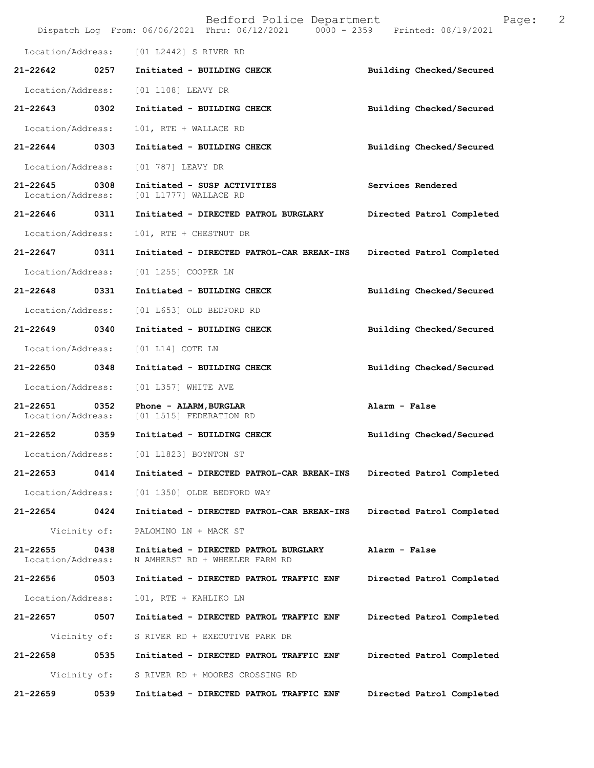Location/Address: [01 L2442] S RIVER RD

**21-22642 0257 Initiated - BUILDING CHECK** **Building Checked/Secured**

Location/Address: [01 1108] LEAVY DR

**21-22643 0302 Initiated - BUILDING CHECK** **Building Checked/Secured**

Location/Address: 101, RTE + WALLACE RD

**21-22644 0303 Initiated - BUILDING CHECK** **Building Checked/Secured**

Location/Address: [01 787] LEAVY DR

**21-22645 0308 Initiated - SUSP ACTIVITIES** **Services Rendered**
Location/Address: [01 L1777] WALLACE RD

**21-22646 0311 Initiated - DIRECTED PATROL BURGLARY** **Directed Patrol Completed**

Location/Address: 101, RTE + CHESTNUT DR

**21-22647 0311 Initiated - DIRECTED PATROL-CAR BREAK-INS** **Directed Patrol Completed**

Location/Address: [01 1255] COOPER LN

**21-22648 0331 Initiated - BUILDING CHECK** **Building Checked/Secured**

Location/Address: [01 L653] OLD BEDFORD RD

**21-22649 0340 Initiated - BUILDING CHECK** **Building Checked/Secured**

Location/Address: [01 L14] COTE LN

**21-22650 0348 Initiated - BUILDING CHECK** **Building Checked/Secured**

Location/Address: [01 L357] WHITE AVE

**21-22651 0352 Phone - ALARM,BURGLAR** **Alarm - False**
Location/Address: [01 1515] FEDERATION RD

**21-22652 0359 Initiated - BUILDING CHECK** **Building Checked/Secured**

Location/Address: [01 L1823] BOYNTON ST

**21-22653 0414 Initiated - DIRECTED PATROL-CAR BREAK-INS** **Directed Patrol Completed**

Location/Address: [01 1350] OLDE BEDFORD WAY

**21-22654 0424 Initiated - DIRECTED PATROL-CAR BREAK-INS** **Directed Patrol Completed**

Vicinity of: PALOMINO LN + MACK ST

**21-22655 0438 Initiated - DIRECTED PATROL BURGLARY** **Alarm - False**
Location/Address: N AMHERST RD + WHEELER FARM RD

**21-22656 0503 Initiated - DIRECTED PATROL TRAFFIC ENF** **Directed Patrol Completed**

Location/Address: 101, RTE + KAHLIKO LN

**21-22657 0507 Initiated - DIRECTED PATROL TRAFFIC ENF** **Directed Patrol Completed**

Vicinity of: S RIVER RD + EXECUTIVE PARK DR

**21-22658 0535 Initiated - DIRECTED PATROL TRAFFIC ENF** **Directed Patrol Completed**

Vicinity of: S RIVER RD + MOORES CROSSING RD

**21-22659 0539 Initiated - DIRECTED PATROL TRAFFIC ENF** **Directed Patrol Completed**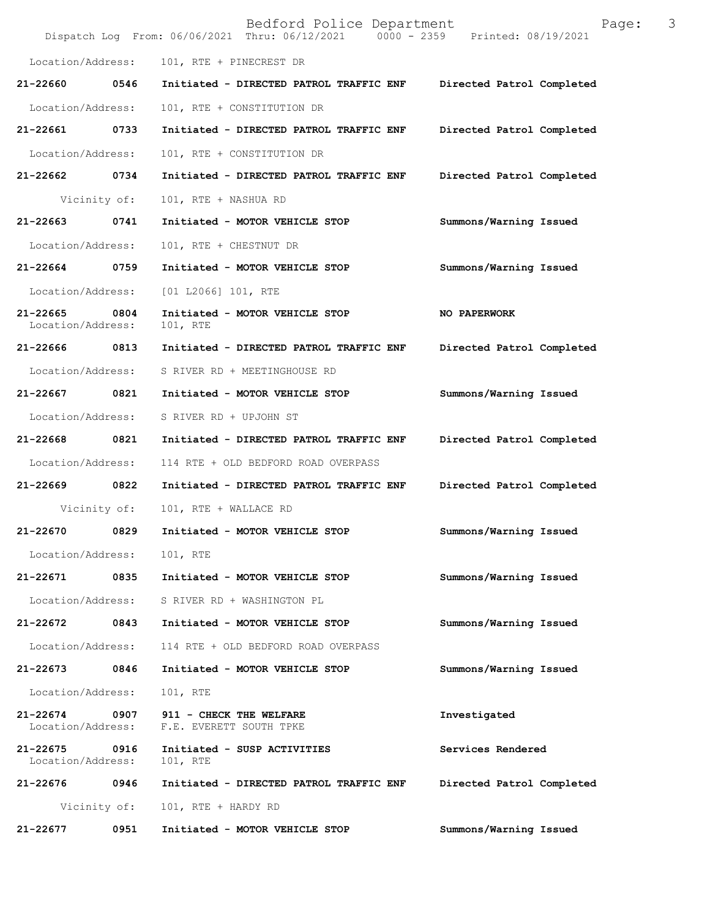Location/Address: 101, RTE + PINECREST DR

**21-22660 0546 Initiated - DIRECTED PATROL TRAFFIC ENF Directed Patrol Completed**

Location/Address: 101, RTE + CONSTITUTION DR

**21-22661 0733 Initiated - DIRECTED PATROL TRAFFIC ENF Directed Patrol Completed**

Location/Address: 101, RTE + CONSTITUTION DR

**21-22662 0734 Initiated - DIRECTED PATROL TRAFFIC ENF Directed Patrol Completed**

Vicinity of: 101, RTE + NASHUA RD

**21-22663 0741 Initiated - MOTOR VEHICLE STOP Summons/Warning Issued**

Location/Address: 101, RTE + CHESTNUT DR

**21-22664 0759 Initiated - MOTOR VEHICLE STOP Summons/Warning Issued**

Location/Address: [01 L2066] 101, RTE

**21-22665 0804 Initiated - MOTOR VEHICLE STOP NO PAPERWORK**
Location/Address: 101, RTE

**21-22666 0813 Initiated - DIRECTED PATROL TRAFFIC ENF Directed Patrol Completed**

Location/Address: S RIVER RD + MEETINGHOUSE RD

**21-22667 0821 Initiated - MOTOR VEHICLE STOP Summons/Warning Issued**

Location/Address: S RIVER RD + UPJOHN ST

**21-22668 0821 Initiated - DIRECTED PATROL TRAFFIC ENF Directed Patrol Completed**

Location/Address: 114 RTE + OLD BEDFORD ROAD OVERPASS

**21-22669 0822 Initiated - DIRECTED PATROL TRAFFIC ENF Directed Patrol Completed**

Vicinity of: 101, RTE + WALLACE RD

**21-22670 0829 Initiated - MOTOR VEHICLE STOP Summons/Warning Issued**

Location/Address: 101, RTE

**21-22671 0835 Initiated - MOTOR VEHICLE STOP Summons/Warning Issued**

Location/Address: S RIVER RD + WASHINGTON PL

**21-22672 0843 Initiated - MOTOR VEHICLE STOP Summons/Warning Issued**

Location/Address: 114 RTE + OLD BEDFORD ROAD OVERPASS

**21-22673 0846 Initiated - MOTOR VEHICLE STOP Summons/Warning Issued**

Location/Address: 101, RTE

**21-22674 0907 911 - CHECK THE WELFARE** Investigated
Location/Address: F.E. EVERETT SOUTH TPKE

**21-22675 0916 Initiated - SUSP ACTIVITIES** Services Rendered
Location/Address: 101, RTE

**21-22676 0946 Initiated - DIRECTED PATROL TRAFFIC ENF Directed Patrol Completed**

Vicinity of: 101, RTE + HARDY RD

**21-22677 0951 Initiated - MOTOR VEHICLE STOP Summons/Warning Issued**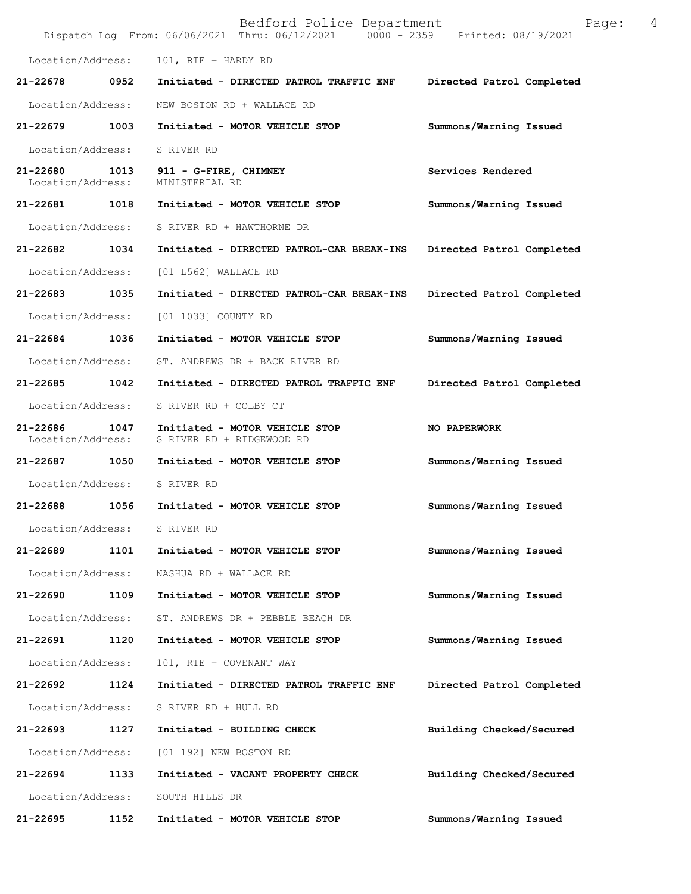Location/Address: 101, RTE + HARDY RD

| Call # | Time | Call Reason | Action |
|---|---|---|---|
| 21-22678 | 0952 | Initiated - DIRECTED PATROL TRAFFIC ENF | Directed Patrol Completed |
| Location/Address: | | NEW BOSTON RD + WALLACE RD | |
| 21-22679 | 1003 | Initiated - MOTOR VEHICLE STOP | Summons/Warning Issued |
| Location/Address: | | S RIVER RD | |
| 21-22680 | 1013 | 911 - G-FIRE, CHIMNEY | Services Rendered |
| Location/Address: | | MINISTERIAL RD | |
| 21-22681 | 1018 | Initiated - MOTOR VEHICLE STOP | Summons/Warning Issued |
| Location/Address: | | S RIVER RD + HAWTHORNE DR | |
| 21-22682 | 1034 | Initiated - DIRECTED PATROL-CAR BREAK-INS | Directed Patrol Completed |
| Location/Address: | | [01 L562] WALLACE RD | |
| 21-22683 | 1035 | Initiated - DIRECTED PATROL-CAR BREAK-INS | Directed Patrol Completed |
| Location/Address: | | [01 1033] COUNTY RD | |
| 21-22684 | 1036 | Initiated - MOTOR VEHICLE STOP | Summons/Warning Issued |
| Location/Address: | | ST. ANDREWS DR + BACK RIVER RD | |
| 21-22685 | 1042 | Initiated - DIRECTED PATROL TRAFFIC ENF | Directed Patrol Completed |
| Location/Address: | | S RIVER RD + COLBY CT | |
| 21-22686 | 1047 | Initiated - MOTOR VEHICLE STOP | NO PAPERWORK |
| Location/Address: | | S RIVER RD + RIDGEWOOD RD | |
| 21-22687 | 1050 | Initiated - MOTOR VEHICLE STOP | Summons/Warning Issued |
| Location/Address: | | S RIVER RD | |
| 21-22688 | 1056 | Initiated - MOTOR VEHICLE STOP | Summons/Warning Issued |
| Location/Address: | | S RIVER RD | |
| 21-22689 | 1101 | Initiated - MOTOR VEHICLE STOP | Summons/Warning Issued |
| Location/Address: | | NASHUA RD + WALLACE RD | |
| 21-22690 | 1109 | Initiated - MOTOR VEHICLE STOP | Summons/Warning Issued |
| Location/Address: | | ST. ANDREWS DR + PEBBLE BEACH DR | |
| 21-22691 | 1120 | Initiated - MOTOR VEHICLE STOP | Summons/Warning Issued |
| Location/Address: | | 101, RTE + COVENANT WAY | |
| 21-22692 | 1124 | Initiated - DIRECTED PATROL TRAFFIC ENF | Directed Patrol Completed |
| Location/Address: | | S RIVER RD + HULL RD | |
| 21-22693 | 1127 | Initiated - BUILDING CHECK | Building Checked/Secured |
| Location/Address: | | [01 192] NEW BOSTON RD | |
| 21-22694 | 1133 | Initiated - VACANT PROPERTY CHECK | Building Checked/Secured |
| Location/Address: | | SOUTH HILLS DR | |
| 21-22695 | 1152 | Initiated - MOTOR VEHICLE STOP | Summons/Warning Issued |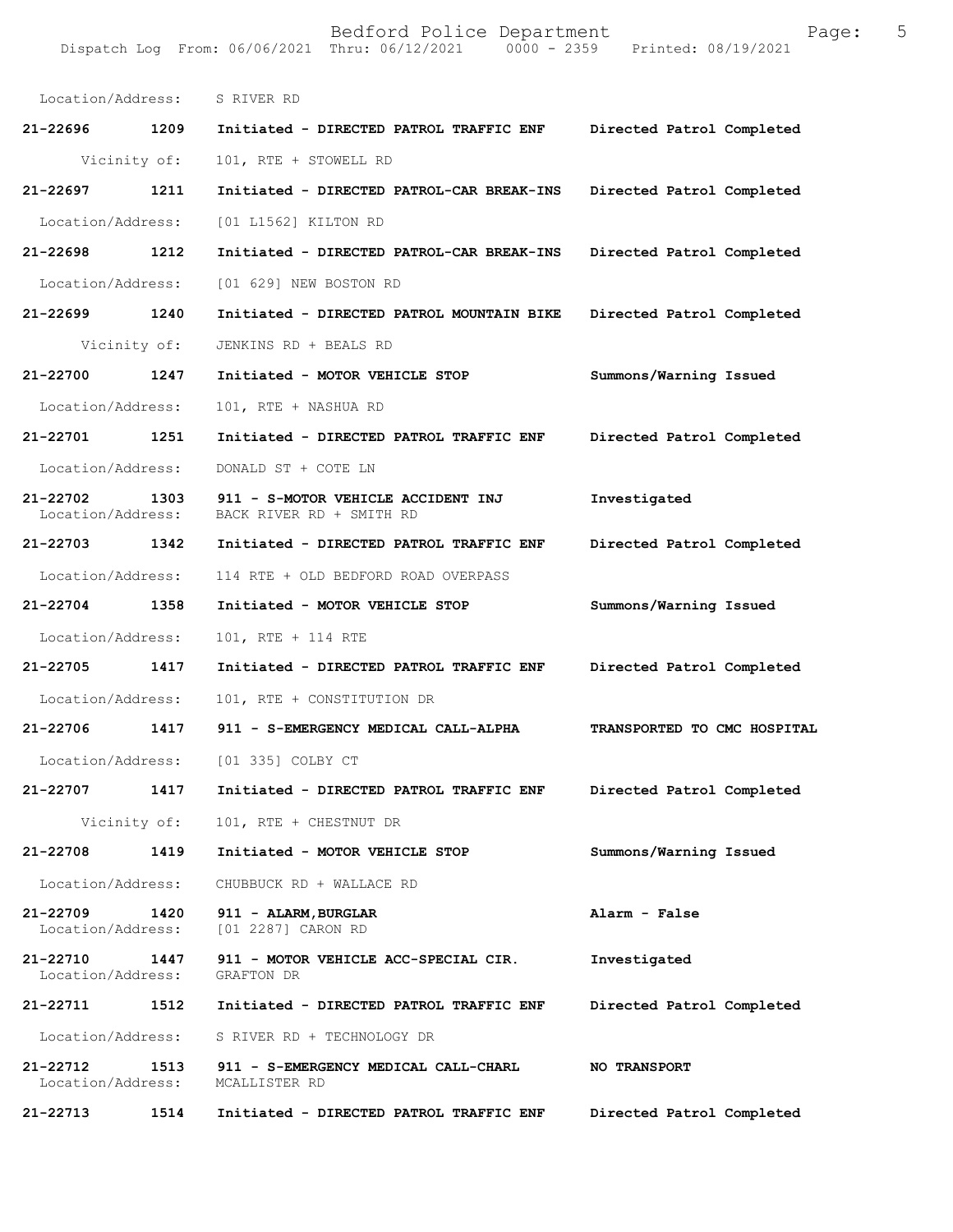Location/Address: S RIVER RD

**21-22696 1209 Initiated - DIRECTED PATROL TRAFFIC ENF Directed Patrol Completed**

Vicinity of: 101, RTE + STOWELL RD

**21-22697 1211 Initiated - DIRECTED PATROL-CAR BREAK-INS Directed Patrol Completed**

Location/Address: [01 L1562] KILTON RD

**21-22698 1212 Initiated - DIRECTED PATROL-CAR BREAK-INS Directed Patrol Completed**

Location/Address: [01 629] NEW BOSTON RD

**21-22699 1240 Initiated - DIRECTED PATROL MOUNTAIN BIKE Directed Patrol Completed**

Vicinity of: JENKINS RD + BEALS RD

**21-22700 1247 Initiated - MOTOR VEHICLE STOP Summons/Warning Issued**

Location/Address: 101, RTE + NASHUA RD

**21-22701 1251 Initiated - DIRECTED PATROL TRAFFIC ENF Directed Patrol Completed**

Location/Address: DONALD ST + COTE LN

**21-22702 1303 911 - S-MOTOR VEHICLE ACCIDENT INJ Investigated**
Location/Address: BACK RIVER RD + SMITH RD

**21-22703 1342 Initiated - DIRECTED PATROL TRAFFIC ENF Directed Patrol Completed**

Location/Address: 114 RTE + OLD BEDFORD ROAD OVERPASS

**21-22704 1358 Initiated - MOTOR VEHICLE STOP Summons/Warning Issued**

Location/Address: 101, RTE + 114 RTE

**21-22705 1417 Initiated - DIRECTED PATROL TRAFFIC ENF Directed Patrol Completed**

Location/Address: 101, RTE + CONSTITUTION DR

**21-22706 1417 911 - S-EMERGENCY MEDICAL CALL-ALPHA TRANSPORTED TO CMC HOSPITAL**

Location/Address: [01 335] COLBY CT

**21-22707 1417 Initiated - DIRECTED PATROL TRAFFIC ENF Directed Patrol Completed**

Vicinity of: 101, RTE + CHESTNUT DR

**21-22708 1419 Initiated - MOTOR VEHICLE STOP Summons/Warning Issued**

Location/Address: CHUBBUCK RD + WALLACE RD

**21-22709 1420 911 - ALARM,BURGLAR Alarm - False**
Location/Address: [01 2287] CARON RD

**21-22710 1447 911 - MOTOR VEHICLE ACC-SPECIAL CIR. Investigated**
Location/Address: GRAFTON DR

**21-22711 1512 Initiated - DIRECTED PATROL TRAFFIC ENF Directed Patrol Completed**

Location/Address: S RIVER RD + TECHNOLOGY DR

**21-22712 1513 911 - S-EMERGENCY MEDICAL CALL-CHARL NO TRANSPORT**
Location/Address: MCALLISTER RD

**21-22713 1514 Initiated - DIRECTED PATROL TRAFFIC ENF Directed Patrol Completed**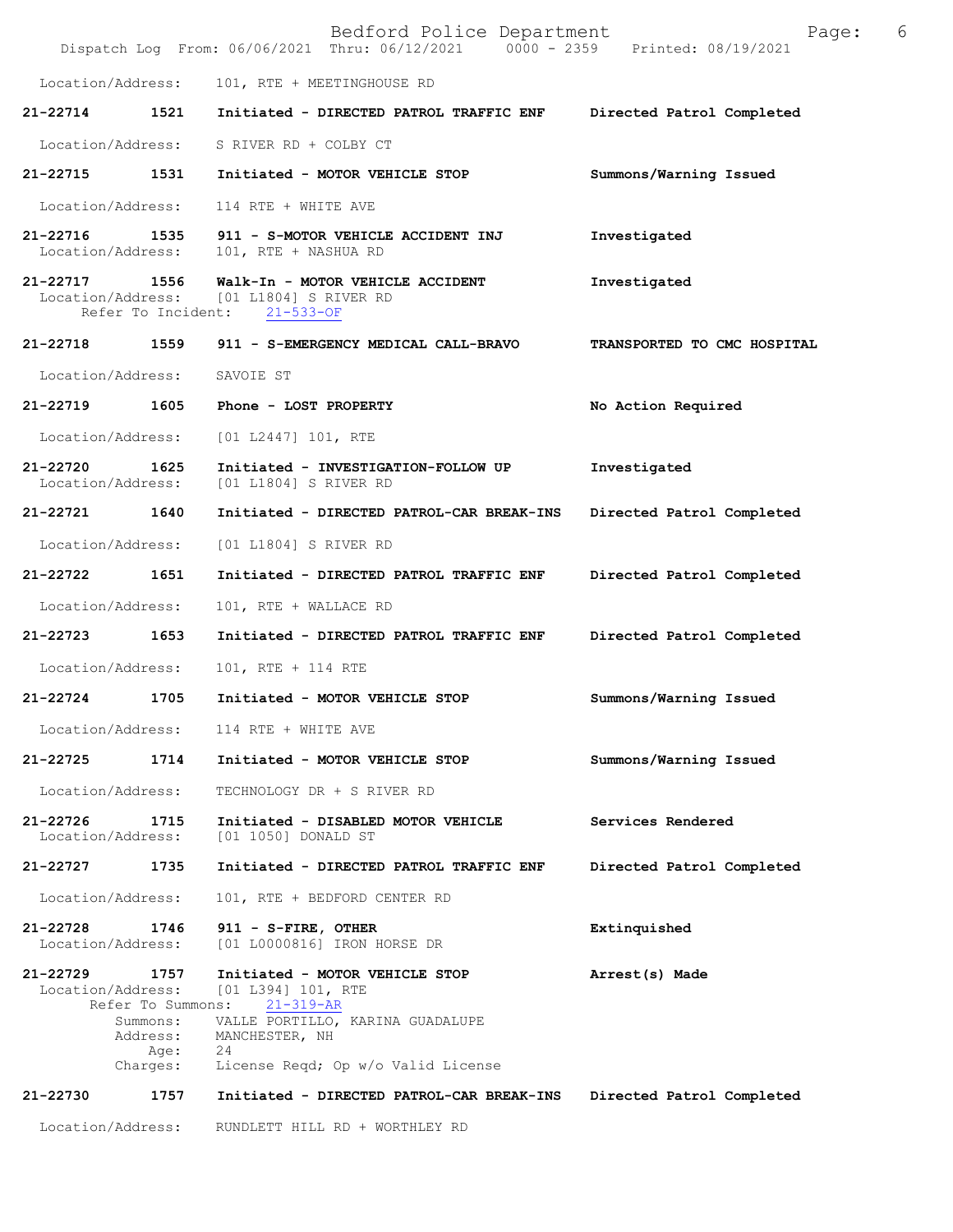Location/Address: 101, RTE + MEETINGHOUSE RD

**21-22714 1521 Initiated - DIRECTED PATROL TRAFFIC ENF — Directed Patrol Completed**

Location/Address: S RIVER RD + COLBY CT

**21-22715 1531 Initiated - MOTOR VEHICLE STOP — Summons/Warning Issued**

Location/Address: 114 RTE + WHITE AVE

**21-22716 1535 911 - S-MOTOR VEHICLE ACCIDENT INJ — Investigated**
Location/Address: 101, RTE + NASHUA RD

**21-22717 1556 Walk-In - MOTOR VEHICLE ACCIDENT — Investigated**
Location/Address: [01 L1804] S RIVER RD
Refer To Incident: 21-533-OF

**21-22718 1559 911 - S-EMERGENCY MEDICAL CALL-BRAVO — TRANSPORTED TO CMC HOSPITAL**

Location/Address: SAVOIE ST

**21-22719 1605 Phone - LOST PROPERTY — No Action Required**

Location/Address: [01 L2447] 101, RTE

**21-22720 1625 Initiated - INVESTIGATION-FOLLOW UP — Investigated**
Location/Address: [01 L1804] S RIVER RD

**21-22721 1640 Initiated - DIRECTED PATROL-CAR BREAK-INS — Directed Patrol Completed**

Location/Address: [01 L1804] S RIVER RD

**21-22722 1651 Initiated - DIRECTED PATROL TRAFFIC ENF — Directed Patrol Completed**

Location/Address: 101, RTE + WALLACE RD

**21-22723 1653 Initiated - DIRECTED PATROL TRAFFIC ENF — Directed Patrol Completed**

Location/Address: 101, RTE + 114 RTE

**21-22724 1705 Initiated - MOTOR VEHICLE STOP — Summons/Warning Issued**

Location/Address: 114 RTE + WHITE AVE

**21-22725 1714 Initiated - MOTOR VEHICLE STOP — Summons/Warning Issued**

Location/Address: TECHNOLOGY DR + S RIVER RD

**21-22726 1715 Initiated - DISABLED MOTOR VEHICLE — Services Rendered**
Location/Address: [01 1050] DONALD ST

**21-22727 1735 Initiated - DIRECTED PATROL TRAFFIC ENF — Directed Patrol Completed**

Location/Address: 101, RTE + BEDFORD CENTER RD

**21-22728 1746 911 - S-FIRE, OTHER — Extinquished**
Location/Address: [01 L0000816] IRON HORSE DR

**21-22729 1757 Initiated - MOTOR VEHICLE STOP — Arrest(s) Made**
Location/Address: [01 L394] 101, RTE
Refer To Summons: 21-319-AR
Summons: VALLE PORTILLO, KARINA GUADALUPE
Address: MANCHESTER, NH
Age: 24
Charges: License Reqd; Op w/o Valid License

**21-22730 1757 Initiated - DIRECTED PATROL-CAR BREAK-INS — Directed Patrol Completed**

Location/Address: RUNDLETT HILL RD + WORTHLEY RD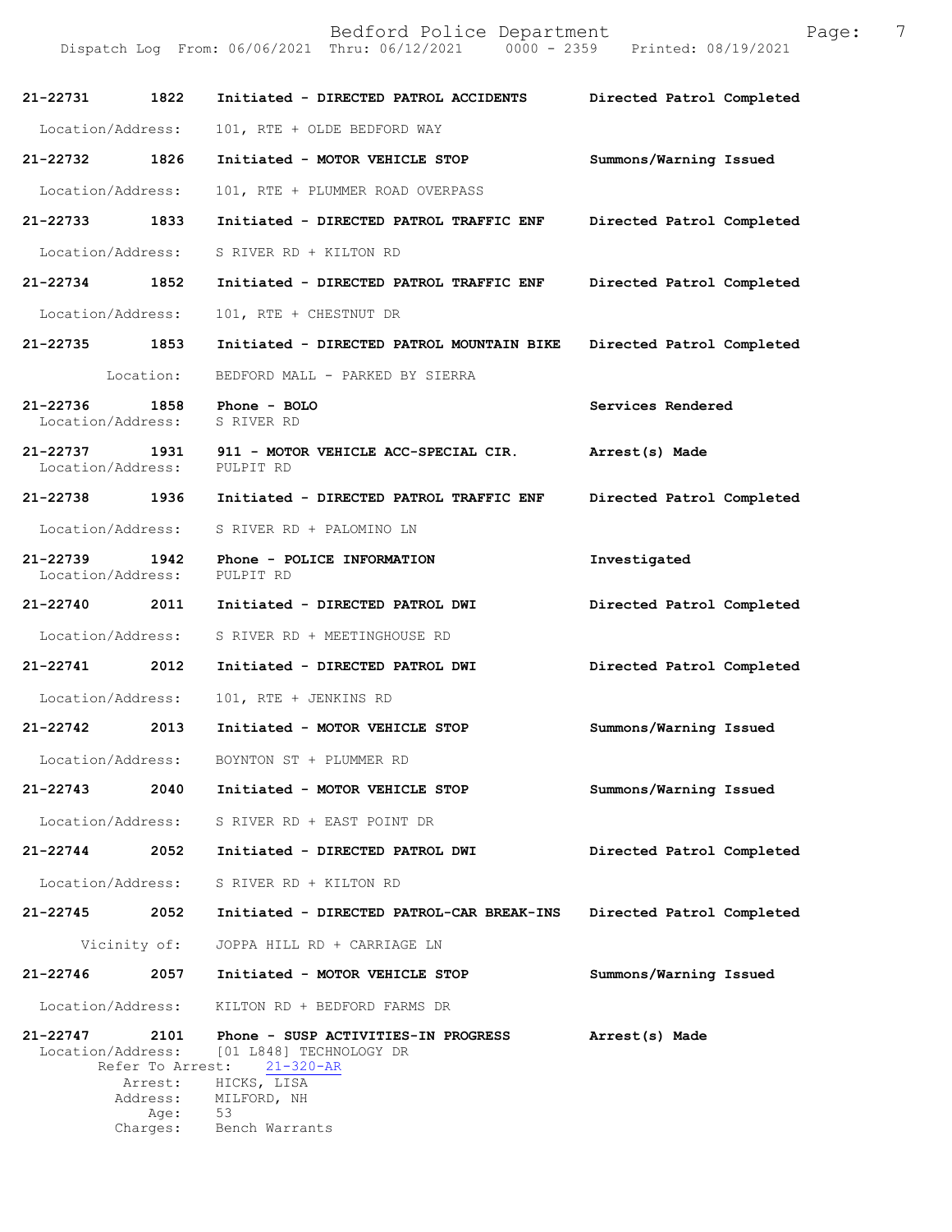**21-22731 1822 Initiated - DIRECTED PATROL ACCIDENTS — Directed Patrol Completed**

Location/Address: 101, RTE + OLDE BEDFORD WAY

**21-22732 1826 Initiated - MOTOR VEHICLE STOP — Summons/Warning Issued**

Location/Address: 101, RTE + PLUMMER ROAD OVERPASS

**21-22733 1833 Initiated - DIRECTED PATROL TRAFFIC ENF — Directed Patrol Completed**

Location/Address: S RIVER RD + KILTON RD

**21-22734 1852 Initiated - DIRECTED PATROL TRAFFIC ENF — Directed Patrol Completed**

Location/Address: 101, RTE + CHESTNUT DR

**21-22735 1853 Initiated - DIRECTED PATROL MOUNTAIN BIKE — Directed Patrol Completed**

Location: BEDFORD MALL - PARKED BY SIERRA

**21-22736 1858 Phone - BOLO — Services Rendered**

Location/Address: S RIVER RD

**21-22737 1931 911 - MOTOR VEHICLE ACC-SPECIAL CIR. — Arrest(s) Made**

Location/Address: PULPIT RD

**21-22738 1936 Initiated - DIRECTED PATROL TRAFFIC ENF — Directed Patrol Completed**

Location/Address: S RIVER RD + PALOMINO LN

**21-22739 1942 Phone - POLICE INFORMATION — Investigated**

Location/Address: PULPIT RD

**21-22740 2011 Initiated - DIRECTED PATROL DWI — Directed Patrol Completed**

Location/Address: S RIVER RD + MEETINGHOUSE RD

**21-22741 2012 Initiated - DIRECTED PATROL DWI — Directed Patrol Completed**

Location/Address: 101, RTE + JENKINS RD

**21-22742 2013 Initiated - MOTOR VEHICLE STOP — Summons/Warning Issued**

Location/Address: BOYNTON ST + PLUMMER RD

**21-22743 2040 Initiated - MOTOR VEHICLE STOP — Summons/Warning Issued**

Location/Address: S RIVER RD + EAST POINT DR

**21-22744 2052 Initiated - DIRECTED PATROL DWI — Directed Patrol Completed**

Location/Address: S RIVER RD + KILTON RD

**21-22745 2052 Initiated - DIRECTED PATROL-CAR BREAK-INS — Directed Patrol Completed**

Vicinity of: JOPPA HILL RD + CARRIAGE LN

**21-22746 2057 Initiated - MOTOR VEHICLE STOP — Summons/Warning Issued**

Location/Address: KILTON RD + BEDFORD FARMS DR

**21-22747 2101 Phone - SUSP ACTIVITIES-IN PROGRESS — Arrest(s) Made**

Location/Address: [01 L848] TECHNOLOGY DR
Refer To Arrest: 21-320-AR
Arrest: HICKS, LISA
Address: MILFORD, NH
Age: 53
Charges: Bench Warrants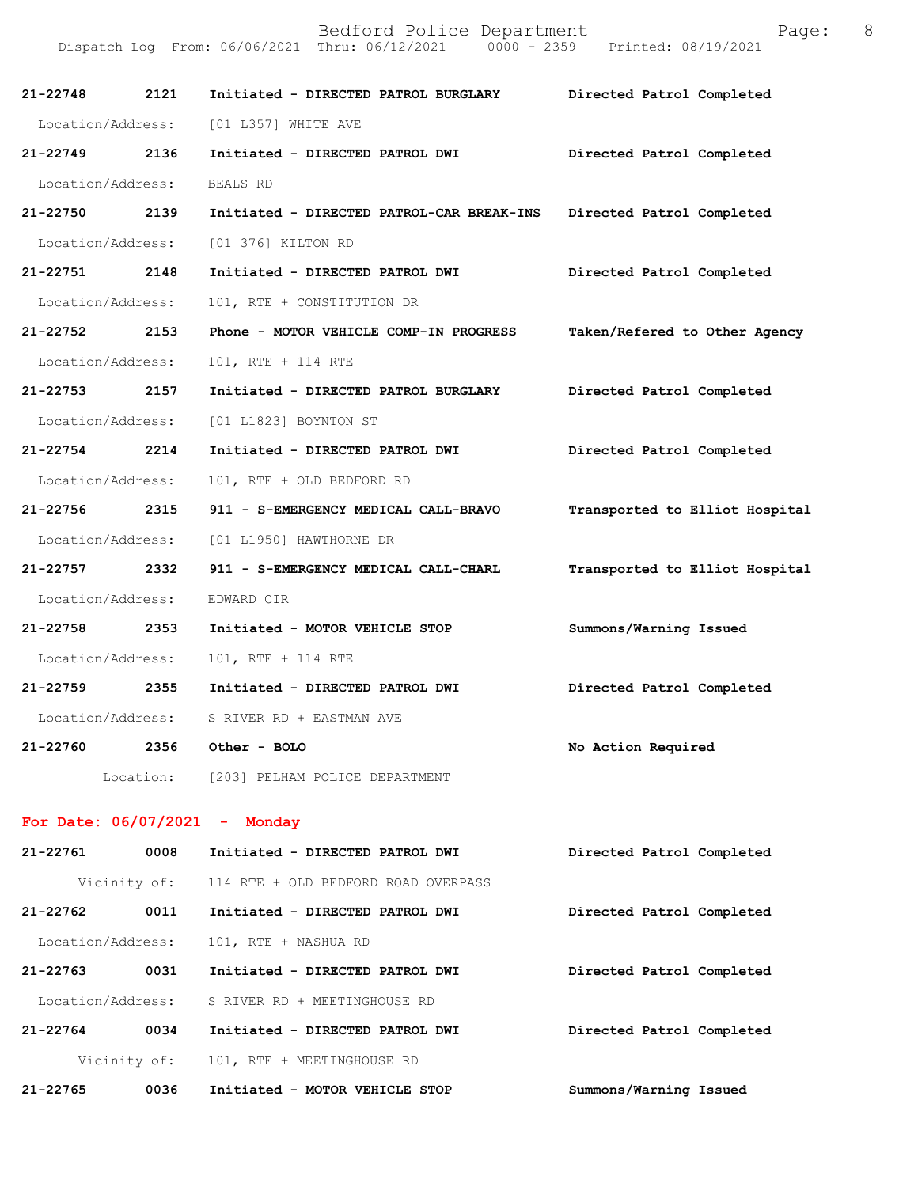**21-22748 2121 Initiated - DIRECTED PATROL BURGLARY — Directed Patrol Completed**
Location/Address: [01 L357] WHITE AVE

**21-22749 2136 Initiated - DIRECTED PATROL DWI — Directed Patrol Completed**
Location/Address: BEALS RD

**21-22750 2139 Initiated - DIRECTED PATROL-CAR BREAK-INS — Directed Patrol Completed**
Location/Address: [01 376] KILTON RD

**21-22751 2148 Initiated - DIRECTED PATROL DWI — Directed Patrol Completed**
Location/Address: 101, RTE + CONSTITUTION DR

**21-22752 2153 Phone - MOTOR VEHICLE COMP-IN PROGRESS — Taken/Refered to Other Agency**
Location/Address: 101, RTE + 114 RTE

**21-22753 2157 Initiated - DIRECTED PATROL BURGLARY — Directed Patrol Completed**
Location/Address: [01 L1823] BOYNTON ST

**21-22754 2214 Initiated - DIRECTED PATROL DWI — Directed Patrol Completed**
Location/Address: 101, RTE + OLD BEDFORD RD

**21-22756 2315 911 - S-EMERGENCY MEDICAL CALL-BRAVO — Transported to Elliot Hospital**
Location/Address: [01 L1950] HAWTHORNE DR

**21-22757 2332 911 - S-EMERGENCY MEDICAL CALL-CHARL — Transported to Elliot Hospital**
Location/Address: EDWARD CIR

**21-22758 2353 Initiated - MOTOR VEHICLE STOP — Summons/Warning Issued**
Location/Address: 101, RTE + 114 RTE

**21-22759 2355 Initiated - DIRECTED PATROL DWI — Directed Patrol Completed**
Location/Address: S RIVER RD + EASTMAN AVE

**21-22760 2356 Other - BOLO — No Action Required**
Location: [203] PELHAM POLICE DEPARTMENT

## For Date: 06/07/2021 - Monday

**21-22761 0008 Initiated - DIRECTED PATROL DWI — Directed Patrol Completed**
Vicinity of: 114 RTE + OLD BEDFORD ROAD OVERPASS

**21-22762 0011 Initiated - DIRECTED PATROL DWI — Directed Patrol Completed**
Location/Address: 101, RTE + NASHUA RD

**21-22763 0031 Initiated - DIRECTED PATROL DWI — Directed Patrol Completed**
Location/Address: S RIVER RD + MEETINGHOUSE RD

**21-22764 0034 Initiated - DIRECTED PATROL DWI — Directed Patrol Completed**
Vicinity of: 101, RTE + MEETINGHOUSE RD

**21-22765 0036 Initiated - MOTOR VEHICLE STOP — Summons/Warning Issued**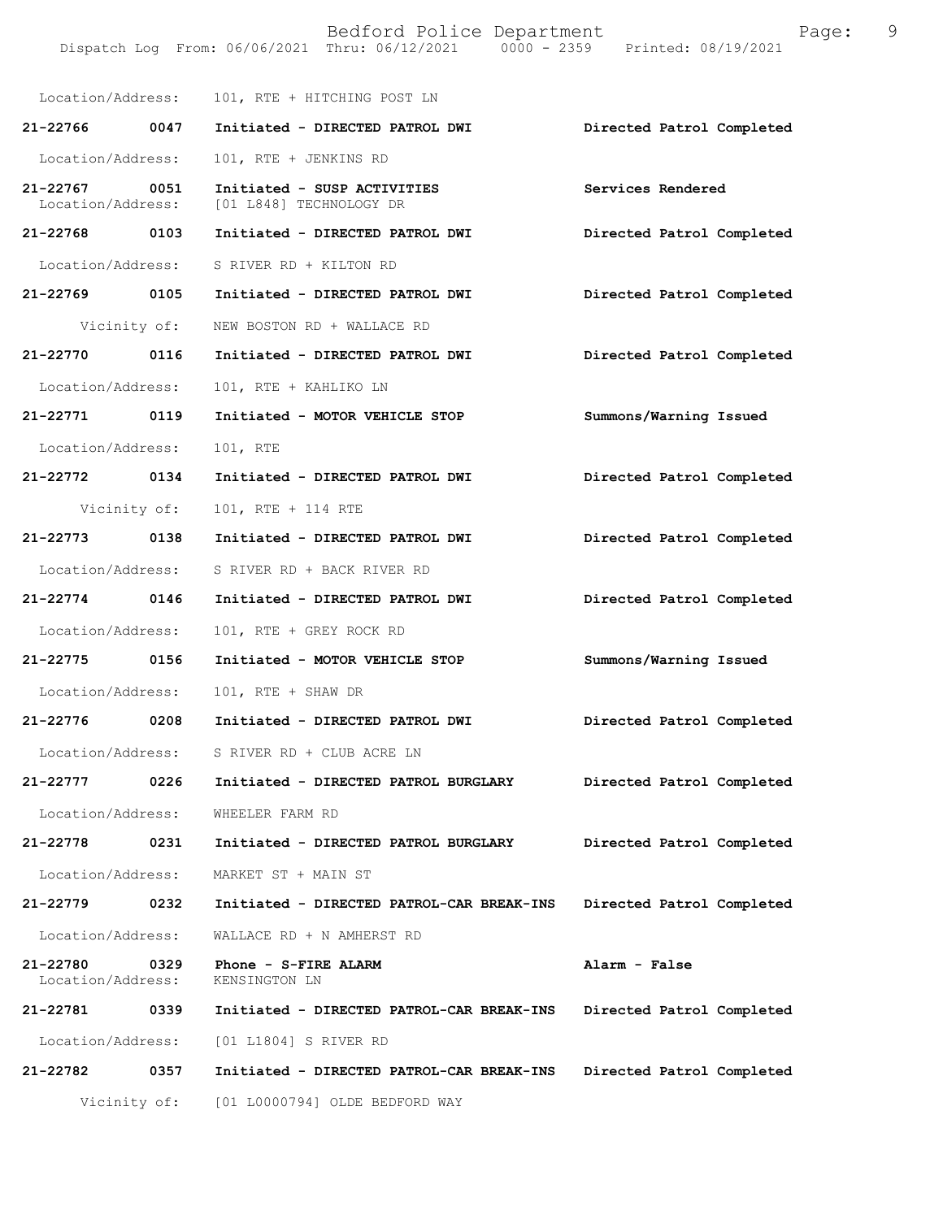Location/Address: 101, RTE + HITCHING POST LN

**21-22766 0047 Initiated - DIRECTED PATROL DWI Directed Patrol Completed**

Location/Address: 101, RTE + JENKINS RD

**21-22767 0051 Initiated - SUSP ACTIVITIES Services Rendered**
Location/Address: [01 L848] TECHNOLOGY DR

**21-22768 0103 Initiated - DIRECTED PATROL DWI Directed Patrol Completed**

Location/Address: S RIVER RD + KILTON RD

**21-22769 0105 Initiated - DIRECTED PATROL DWI Directed Patrol Completed**

Vicinity of: NEW BOSTON RD + WALLACE RD

**21-22770 0116 Initiated - DIRECTED PATROL DWI Directed Patrol Completed**

Location/Address: 101, RTE + KAHLIKO LN

**21-22771 0119 Initiated - MOTOR VEHICLE STOP Summons/Warning Issued**

Location/Address: 101, RTE

**21-22772 0134 Initiated - DIRECTED PATROL DWI Directed Patrol Completed**

Vicinity of: 101, RTE + 114 RTE

**21-22773 0138 Initiated - DIRECTED PATROL DWI Directed Patrol Completed**

Location/Address: S RIVER RD + BACK RIVER RD

**21-22774 0146 Initiated - DIRECTED PATROL DWI Directed Patrol Completed**

Location/Address: 101, RTE + GREY ROCK RD

**21-22775 0156 Initiated - MOTOR VEHICLE STOP Summons/Warning Issued**

Location/Address: 101, RTE + SHAW DR

**21-22776 0208 Initiated - DIRECTED PATROL DWI Directed Patrol Completed**

Location/Address: S RIVER RD + CLUB ACRE LN

**21-22777 0226 Initiated - DIRECTED PATROL BURGLARY Directed Patrol Completed**

Location/Address: WHEELER FARM RD

**21-22778 0231 Initiated - DIRECTED PATROL BURGLARY Directed Patrol Completed**

Location/Address: MARKET ST + MAIN ST

**21-22779 0232 Initiated - DIRECTED PATROL-CAR BREAK-INS Directed Patrol Completed**

Location/Address: WALLACE RD + N AMHERST RD

**21-22780 0329 Phone - S-FIRE ALARM Alarm - False**
Location/Address: KENSINGTON LN

**21-22781 0339 Initiated - DIRECTED PATROL-CAR BREAK-INS Directed Patrol Completed**

Location/Address: [01 L1804] S RIVER RD

**21-22782 0357 Initiated - DIRECTED PATROL-CAR BREAK-INS Directed Patrol Completed**

Vicinity of: [01 L0000794] OLDE BEDFORD WAY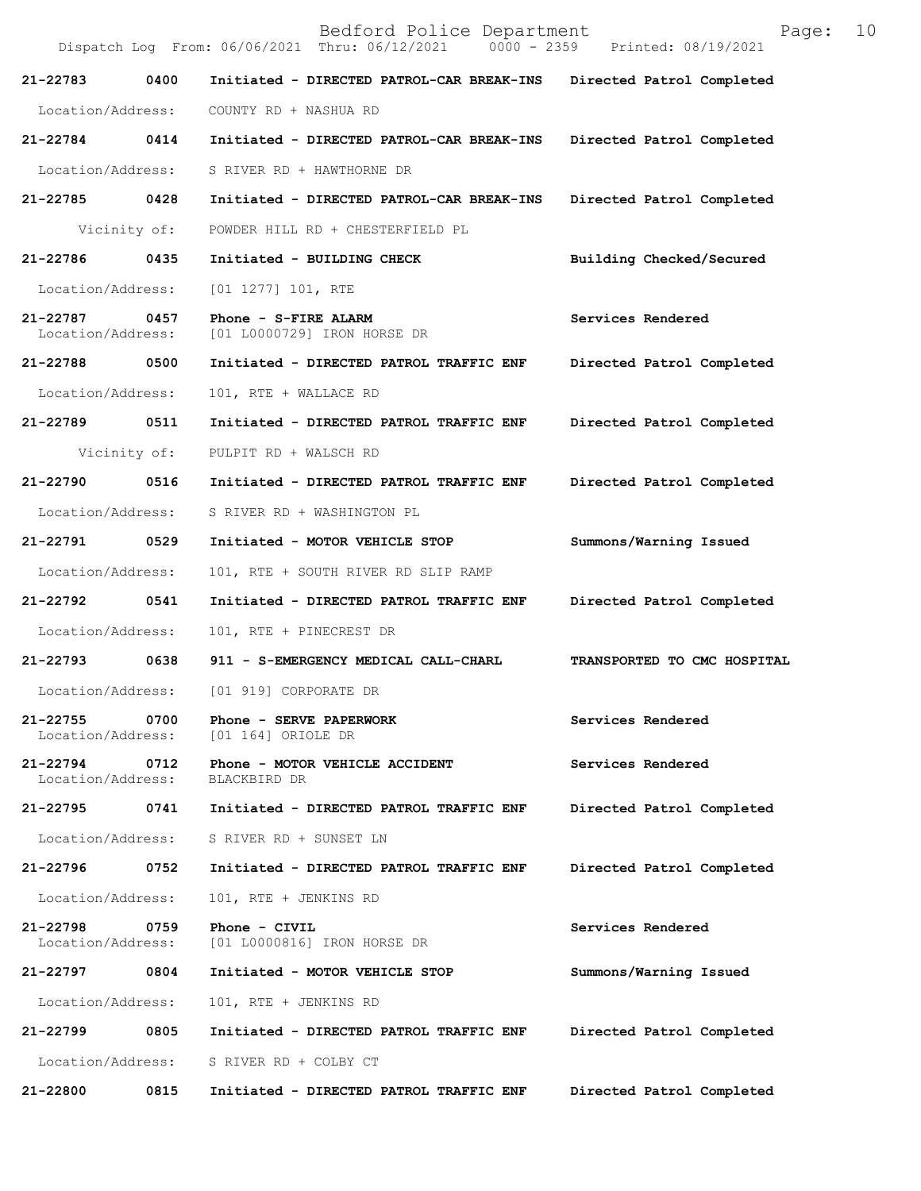| Call Number | Time | Call Reason | Action |
|---|---|---|---|
| 21-22783 | 0400 | Initiated - DIRECTED PATROL-CAR BREAK-INS | Directed Patrol Completed |
| Location/Address: | | COUNTY RD + NASHUA RD | |
| 21-22784 | 0414 | Initiated - DIRECTED PATROL-CAR BREAK-INS | Directed Patrol Completed |
| Location/Address: | | S RIVER RD + HAWTHORNE DR | |
| 21-22785 | 0428 | Initiated - DIRECTED PATROL-CAR BREAK-INS | Directed Patrol Completed |
| Vicinity of: | | POWDER HILL RD + CHESTERFIELD PL | |
| 21-22786 | 0435 | Initiated - BUILDING CHECK | Building Checked/Secured |
| Location/Address: | | [01 1277] 101, RTE | |
| 21-22787 | 0457 | Phone - S-FIRE ALARM | Services Rendered |
| Location/Address: | | [01 L0000729] IRON HORSE DR | |
| 21-22788 | 0500 | Initiated - DIRECTED PATROL TRAFFIC ENF | Directed Patrol Completed |
| Location/Address: | | 101, RTE + WALLACE RD | |
| 21-22789 | 0511 | Initiated - DIRECTED PATROL TRAFFIC ENF | Directed Patrol Completed |
| Vicinity of: | | PULPIT RD + WALSCH RD | |
| 21-22790 | 0516 | Initiated - DIRECTED PATROL TRAFFIC ENF | Directed Patrol Completed |
| Location/Address: | | S RIVER RD + WASHINGTON PL | |
| 21-22791 | 0529 | Initiated - MOTOR VEHICLE STOP | Summons/Warning Issued |
| Location/Address: | | 101, RTE + SOUTH RIVER RD SLIP RAMP | |
| 21-22792 | 0541 | Initiated - DIRECTED PATROL TRAFFIC ENF | Directed Patrol Completed |
| Location/Address: | | 101, RTE + PINECREST DR | |
| 21-22793 | 0638 | 911 - S-EMERGENCY MEDICAL CALL-CHARL | TRANSPORTED TO CMC HOSPITAL |
| Location/Address: | | [01 919] CORPORATE DR | |
| 21-22755 | 0700 | Phone - SERVE PAPERWORK | Services Rendered |
| Location/Address: | | [01 164] ORIOLE DR | |
| 21-22794 | 0712 | Phone - MOTOR VEHICLE ACCIDENT | Services Rendered |
| Location/Address: | | BLACKBIRD DR | |
| 21-22795 | 0741 | Initiated - DIRECTED PATROL TRAFFIC ENF | Directed Patrol Completed |
| Location/Address: | | S RIVER RD + SUNSET LN | |
| 21-22796 | 0752 | Initiated - DIRECTED PATROL TRAFFIC ENF | Directed Patrol Completed |
| Location/Address: | | 101, RTE + JENKINS RD | |
| 21-22798 | 0759 | Phone - CIVIL | Services Rendered |
| Location/Address: | | [01 L0000816] IRON HORSE DR | |
| 21-22797 | 0804 | Initiated - MOTOR VEHICLE STOP | Summons/Warning Issued |
| Location/Address: | | 101, RTE + JENKINS RD | |
| 21-22799 | 0805 | Initiated - DIRECTED PATROL TRAFFIC ENF | Directed Patrol Completed |
| Location/Address: | | S RIVER RD + COLBY CT | |
| 21-22800 | 0815 | Initiated - DIRECTED PATROL TRAFFIC ENF | Directed Patrol Completed |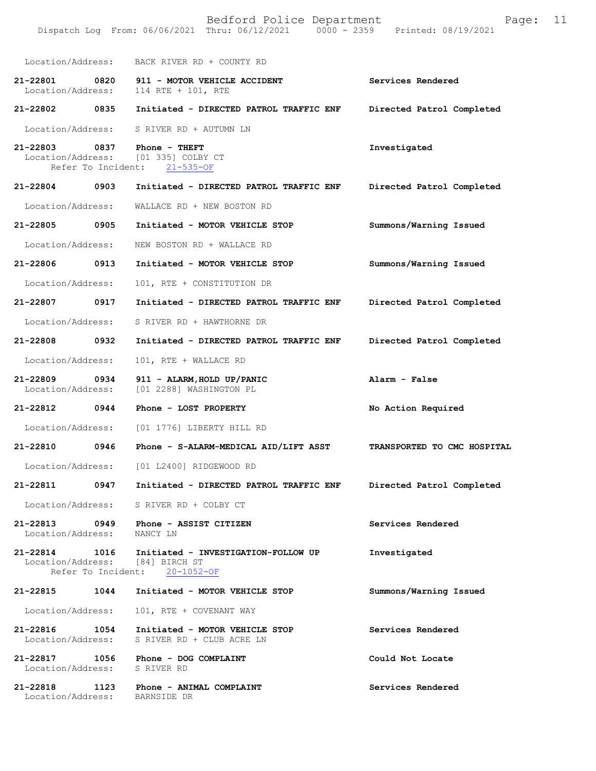Location/Address: BACK RIVER RD + COUNTY RD

**21-22801 0820 911 - MOTOR VEHICLE ACCIDENT** — **Services Rendered**
Location/Address: 114 RTE + 101, RTE

**21-22802 0835 Initiated - DIRECTED PATROL TRAFFIC ENF** — **Directed Patrol Completed**
Location/Address: S RIVER RD + AUTUMN LN

**21-22803 0837 Phone - THEFT** — **Investigated**
Location/Address: [01 335] COLBY CT
Refer To Incident: 21-535-OF

**21-22804 0903 Initiated - DIRECTED PATROL TRAFFIC ENF** — **Directed Patrol Completed**
Location/Address: WALLACE RD + NEW BOSTON RD

**21-22805 0905 Initiated - MOTOR VEHICLE STOP** — **Summons/Warning Issued**
Location/Address: NEW BOSTON RD + WALLACE RD

**21-22806 0913 Initiated - MOTOR VEHICLE STOP** — **Summons/Warning Issued**
Location/Address: 101, RTE + CONSTITUTION DR

**21-22807 0917 Initiated - DIRECTED PATROL TRAFFIC ENF** — **Directed Patrol Completed**
Location/Address: S RIVER RD + HAWTHORNE DR

**21-22808 0932 Initiated - DIRECTED PATROL TRAFFIC ENF** — **Directed Patrol Completed**
Location/Address: 101, RTE + WALLACE RD

**21-22809 0934 911 - ALARM,HOLD UP/PANIC** — **Alarm - False**
Location/Address: [01 2288] WASHINGTON PL

**21-22812 0944 Phone - LOST PROPERTY** — **No Action Required**
Location/Address: [01 1776] LIBERTY HILL RD

**21-22810 0946 Phone - S-ALARM-MEDICAL AID/LIFT ASST** — **TRANSPORTED TO CMC HOSPITAL**
Location/Address: [01 L2400] RIDGEWOOD RD

**21-22811 0947 Initiated - DIRECTED PATROL TRAFFIC ENF** — **Directed Patrol Completed**
Location/Address: S RIVER RD + COLBY CT

**21-22813 0949 Phone - ASSIST CITIZEN** — **Services Rendered**
Location/Address: NANCY LN

**21-22814 1016 Initiated - INVESTIGATION-FOLLOW UP** — **Investigated**
Location/Address: [84] BIRCH ST
Refer To Incident: 20-1052-OF

**21-22815 1044 Initiated - MOTOR VEHICLE STOP** — **Summons/Warning Issued**
Location/Address: 101, RTE + COVENANT WAY

**21-22816 1054 Initiated - MOTOR VEHICLE STOP** — **Services Rendered**
Location/Address: S RIVER RD + CLUB ACRE LN

**21-22817 1056 Phone - DOG COMPLAINT** — **Could Not Locate**
Location/Address: S RIVER RD

**21-22818 1123 Phone - ANIMAL COMPLAINT** — **Services Rendered**
Location/Address: BARNSIDE DR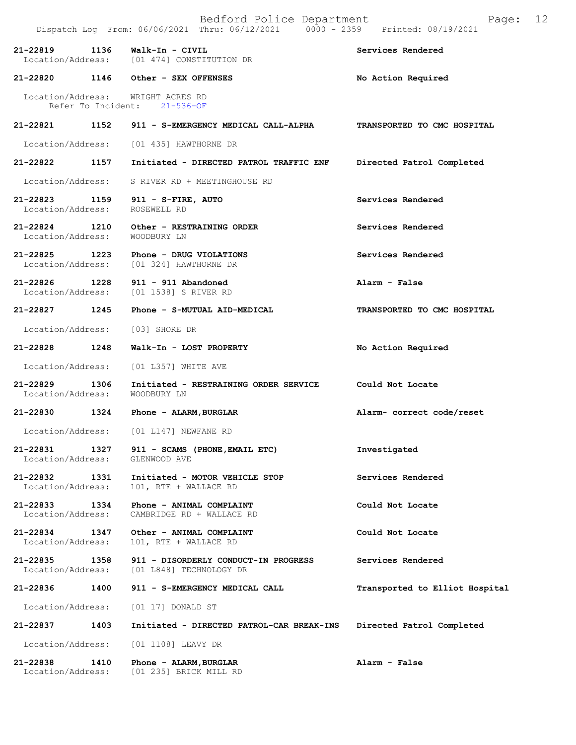| Call Number | Time | Call Reason | Action |
|---|---|---|---|
| **21-22819** | **1136** | **Walk-In - CIVIL** | **Services Rendered** |
| Location/Address: | | [01 474] CONSTITUTION DR | |
| **21-22820** | **1146** | **Other - SEX OFFENSES** | **No Action Required** |
| Location/Address: | | WRIGHT ACRES RD | |
| Refer To Incident: | | 21-536-OF | |
| **21-22821** | **1152** | **911 - S-EMERGENCY MEDICAL CALL-ALPHA** | **TRANSPORTED TO CMC HOSPITAL** |
| Location/Address: | | [01 435] HAWTHORNE DR | |
| **21-22822** | **1157** | **Initiated - DIRECTED PATROL TRAFFIC ENF** | **Directed Patrol Completed** |
| Location/Address: | | S RIVER RD + MEETINGHOUSE RD | |
| **21-22823** | **1159** | **911 - S-FIRE, AUTO** | **Services Rendered** |
| Location/Address: | | ROSEWELL RD | |
| **21-22824** | **1210** | **Other - RESTRAINING ORDER** | **Services Rendered** |
| Location/Address: | | WOODBURY LN | |
| **21-22825** | **1223** | **Phone - DRUG VIOLATIONS** | **Services Rendered** |
| Location/Address: | | [01 324] HAWTHORNE DR | |
| **21-22826** | **1228** | **911 - 911 Abandoned** | **Alarm - False** |
| Location/Address: | | [01 1538] S RIVER RD | |
| **21-22827** | **1245** | **Phone - S-MUTUAL AID-MEDICAL** | **TRANSPORTED TO CMC HOSPITAL** |
| Location/Address: | | [03] SHORE DR | |
| **21-22828** | **1248** | **Walk-In - LOST PROPERTY** | **No Action Required** |
| Location/Address: | | [01 L357] WHITE AVE | |
| **21-22829** | **1306** | **Initiated - RESTRAINING ORDER SERVICE** | **Could Not Locate** |
| Location/Address: | | WOODBURY LN | |
| **21-22830** | **1324** | **Phone - ALARM,BURGLAR** | **Alarm- correct code/reset** |
| Location/Address: | | [01 L147] NEWFANE RD | |
| **21-22831** | **1327** | **911 - SCAMS (PHONE,EMAIL ETC)** | **Investigated** |
| Location/Address: | | GLENWOOD AVE | |
| **21-22832** | **1331** | **Initiated - MOTOR VEHICLE STOP** | **Services Rendered** |
| Location/Address: | | 101, RTE + WALLACE RD | |
| **21-22833** | **1334** | **Phone - ANIMAL COMPLAINT** | **Could Not Locate** |
| Location/Address: | | CAMBRIDGE RD + WALLACE RD | |
| **21-22834** | **1347** | **Other - ANIMAL COMPLAINT** | **Could Not Locate** |
| Location/Address: | | 101, RTE + WALLACE RD | |
| **21-22835** | **1358** | **911 - DISORDERLY CONDUCT-IN PROGRESS** | **Services Rendered** |
| Location/Address: | | [01 L848] TECHNOLOGY DR | |
| **21-22836** | **1400** | **911 - S-EMERGENCY MEDICAL CALL** | **Transported to Elliot Hospital** |
| Location/Address: | | [01 17] DONALD ST | |
| **21-22837** | **1403** | **Initiated - DIRECTED PATROL-CAR BREAK-INS** | **Directed Patrol Completed** |
| Location/Address: | | [01 1108] LEAVY DR | |
| **21-22838** | **1410** | **Phone - ALARM,BURGLAR** | **Alarm - False** |
| Location/Address: | | [01 235] BRICK MILL RD | |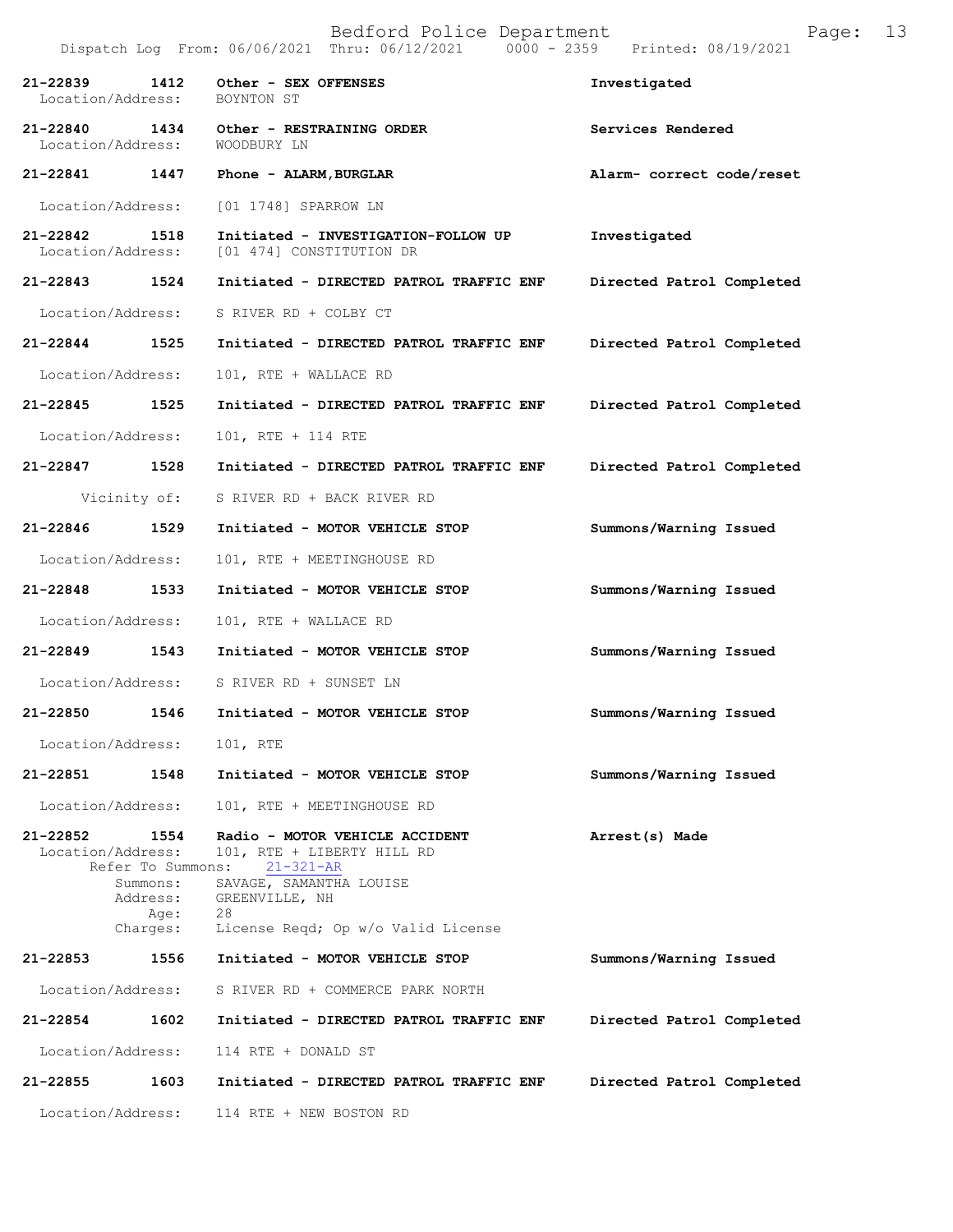Bedford Police Department
Dispatch Log From: 06/06/2021 Thru: 06/12/2021 0000 - 2359 Printed: 08/19/2021

| Call Number | Time | Call Reason | Action |
|---|---|---|---|
| 21-22839 | 1412 | Other - SEX OFFENSES | Investigated |
| Location/Address: | | BOYNTON ST | |
| 21-22840 | 1434 | Other - RESTRAINING ORDER | Services Rendered |
| Location/Address: | | WOODBURY LN | |
| 21-22841 | 1447 | Phone - ALARM,BURGLAR | Alarm- correct code/reset |
| Location/Address: | | [01 1748] SPARROW LN | |
| 21-22842 | 1518 | Initiated - INVESTIGATION-FOLLOW UP | Investigated |
| Location/Address: | | [01 474] CONSTITUTION DR | |
| 21-22843 | 1524 | Initiated - DIRECTED PATROL TRAFFIC ENF | Directed Patrol Completed |
| Location/Address: | | S RIVER RD + COLBY CT | |
| 21-22844 | 1525 | Initiated - DIRECTED PATROL TRAFFIC ENF | Directed Patrol Completed |
| Location/Address: | | 101, RTE + WALLACE RD | |
| 21-22845 | 1525 | Initiated - DIRECTED PATROL TRAFFIC ENF | Directed Patrol Completed |
| Location/Address: | | 101, RTE + 114 RTE | |
| 21-22847 | 1528 | Initiated - DIRECTED PATROL TRAFFIC ENF | Directed Patrol Completed |
| Vicinity of: | | S RIVER RD + BACK RIVER RD | |
| 21-22846 | 1529 | Initiated - MOTOR VEHICLE STOP | Summons/Warning Issued |
| Location/Address: | | 101, RTE + MEETINGHOUSE RD | |
| 21-22848 | 1533 | Initiated - MOTOR VEHICLE STOP | Summons/Warning Issued |
| Location/Address: | | 101, RTE + WALLACE RD | |
| 21-22849 | 1543 | Initiated - MOTOR VEHICLE STOP | Summons/Warning Issued |
| Location/Address: | | S RIVER RD + SUNSET LN | |
| 21-22850 | 1546 | Initiated - MOTOR VEHICLE STOP | Summons/Warning Issued |
| Location/Address: | | 101, RTE | |
| 21-22851 | 1548 | Initiated - MOTOR VEHICLE STOP | Summons/Warning Issued |
| Location/Address: | | 101, RTE + MEETINGHOUSE RD | |
| 21-22852 | 1554 | Radio - MOTOR VEHICLE ACCIDENT | Arrest(s) Made |
| Location/Address: | | 101, RTE + LIBERTY HILL RD | |
| Refer To Summons: | | 21-321-AR | |
| Summons: | | SAVAGE, SAMANTHA LOUISE | |
| Address: | | GREENVILLE, NH | |
| Age: | | 28 | |
| Charges: | | License Reqd; Op w/o Valid License | |
| 21-22853 | 1556 | Initiated - MOTOR VEHICLE STOP | Summons/Warning Issued |
| Location/Address: | | S RIVER RD + COMMERCE PARK NORTH | |
| 21-22854 | 1602 | Initiated - DIRECTED PATROL TRAFFIC ENF | Directed Patrol Completed |
| Location/Address: | | 114 RTE + DONALD ST | |
| 21-22855 | 1603 | Initiated - DIRECTED PATROL TRAFFIC ENF | Directed Patrol Completed |
| Location/Address: | | 114 RTE + NEW BOSTON RD | |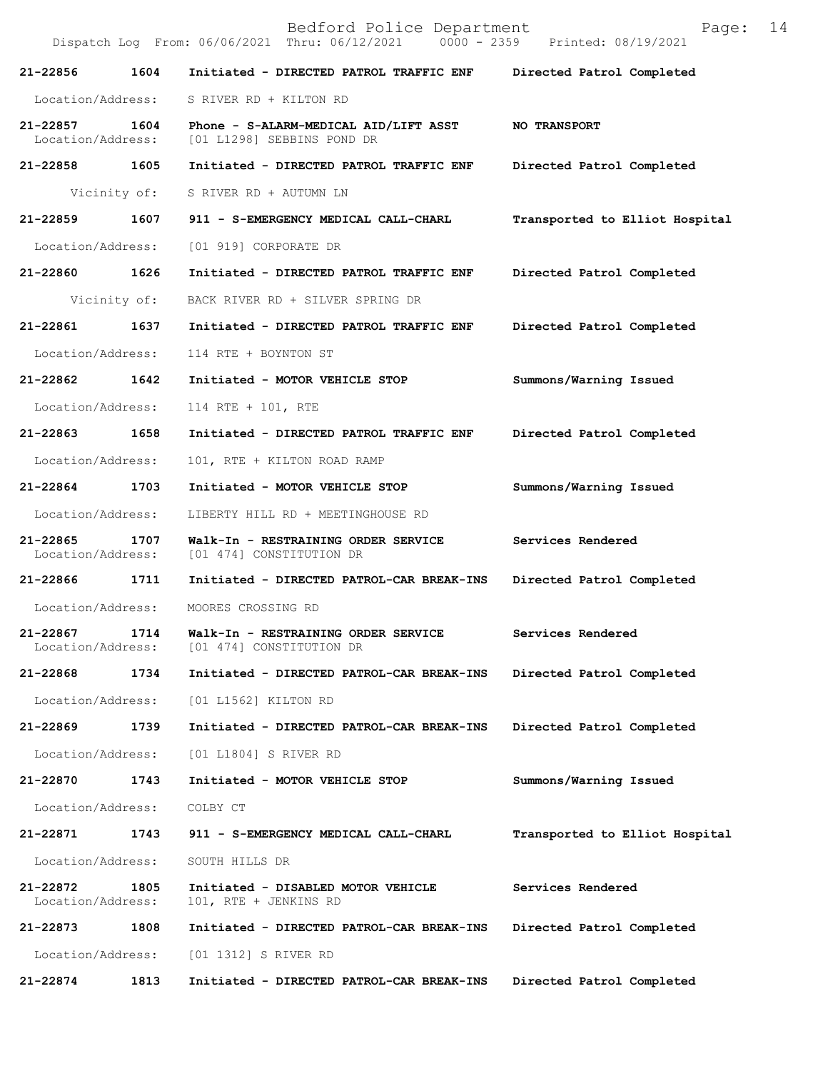Dispatch Log From: 06/06/2021 Thru: 06/12/2021 0000 - 2359 Printed: 08/19/2021

**21-22856 1604 Initiated - DIRECTED PATROL TRAFFIC ENF Directed Patrol Completed**

Location/Address: S RIVER RD + KILTON RD

**21-22857 1604 Phone - S-ALARM-MEDICAL AID/LIFT ASST NO TRANSPORT**
Location/Address: [01 L1298] SEBBINS POND DR

**21-22858 1605 Initiated - DIRECTED PATROL TRAFFIC ENF Directed Patrol Completed**

Vicinity of: S RIVER RD + AUTUMN LN

**21-22859 1607 911 - S-EMERGENCY MEDICAL CALL-CHARL Transported to Elliot Hospital**

Location/Address: [01 919] CORPORATE DR

**21-22860 1626 Initiated - DIRECTED PATROL TRAFFIC ENF Directed Patrol Completed**

Vicinity of: BACK RIVER RD + SILVER SPRING DR

**21-22861 1637 Initiated - DIRECTED PATROL TRAFFIC ENF Directed Patrol Completed**

Location/Address: 114 RTE + BOYNTON ST

**21-22862 1642 Initiated - MOTOR VEHICLE STOP Summons/Warning Issued**

Location/Address: 114 RTE + 101, RTE

**21-22863 1658 Initiated - DIRECTED PATROL TRAFFIC ENF Directed Patrol Completed**

Location/Address: 101, RTE + KILTON ROAD RAMP

**21-22864 1703 Initiated - MOTOR VEHICLE STOP Summons/Warning Issued**

Location/Address: LIBERTY HILL RD + MEETINGHOUSE RD

**21-22865 1707 Walk-In - RESTRAINING ORDER SERVICE Services Rendered**
Location/Address: [01 474] CONSTITUTION DR

**21-22866 1711 Initiated - DIRECTED PATROL-CAR BREAK-INS Directed Patrol Completed**

Location/Address: MOORES CROSSING RD

**21-22867 1714 Walk-In - RESTRAINING ORDER SERVICE Services Rendered**
Location/Address: [01 474] CONSTITUTION DR

**21-22868 1734 Initiated - DIRECTED PATROL-CAR BREAK-INS Directed Patrol Completed**

Location/Address: [01 L1562] KILTON RD

**21-22869 1739 Initiated - DIRECTED PATROL-CAR BREAK-INS Directed Patrol Completed**

Location/Address: [01 L1804] S RIVER RD

**21-22870 1743 Initiated - MOTOR VEHICLE STOP Summons/Warning Issued**

Location/Address: COLBY CT

**21-22871 1743 911 - S-EMERGENCY MEDICAL CALL-CHARL Transported to Elliot Hospital**

Location/Address: SOUTH HILLS DR

**21-22872 1805 Initiated - DISABLED MOTOR VEHICLE Services Rendered**
Location/Address: 101, RTE + JENKINS RD

**21-22873 1808 Initiated - DIRECTED PATROL-CAR BREAK-INS Directed Patrol Completed**

Location/Address: [01 1312] S RIVER RD

**21-22874 1813 Initiated - DIRECTED PATROL-CAR BREAK-INS Directed Patrol Completed**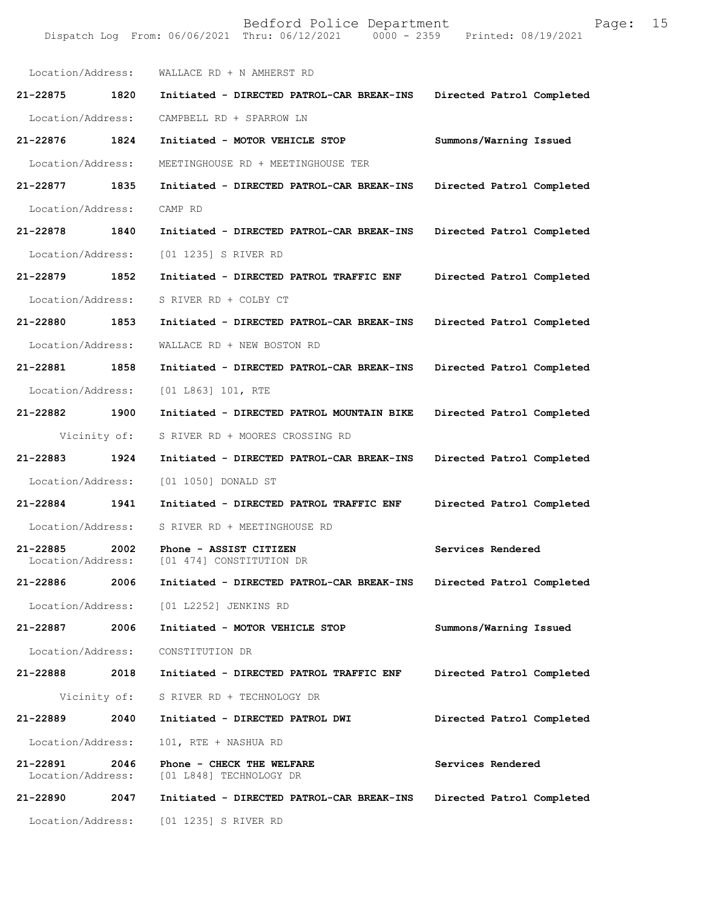Location/Address: WALLACE RD + N AMHERST RD

**21-22875 1820 Initiated - DIRECTED PATROL-CAR BREAK-INS Directed Patrol Completed**

Location/Address: CAMPBELL RD + SPARROW LN

**21-22876 1824 Initiated - MOTOR VEHICLE STOP Summons/Warning Issued**

Location/Address: MEETINGHOUSE RD + MEETINGHOUSE TER

**21-22877 1835 Initiated - DIRECTED PATROL-CAR BREAK-INS Directed Patrol Completed**

Location/Address: CAMP RD

**21-22878 1840 Initiated - DIRECTED PATROL-CAR BREAK-INS Directed Patrol Completed**

Location/Address: [01 1235] S RIVER RD

**21-22879 1852 Initiated - DIRECTED PATROL TRAFFIC ENF Directed Patrol Completed**

Location/Address: S RIVER RD + COLBY CT

**21-22880 1853 Initiated - DIRECTED PATROL-CAR BREAK-INS Directed Patrol Completed**

Location/Address: WALLACE RD + NEW BOSTON RD

**21-22881 1858 Initiated - DIRECTED PATROL-CAR BREAK-INS Directed Patrol Completed**

Location/Address: [01 L863] 101, RTE

**21-22882 1900 Initiated - DIRECTED PATROL MOUNTAIN BIKE Directed Patrol Completed**

Vicinity of: S RIVER RD + MOORES CROSSING RD

**21-22883 1924 Initiated - DIRECTED PATROL-CAR BREAK-INS Directed Patrol Completed**

Location/Address: [01 1050] DONALD ST

**21-22884 1941 Initiated - DIRECTED PATROL TRAFFIC ENF Directed Patrol Completed**

Location/Address: S RIVER RD + MEETINGHOUSE RD

**21-22885 2002 Phone - ASSIST CITIZEN Services Rendered**
Location/Address: [01 474] CONSTITUTION DR

**21-22886 2006 Initiated - DIRECTED PATROL-CAR BREAK-INS Directed Patrol Completed**

Location/Address: [01 L2252] JENKINS RD

**21-22887 2006 Initiated - MOTOR VEHICLE STOP Summons/Warning Issued**

Location/Address: CONSTITUTION DR

**21-22888 2018 Initiated - DIRECTED PATROL TRAFFIC ENF Directed Patrol Completed**

Vicinity of: S RIVER RD + TECHNOLOGY DR

**21-22889 2040 Initiated - DIRECTED PATROL DWI Directed Patrol Completed**

Location/Address: 101, RTE + NASHUA RD

**21-22891 2046 Phone - CHECK THE WELFARE Services Rendered**
Location/Address: [01 L848] TECHNOLOGY DR

**21-22890 2047 Initiated - DIRECTED PATROL-CAR BREAK-INS Directed Patrol Completed**

Location/Address: [01 1235] S RIVER RD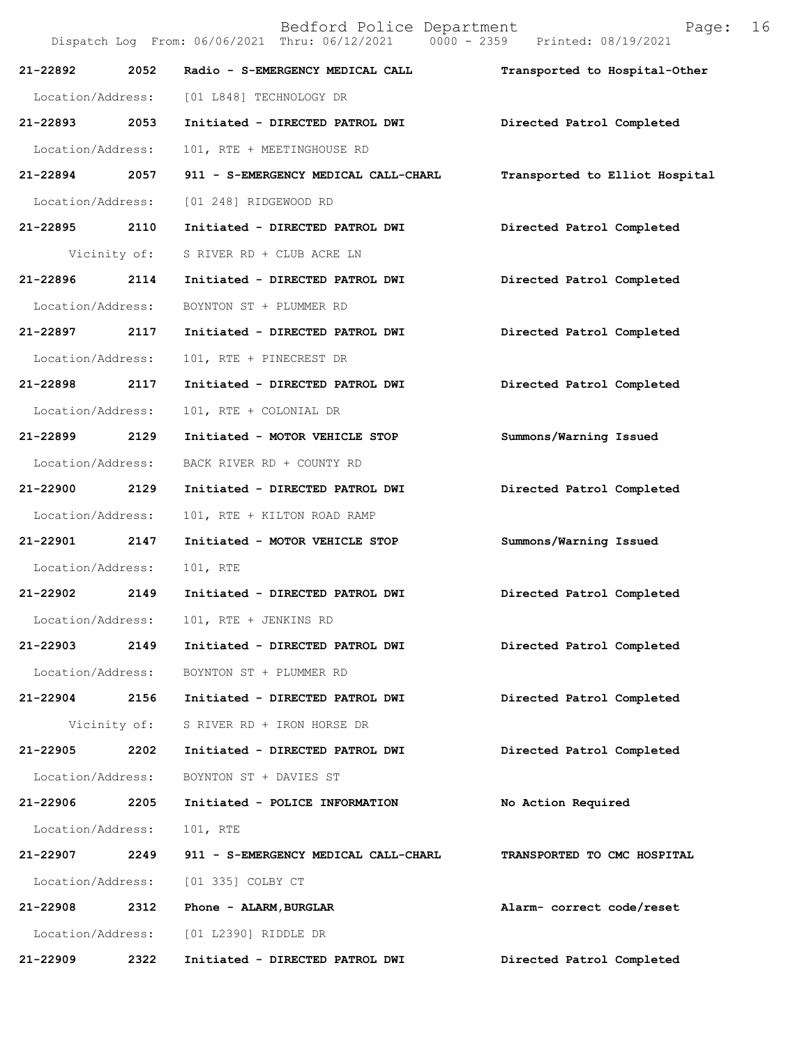**21-22892 2052 Radio - S-EMERGENCY MEDICAL CALL** **Transported to Hospital-Other**

Location/Address: [01 L848] TECHNOLOGY DR

**21-22893 2053 Initiated - DIRECTED PATROL DWI** **Directed Patrol Completed**

Location/Address: 101, RTE + MEETINGHOUSE RD

**21-22894 2057 911 - S-EMERGENCY MEDICAL CALL-CHARL** **Transported to Elliot Hospital**

Location/Address: [01 248] RIDGEWOOD RD

**21-22895 2110 Initiated - DIRECTED PATROL DWI** **Directed Patrol Completed**

Vicinity of: S RIVER RD + CLUB ACRE LN

**21-22896 2114 Initiated - DIRECTED PATROL DWI** **Directed Patrol Completed**

Location/Address: BOYNTON ST + PLUMMER RD

**21-22897 2117 Initiated - DIRECTED PATROL DWI** **Directed Patrol Completed**

Location/Address: 101, RTE + PINECREST DR

**21-22898 2117 Initiated - DIRECTED PATROL DWI** **Directed Patrol Completed**

Location/Address: 101, RTE + COLONIAL DR

**21-22899 2129 Initiated - MOTOR VEHICLE STOP** **Summons/Warning Issued**

Location/Address: BACK RIVER RD + COUNTY RD

**21-22900 2129 Initiated - DIRECTED PATROL DWI** **Directed Patrol Completed**

Location/Address: 101, RTE + KILTON ROAD RAMP

**21-22901 2147 Initiated - MOTOR VEHICLE STOP** **Summons/Warning Issued**

Location/Address: 101, RTE

**21-22902 2149 Initiated - DIRECTED PATROL DWI** **Directed Patrol Completed**

Location/Address: 101, RTE + JENKINS RD

**21-22903 2149 Initiated - DIRECTED PATROL DWI** **Directed Patrol Completed**

Location/Address: BOYNTON ST + PLUMMER RD

**21-22904 2156 Initiated - DIRECTED PATROL DWI** **Directed Patrol Completed**

Vicinity of: S RIVER RD + IRON HORSE DR

**21-22905 2202 Initiated - DIRECTED PATROL DWI** **Directed Patrol Completed**

Location/Address: BOYNTON ST + DAVIES ST

**21-22906 2205 Initiated - POLICE INFORMATION** **No Action Required**

Location/Address: 101, RTE

**21-22907 2249 911 - S-EMERGENCY MEDICAL CALL-CHARL** **TRANSPORTED TO CMC HOSPITAL**

Location/Address: [01 335] COLBY CT

**21-22908 2312 Phone - ALARM,BURGLAR** **Alarm- correct code/reset**

Location/Address: [01 L2390] RIDDLE DR

**21-22909 2322 Initiated - DIRECTED PATROL DWI** **Directed Patrol Completed**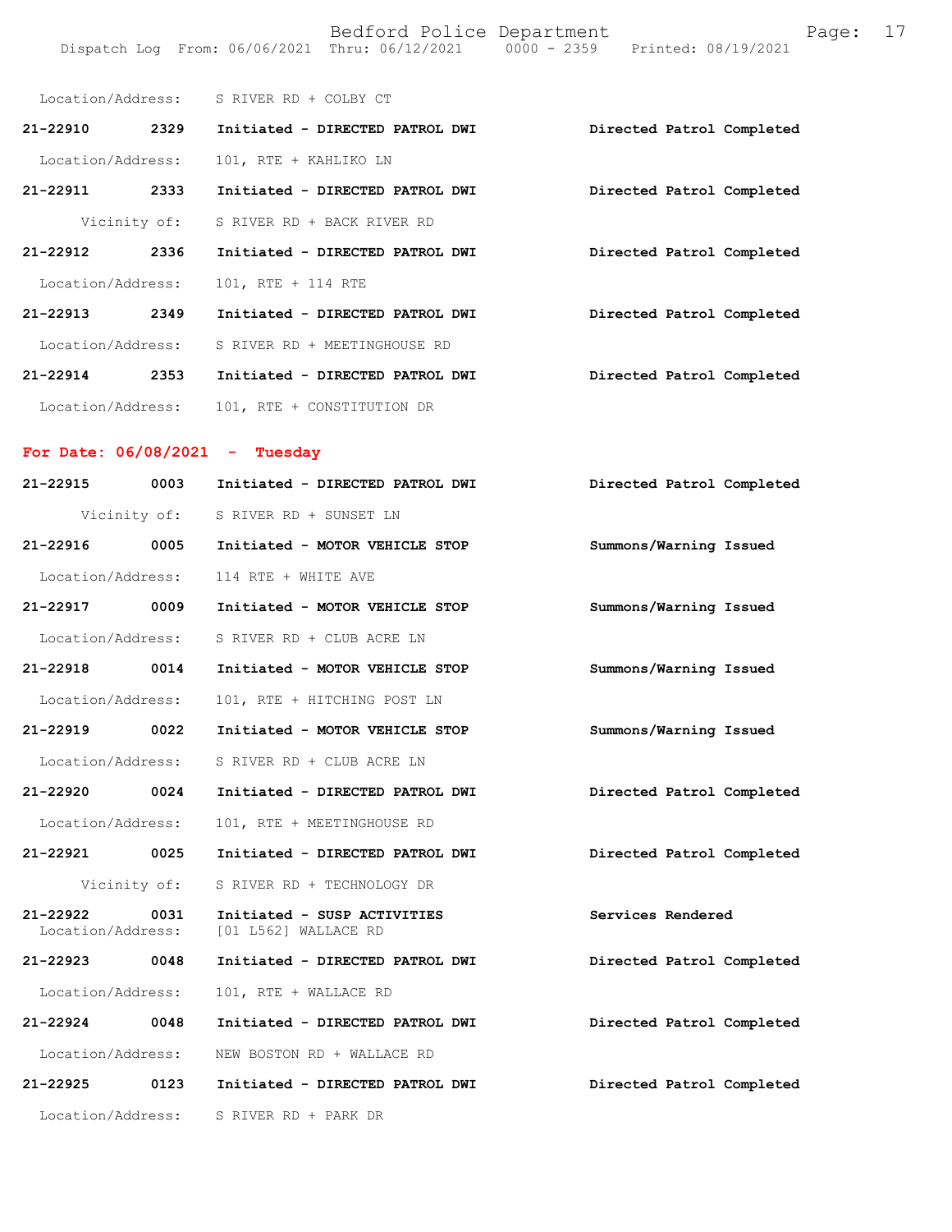Location/Address: S RIVER RD + COLBY CT

**21-22910 2329 Initiated - DIRECTED PATROL DWI** **Directed Patrol Completed**

Location/Address: 101, RTE + KAHLIKO LN

**21-22911 2333 Initiated - DIRECTED PATROL DWI** **Directed Patrol Completed**

Vicinity of: S RIVER RD + BACK RIVER RD

**21-22912 2336 Initiated - DIRECTED PATROL DWI** **Directed Patrol Completed**

Location/Address: 101, RTE + 114 RTE

**21-22913 2349 Initiated - DIRECTED PATROL DWI** **Directed Patrol Completed**

Location/Address: S RIVER RD + MEETINGHOUSE RD

**21-22914 2353 Initiated - DIRECTED PATROL DWI** **Directed Patrol Completed**

Location/Address: 101, RTE + CONSTITUTION DR

## For Date: 06/08/2021 - Tuesday

**21-22915 0003 Initiated - DIRECTED PATROL DWI** **Directed Patrol Completed**

Vicinity of: S RIVER RD + SUNSET LN

**21-22916 0005 Initiated - MOTOR VEHICLE STOP** **Summons/Warning Issued**

Location/Address: 114 RTE + WHITE AVE

**21-22917 0009 Initiated - MOTOR VEHICLE STOP** **Summons/Warning Issued**

Location/Address: S RIVER RD + CLUB ACRE LN

**21-22918 0014 Initiated - MOTOR VEHICLE STOP** **Summons/Warning Issued**

Location/Address: 101, RTE + HITCHING POST LN

**21-22919 0022 Initiated - MOTOR VEHICLE STOP** **Summons/Warning Issued**

Location/Address: S RIVER RD + CLUB ACRE LN

**21-22920 0024 Initiated - DIRECTED PATROL DWI** **Directed Patrol Completed**

Location/Address: 101, RTE + MEETINGHOUSE RD

**21-22921 0025 Initiated - DIRECTED PATROL DWI** **Directed Patrol Completed**

Vicinity of: S RIVER RD + TECHNOLOGY DR

**21-22922 0031 Initiated - SUSP ACTIVITIES** **Services Rendered**
Location/Address: [01 L562] WALLACE RD

**21-22923 0048 Initiated - DIRECTED PATROL DWI** **Directed Patrol Completed**

Location/Address: 101, RTE + WALLACE RD

**21-22924 0048 Initiated - DIRECTED PATROL DWI** **Directed Patrol Completed**

Location/Address: NEW BOSTON RD + WALLACE RD

**21-22925 0123 Initiated - DIRECTED PATROL DWI** **Directed Patrol Completed**

Location/Address: S RIVER RD + PARK DR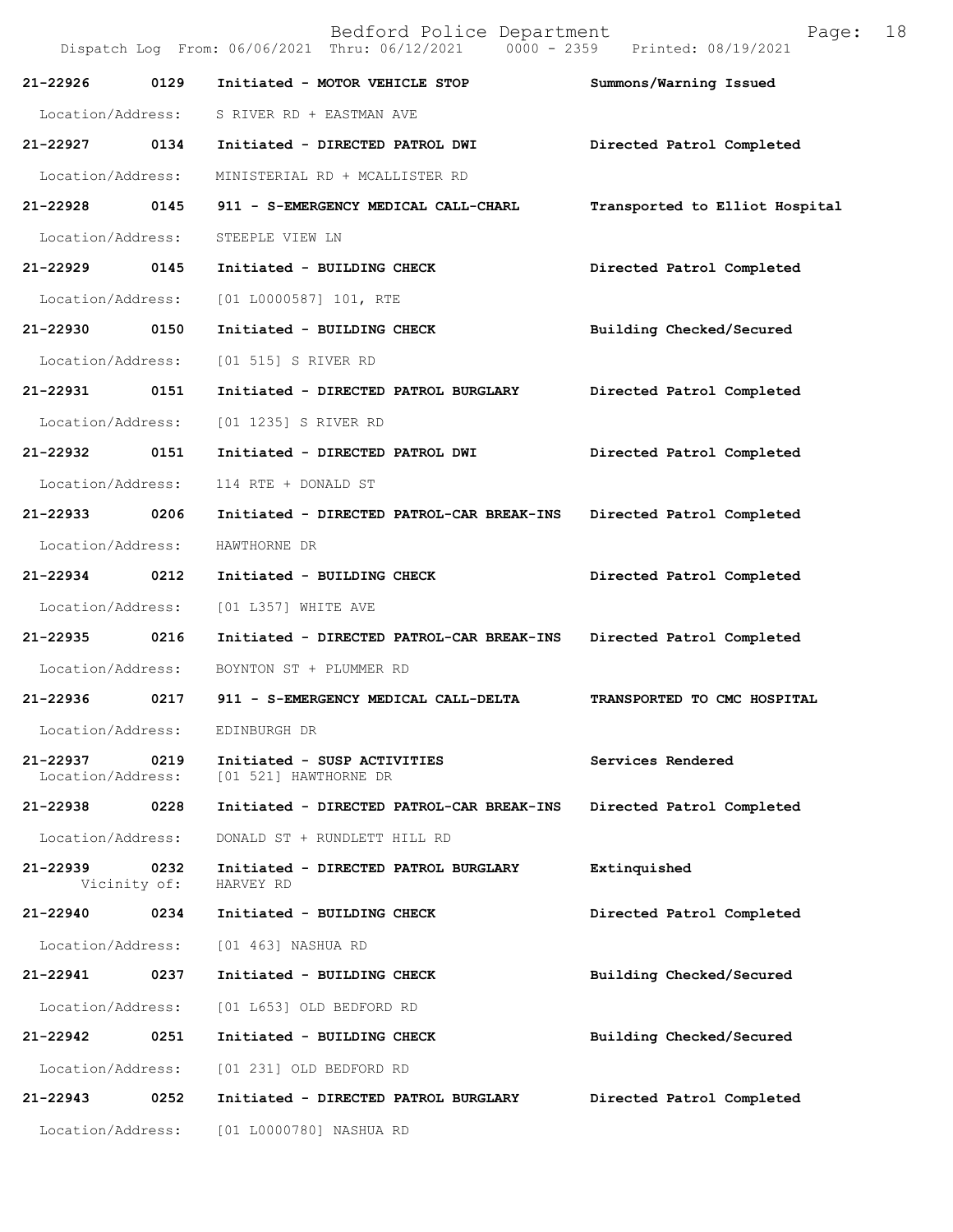Bedford Police Department
Dispatch Log From: 06/06/2021 Thru: 06/12/2021 0000 - 2359 Printed: 08/19/2021

**21-22926 0129 Initiated - MOTOR VEHICLE STOP** — Summons/Warning Issued
Location/Address: S RIVER RD + EASTMAN AVE

**21-22927 0134 Initiated - DIRECTED PATROL DWI** — Directed Patrol Completed
Location/Address: MINISTERIAL RD + MCALLISTER RD

**21-22928 0145 911 - S-EMERGENCY MEDICAL CALL-CHARL** — Transported to Elliot Hospital
Location/Address: STEEPLE VIEW LN

**21-22929 0145 Initiated - BUILDING CHECK** — Directed Patrol Completed
Location/Address: [01 L0000587] 101, RTE

**21-22930 0150 Initiated - BUILDING CHECK** — Building Checked/Secured
Location/Address: [01 515] S RIVER RD

**21-22931 0151 Initiated - DIRECTED PATROL BURGLARY** — Directed Patrol Completed
Location/Address: [01 1235] S RIVER RD

**21-22932 0151 Initiated - DIRECTED PATROL DWI** — Directed Patrol Completed
Location/Address: 114 RTE + DONALD ST

**21-22933 0206 Initiated - DIRECTED PATROL-CAR BREAK-INS** — Directed Patrol Completed
Location/Address: HAWTHORNE DR

**21-22934 0212 Initiated - BUILDING CHECK** — Directed Patrol Completed
Location/Address: [01 L357] WHITE AVE

**21-22935 0216 Initiated - DIRECTED PATROL-CAR BREAK-INS** — Directed Patrol Completed
Location/Address: BOYNTON ST + PLUMMER RD

**21-22936 0217 911 - S-EMERGENCY MEDICAL CALL-DELTA** — TRANSPORTED TO CMC HOSPITAL
Location/Address: EDINBURGH DR

**21-22937 0219 Initiated - SUSP ACTIVITIES** — Services Rendered
Location/Address: [01 521] HAWTHORNE DR

**21-22938 0228 Initiated - DIRECTED PATROL-CAR BREAK-INS** — Directed Patrol Completed
Location/Address: DONALD ST + RUNDLETT HILL RD

**21-22939 0232 Initiated - DIRECTED PATROL BURGLARY** — Extinquished
Vicinity of: HARVEY RD

**21-22940 0234 Initiated - BUILDING CHECK** — Directed Patrol Completed
Location/Address: [01 463] NASHUA RD

**21-22941 0237 Initiated - BUILDING CHECK** — Building Checked/Secured
Location/Address: [01 L653] OLD BEDFORD RD

**21-22942 0251 Initiated - BUILDING CHECK** — Building Checked/Secured
Location/Address: [01 231] OLD BEDFORD RD

**21-22943 0252 Initiated - DIRECTED PATROL BURGLARY** — Directed Patrol Completed
Location/Address: [01 L0000780] NASHUA RD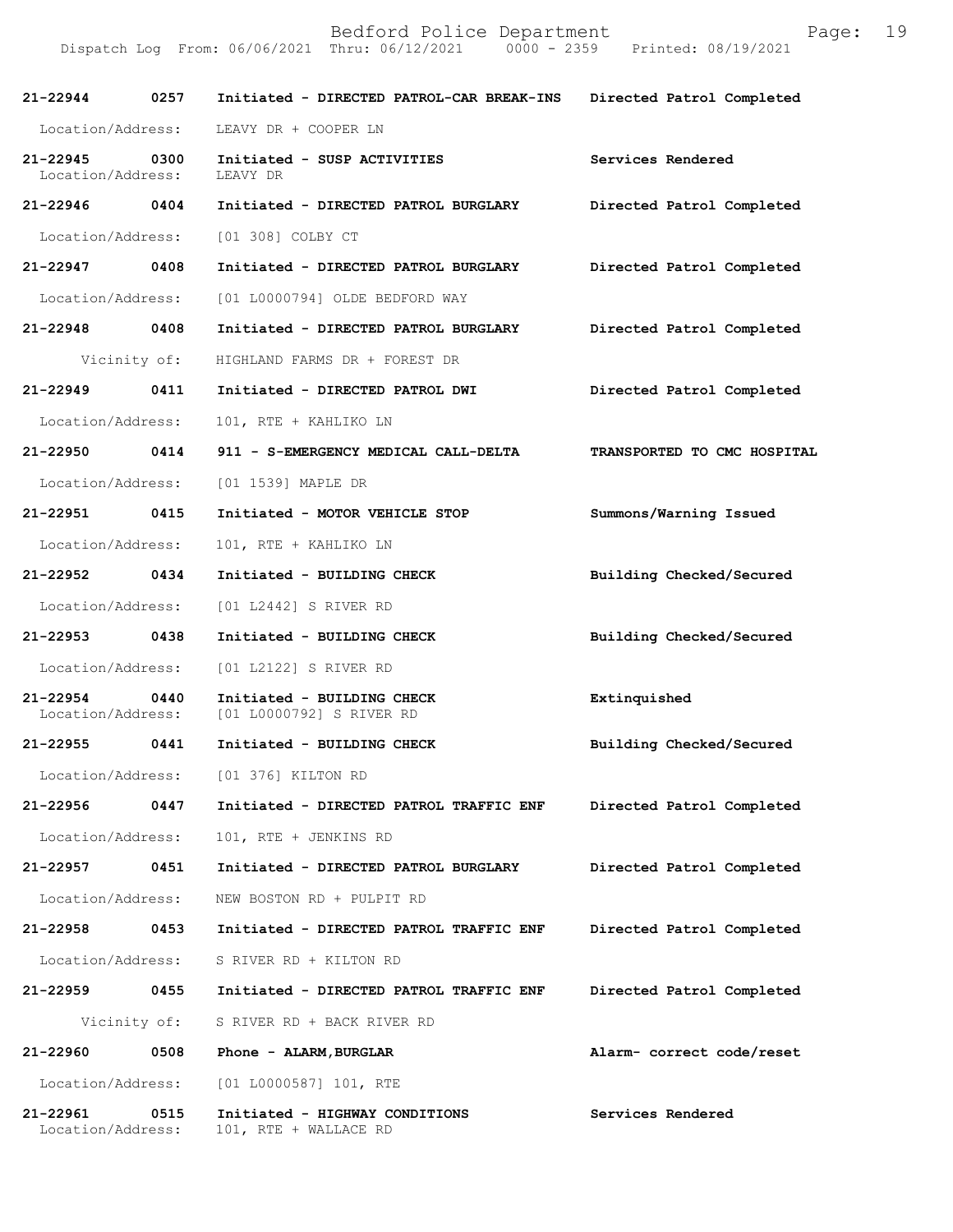| Call Number | Time | Call Reason | Action |
|---|---|---|---|
| 21-22944 | 0257 | Initiated - DIRECTED PATROL-CAR BREAK-INS | Directed Patrol Completed |
| Location/Address: | | LEAVY DR + COOPER LN | |
| 21-22945 | 0300 | Initiated - SUSP ACTIVITIES | Services Rendered |
| Location/Address: | | LEAVY DR | |
| 21-22946 | 0404 | Initiated - DIRECTED PATROL BURGLARY | Directed Patrol Completed |
| Location/Address: | | [01 308] COLBY CT | |
| 21-22947 | 0408 | Initiated - DIRECTED PATROL BURGLARY | Directed Patrol Completed |
| Location/Address: | | [01 L0000794] OLDE BEDFORD WAY | |
| 21-22948 | 0408 | Initiated - DIRECTED PATROL BURGLARY | Directed Patrol Completed |
| Vicinity of: | | HIGHLAND FARMS DR + FOREST DR | |
| 21-22949 | 0411 | Initiated - DIRECTED PATROL DWI | Directed Patrol Completed |
| Location/Address: | | 101, RTE + KAHLIKO LN | |
| 21-22950 | 0414 | 911 - S-EMERGENCY MEDICAL CALL-DELTA | TRANSPORTED TO CMC HOSPITAL |
| Location/Address: | | [01 1539] MAPLE DR | |
| 21-22951 | 0415 | Initiated - MOTOR VEHICLE STOP | Summons/Warning Issued |
| Location/Address: | | 101, RTE + KAHLIKO LN | |
| 21-22952 | 0434 | Initiated - BUILDING CHECK | Building Checked/Secured |
| Location/Address: | | [01 L2442] S RIVER RD | |
| 21-22953 | 0438 | Initiated - BUILDING CHECK | Building Checked/Secured |
| Location/Address: | | [01 L2122] S RIVER RD | |
| 21-22954 | 0440 | Initiated - BUILDING CHECK | Extinquished |
| Location/Address: | | [01 L0000792] S RIVER RD | |
| 21-22955 | 0441 | Initiated - BUILDING CHECK | Building Checked/Secured |
| Location/Address: | | [01 376] KILTON RD | |
| 21-22956 | 0447 | Initiated - DIRECTED PATROL TRAFFIC ENF | Directed Patrol Completed |
| Location/Address: | | 101, RTE + JENKINS RD | |
| 21-22957 | 0451 | Initiated - DIRECTED PATROL BURGLARY | Directed Patrol Completed |
| Location/Address: | | NEW BOSTON RD + PULPIT RD | |
| 21-22958 | 0453 | Initiated - DIRECTED PATROL TRAFFIC ENF | Directed Patrol Completed |
| Location/Address: | | S RIVER RD + KILTON RD | |
| 21-22959 | 0455 | Initiated - DIRECTED PATROL TRAFFIC ENF | Directed Patrol Completed |
| Vicinity of: | | S RIVER RD + BACK RIVER RD | |
| 21-22960 | 0508 | Phone - ALARM,BURGLAR | Alarm- correct code/reset |
| Location/Address: | | [01 L0000587] 101, RTE | |
| 21-22961 | 0515 | Initiated - HIGHWAY CONDITIONS | Services Rendered |
| Location/Address: | | 101, RTE + WALLACE RD | |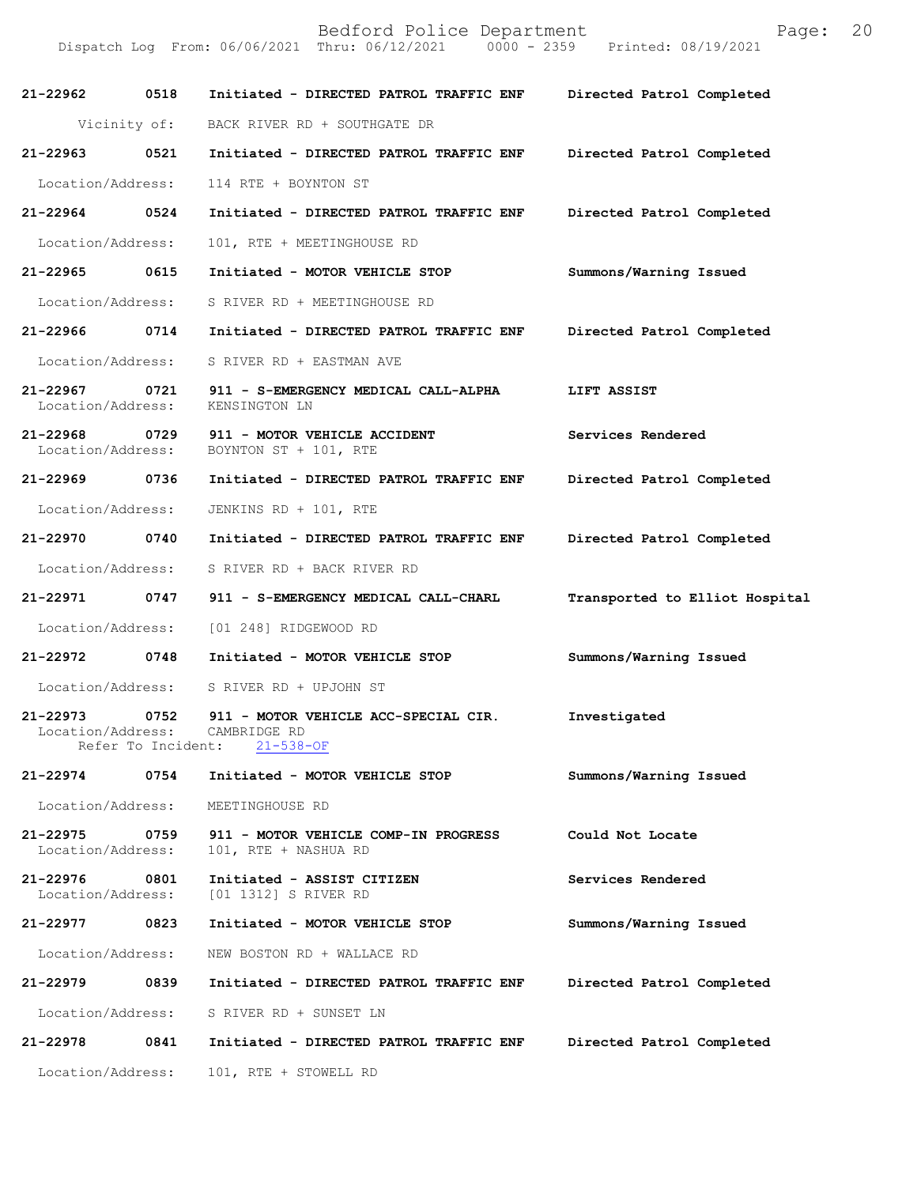| Incident | Time | Call Type | Disposition |
|---|---|---|---|
| 21-22962 | 0518 | Initiated - DIRECTED PATROL TRAFFIC ENF | Directed Patrol Completed |
| | | Vicinity of: BACK RIVER RD + SOUTHGATE DR | |
| 21-22963 | 0521 | Initiated - DIRECTED PATROL TRAFFIC ENF | Directed Patrol Completed |
| | | Location/Address: 114 RTE + BOYNTON ST | |
| 21-22964 | 0524 | Initiated - DIRECTED PATROL TRAFFIC ENF | Directed Patrol Completed |
| | | Location/Address: 101, RTE + MEETINGHOUSE RD | |
| 21-22965 | 0615 | Initiated - MOTOR VEHICLE STOP | Summons/Warning Issued |
| | | Location/Address: S RIVER RD + MEETINGHOUSE RD | |
| 21-22966 | 0714 | Initiated - DIRECTED PATROL TRAFFIC ENF | Directed Patrol Completed |
| | | Location/Address: S RIVER RD + EASTMAN AVE | |
| 21-22967 | 0721 | 911 - S-EMERGENCY MEDICAL CALL-ALPHA | LIFT ASSIST |
| | | Location/Address: KENSINGTON LN | |
| 21-22968 | 0729 | 911 - MOTOR VEHICLE ACCIDENT | Services Rendered |
| | | Location/Address: BOYNTON ST + 101, RTE | |
| 21-22969 | 0736 | Initiated - DIRECTED PATROL TRAFFIC ENF | Directed Patrol Completed |
| | | Location/Address: JENKINS RD + 101, RTE | |
| 21-22970 | 0740 | Initiated - DIRECTED PATROL TRAFFIC ENF | Directed Patrol Completed |
| | | Location/Address: S RIVER RD + BACK RIVER RD | |
| 21-22971 | 0747 | 911 - S-EMERGENCY MEDICAL CALL-CHARL | Transported to Elliot Hospital |
| | | Location/Address: [01 248] RIDGEWOOD RD | |
| 21-22972 | 0748 | Initiated - MOTOR VEHICLE STOP | Summons/Warning Issued |
| | | Location/Address: S RIVER RD + UPJOHN ST | |
| 21-22973 | 0752 | 911 - MOTOR VEHICLE ACC-SPECIAL CIR. | Investigated |
| | | Location/Address: CAMBRIDGE RD<br>Refer To Incident: 21-538-OF | |
| 21-22974 | 0754 | Initiated - MOTOR VEHICLE STOP | Summons/Warning Issued |
| | | Location/Address: MEETINGHOUSE RD | |
| 21-22975 | 0759 | 911 - MOTOR VEHICLE COMP-IN PROGRESS | Could Not Locate |
| | | Location/Address: 101, RTE + NASHUA RD | |
| 21-22976 | 0801 | Initiated - ASSIST CITIZEN | Services Rendered |
| | | Location/Address: [01 1312] S RIVER RD | |
| 21-22977 | 0823 | Initiated - MOTOR VEHICLE STOP | Summons/Warning Issued |
| | | Location/Address: NEW BOSTON RD + WALLACE RD | |
| 21-22979 | 0839 | Initiated - DIRECTED PATROL TRAFFIC ENF | Directed Patrol Completed |
| | | Location/Address: S RIVER RD + SUNSET LN | |
| 21-22978 | 0841 | Initiated - DIRECTED PATROL TRAFFIC ENF | Directed Patrol Completed |
| | | Location/Address: 101, RTE + STOWELL RD | |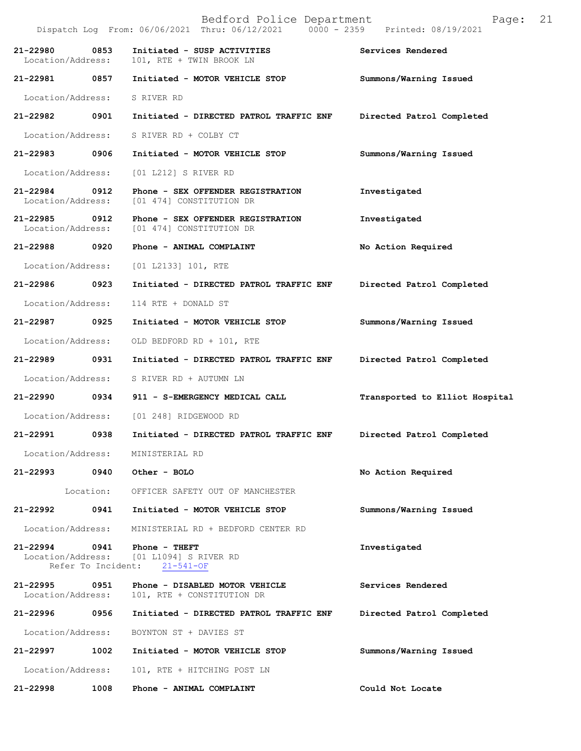| Call Number | Time | Call Reason | Action |
|---|---|---|---|
| 21-22980 | 0853 | Initiated - SUSP ACTIVITIES | Services Rendered |
| Location/Address: | | 101, RTE + TWIN BROOK LN | |
| 21-22981 | 0857 | Initiated - MOTOR VEHICLE STOP | Summons/Warning Issued |
| Location/Address: | | S RIVER RD | |
| 21-22982 | 0901 | Initiated - DIRECTED PATROL TRAFFIC ENF | Directed Patrol Completed |
| Location/Address: | | S RIVER RD + COLBY CT | |
| 21-22983 | 0906 | Initiated - MOTOR VEHICLE STOP | Summons/Warning Issued |
| Location/Address: | | [01 L212] S RIVER RD | |
| 21-22984 | 0912 | Phone - SEX OFFENDER REGISTRATION | Investigated |
| Location/Address: | | [01 474] CONSTITUTION DR | |
| 21-22985 | 0912 | Phone - SEX OFFENDER REGISTRATION | Investigated |
| Location/Address: | | [01 474] CONSTITUTION DR | |
| 21-22988 | 0920 | Phone - ANIMAL COMPLAINT | No Action Required |
| Location/Address: | | [01 L2133] 101, RTE | |
| 21-22986 | 0923 | Initiated - DIRECTED PATROL TRAFFIC ENF | Directed Patrol Completed |
| Location/Address: | | 114 RTE + DONALD ST | |
| 21-22987 | 0925 | Initiated - MOTOR VEHICLE STOP | Summons/Warning Issued |
| Location/Address: | | OLD BEDFORD RD + 101, RTE | |
| 21-22989 | 0931 | Initiated - DIRECTED PATROL TRAFFIC ENF | Directed Patrol Completed |
| Location/Address: | | S RIVER RD + AUTUMN LN | |
| 21-22990 | 0934 | 911 - S-EMERGENCY MEDICAL CALL | Transported to Elliot Hospital |
| Location/Address: | | [01 248] RIDGEWOOD RD | |
| 21-22991 | 0938 | Initiated - DIRECTED PATROL TRAFFIC ENF | Directed Patrol Completed |
| Location/Address: | | MINISTERIAL RD | |
| 21-22993 | 0940 | Other - BOLO | No Action Required |
| Location: | | OFFICER SAFETY OUT OF MANCHESTER | |
| 21-22992 | 0941 | Initiated - MOTOR VEHICLE STOP | Summons/Warning Issued |
| Location/Address: | | MINISTERIAL RD + BEDFORD CENTER RD | |
| 21-22994 | 0941 | Phone - THEFT | Investigated |
| Location/Address: | | [01 L1094] S RIVER RD | |
| Refer To Incident: | | 21-541-OF | |
| 21-22995 | 0951 | Phone - DISABLED MOTOR VEHICLE | Services Rendered |
| Location/Address: | | 101, RTE + CONSTITUTION DR | |
| 21-22996 | 0956 | Initiated - DIRECTED PATROL TRAFFIC ENF | Directed Patrol Completed |
| Location/Address: | | BOYNTON ST + DAVIES ST | |
| 21-22997 | 1002 | Initiated - MOTOR VEHICLE STOP | Summons/Warning Issued |
| Location/Address: | | 101, RTE + HITCHING POST LN | |
| 21-22998 | 1008 | Phone - ANIMAL COMPLAINT | Could Not Locate |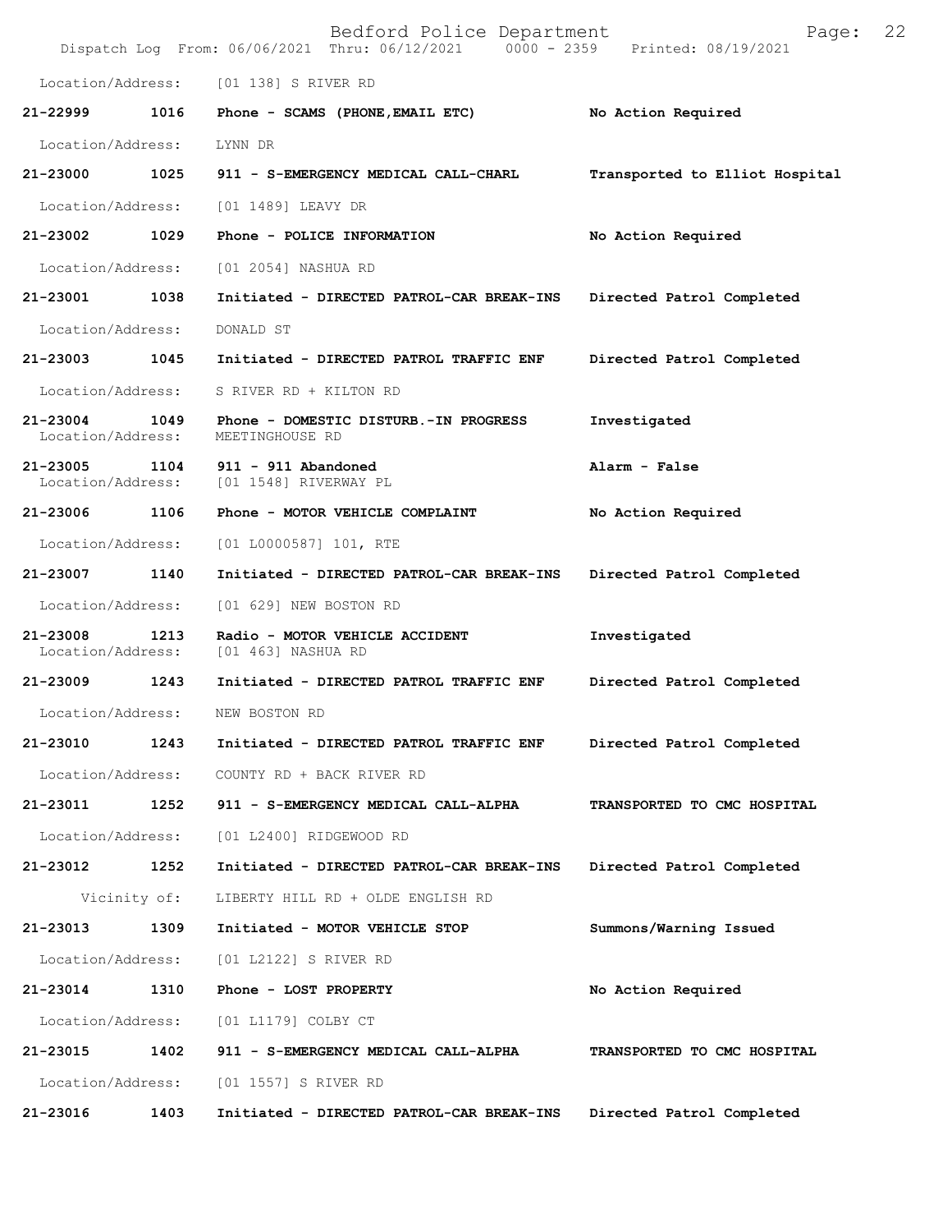Location/Address: [01 138] S RIVER RD

**21-22999 1016 Phone - SCAMS (PHONE,EMAIL ETC) No Action Required**

Location/Address: LYNN DR

**21-23000 1025 911 - S-EMERGENCY MEDICAL CALL-CHARL Transported to Elliot Hospital**

Location/Address: [01 1489] LEAVY DR

**21-23002 1029 Phone - POLICE INFORMATION No Action Required**

Location/Address: [01 2054] NASHUA RD

**21-23001 1038 Initiated - DIRECTED PATROL-CAR BREAK-INS Directed Patrol Completed**

Location/Address: DONALD ST

**21-23003 1045 Initiated - DIRECTED PATROL TRAFFIC ENF Directed Patrol Completed**

Location/Address: S RIVER RD + KILTON RD

**21-23004 1049 Phone - DOMESTIC DISTURB.-IN PROGRESS Investigated**
Location/Address: MEETINGHOUSE RD

**21-23005 1104 911 - 911 Abandoned Alarm - False**
Location/Address: [01 1548] RIVERWAY PL

**21-23006 1106 Phone - MOTOR VEHICLE COMPLAINT No Action Required**

Location/Address: [01 L0000587] 101, RTE

**21-23007 1140 Initiated - DIRECTED PATROL-CAR BREAK-INS Directed Patrol Completed**

Location/Address: [01 629] NEW BOSTON RD

**21-23008 1213 Radio - MOTOR VEHICLE ACCIDENT Investigated**
Location/Address: [01 463] NASHUA RD

**21-23009 1243 Initiated - DIRECTED PATROL TRAFFIC ENF Directed Patrol Completed**

Location/Address: NEW BOSTON RD

**21-23010 1243 Initiated - DIRECTED PATROL TRAFFIC ENF Directed Patrol Completed**

Location/Address: COUNTY RD + BACK RIVER RD

**21-23011 1252 911 - S-EMERGENCY MEDICAL CALL-ALPHA TRANSPORTED TO CMC HOSPITAL**

Location/Address: [01 L2400] RIDGEWOOD RD

**21-23012 1252 Initiated - DIRECTED PATROL-CAR BREAK-INS Directed Patrol Completed**

Vicinity of: LIBERTY HILL RD + OLDE ENGLISH RD

**21-23013 1309 Initiated - MOTOR VEHICLE STOP Summons/Warning Issued**

Location/Address: [01 L2122] S RIVER RD

**21-23014 1310 Phone - LOST PROPERTY No Action Required**

Location/Address: [01 L1179] COLBY CT

**21-23015 1402 911 - S-EMERGENCY MEDICAL CALL-ALPHA TRANSPORTED TO CMC HOSPITAL**

Location/Address: [01 1557] S RIVER RD

**21-23016 1403 Initiated - DIRECTED PATROL-CAR BREAK-INS Directed Patrol Completed**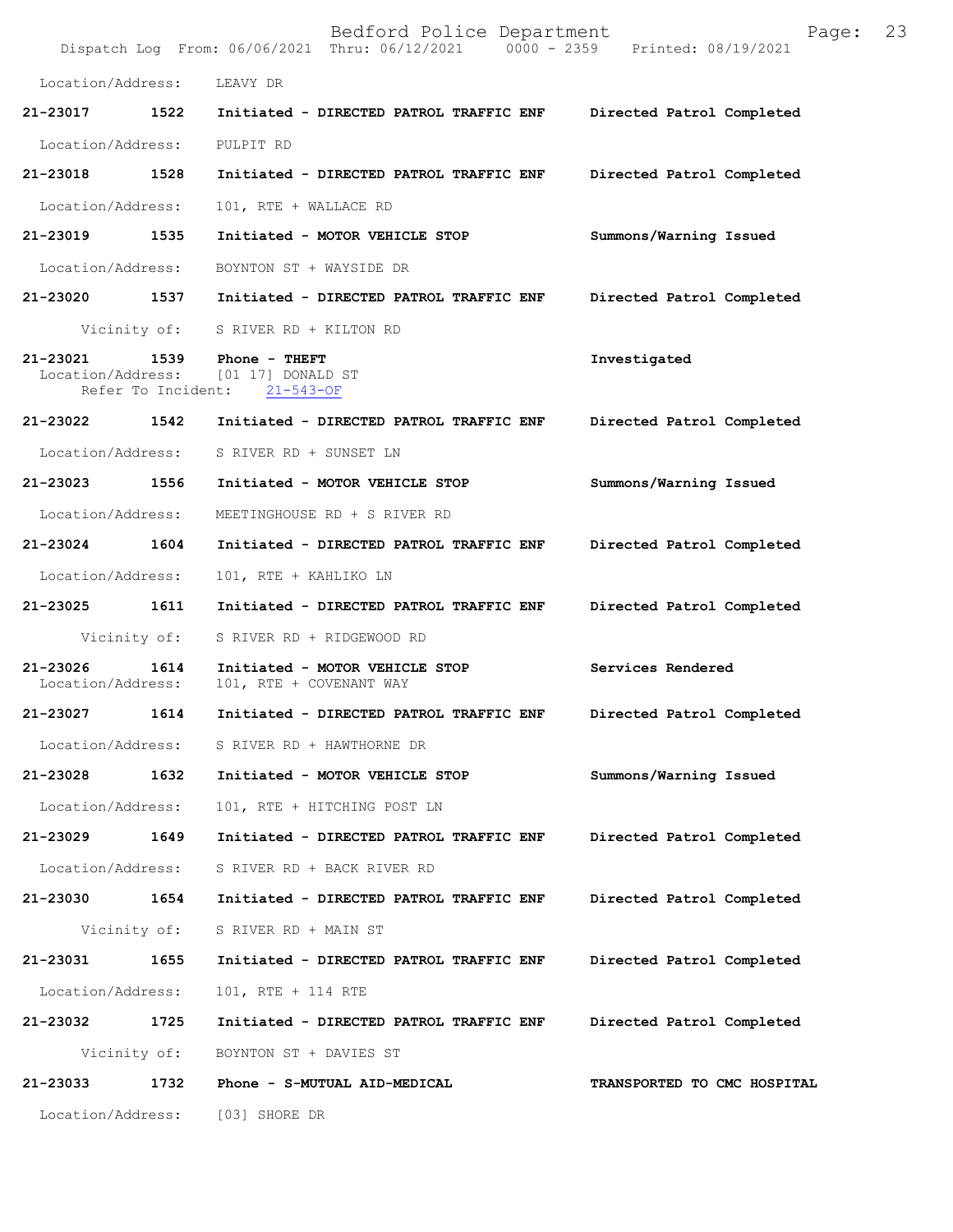Location/Address: LEAVY DR

| Call # | Time | Call Reason | Action |
|---|---|---|---|
| 21-23017 | 1522 | Initiated - DIRECTED PATROL TRAFFIC ENF | Directed Patrol Completed |
| | | Location/Address: PULPIT RD | |
| 21-23018 | 1528 | Initiated - DIRECTED PATROL TRAFFIC ENF | Directed Patrol Completed |
| | | Location/Address: 101, RTE + WALLACE RD | |
| 21-23019 | 1535 | Initiated - MOTOR VEHICLE STOP | Summons/Warning Issued |
| | | Location/Address: BOYNTON ST + WAYSIDE DR | |
| 21-23020 | 1537 | Initiated - DIRECTED PATROL TRAFFIC ENF | Directed Patrol Completed |
| | | Vicinity of: S RIVER RD + KILTON RD | |
| 21-23021 | 1539 | Phone - THEFT | Investigated |
| | | Location/Address: [01 17] DONALD ST; Refer To Incident: 21-543-OF | |
| 21-23022 | 1542 | Initiated - DIRECTED PATROL TRAFFIC ENF | Directed Patrol Completed |
| | | Location/Address: S RIVER RD + SUNSET LN | |
| 21-23023 | 1556 | Initiated - MOTOR VEHICLE STOP | Summons/Warning Issued |
| | | Location/Address: MEETINGHOUSE RD + S RIVER RD | |
| 21-23024 | 1604 | Initiated - DIRECTED PATROL TRAFFIC ENF | Directed Patrol Completed |
| | | Location/Address: 101, RTE + KAHLIKO LN | |
| 21-23025 | 1611 | Initiated - DIRECTED PATROL TRAFFIC ENF | Directed Patrol Completed |
| | | Vicinity of: S RIVER RD + RIDGEWOOD RD | |
| 21-23026 | 1614 | Initiated - MOTOR VEHICLE STOP | Services Rendered |
| | | Location/Address: 101, RTE + COVENANT WAY | |
| 21-23027 | 1614 | Initiated - DIRECTED PATROL TRAFFIC ENF | Directed Patrol Completed |
| | | Location/Address: S RIVER RD + HAWTHORNE DR | |
| 21-23028 | 1632 | Initiated - MOTOR VEHICLE STOP | Summons/Warning Issued |
| | | Location/Address: 101, RTE + HITCHING POST LN | |
| 21-23029 | 1649 | Initiated - DIRECTED PATROL TRAFFIC ENF | Directed Patrol Completed |
| | | Location/Address: S RIVER RD + BACK RIVER RD | |
| 21-23030 | 1654 | Initiated - DIRECTED PATROL TRAFFIC ENF | Directed Patrol Completed |
| | | Vicinity of: S RIVER RD + MAIN ST | |
| 21-23031 | 1655 | Initiated - DIRECTED PATROL TRAFFIC ENF | Directed Patrol Completed |
| | | Location/Address: 101, RTE + 114 RTE | |
| 21-23032 | 1725 | Initiated - DIRECTED PATROL TRAFFIC ENF | Directed Patrol Completed |
| | | Vicinity of: BOYNTON ST + DAVIES ST | |
| 21-23033 | 1732 | Phone - S-MUTUAL AID-MEDICAL | TRANSPORTED TO CMC HOSPITAL |
| | | Location/Address: [03] SHORE DR | |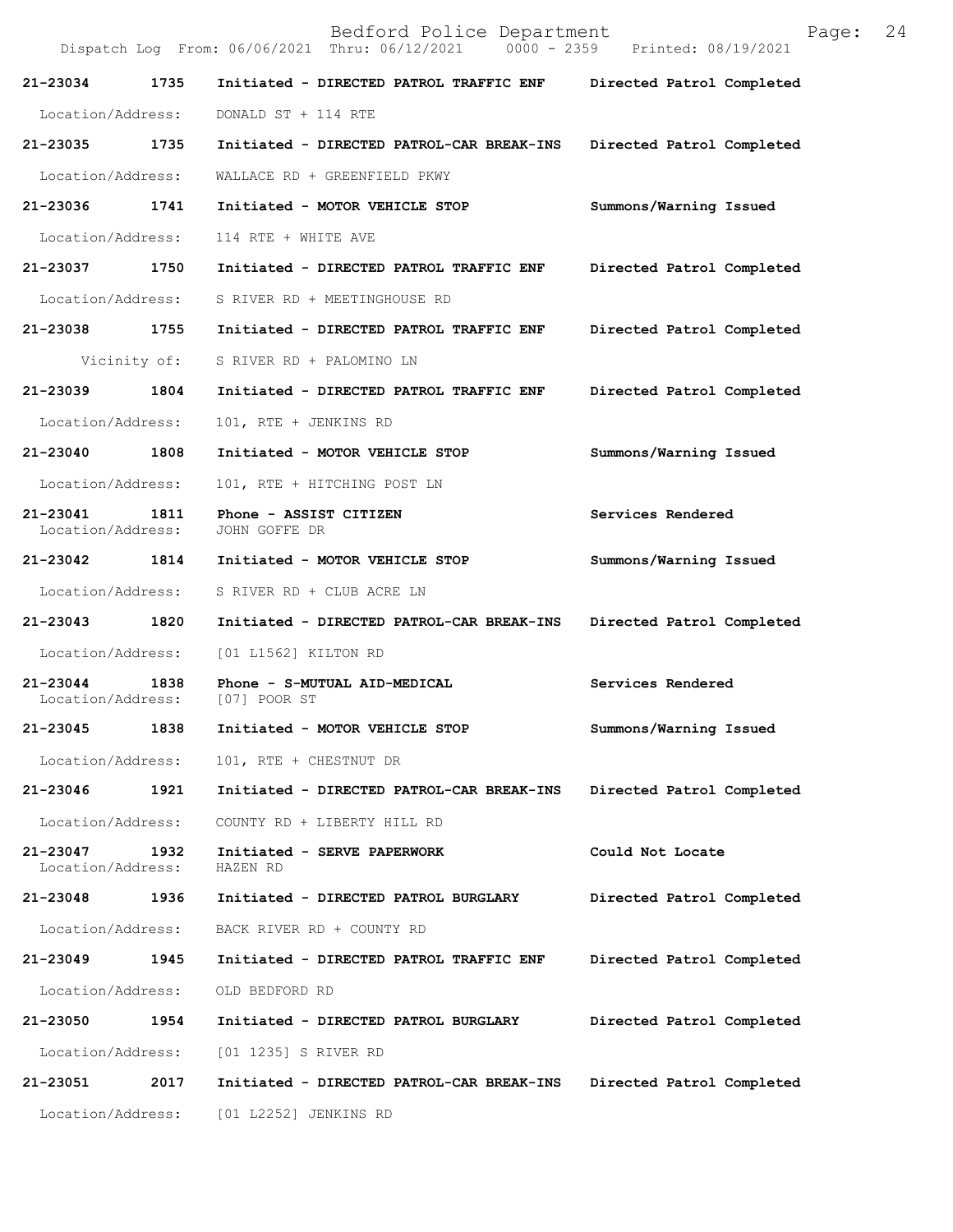Bedford Police Department

Dispatch Log From: 06/06/2021 Thru: 06/12/2021 0000 - 2359 Printed: 08/19/2021

**21-23034 1735 Initiated - DIRECTED PATROL TRAFFIC ENF** **Directed Patrol Completed**
Location/Address: DONALD ST + 114 RTE

**21-23035 1735 Initiated - DIRECTED PATROL-CAR BREAK-INS** **Directed Patrol Completed**
Location/Address: WALLACE RD + GREENFIELD PKWY

**21-23036 1741 Initiated - MOTOR VEHICLE STOP** **Summons/Warning Issued**
Location/Address: 114 RTE + WHITE AVE

**21-23037 1750 Initiated - DIRECTED PATROL TRAFFIC ENF** **Directed Patrol Completed**
Location/Address: S RIVER RD + MEETINGHOUSE RD

**21-23038 1755 Initiated - DIRECTED PATROL TRAFFIC ENF** **Directed Patrol Completed**
Vicinity of: S RIVER RD + PALOMINO LN

**21-23039 1804 Initiated - DIRECTED PATROL TRAFFIC ENF** **Directed Patrol Completed**
Location/Address: 101, RTE + JENKINS RD

**21-23040 1808 Initiated - MOTOR VEHICLE STOP** **Summons/Warning Issued**
Location/Address: 101, RTE + HITCHING POST LN

**21-23041 1811 Phone - ASSIST CITIZEN** **Services Rendered**
Location/Address: JOHN GOFFE DR

**21-23042 1814 Initiated - MOTOR VEHICLE STOP** **Summons/Warning Issued**
Location/Address: S RIVER RD + CLUB ACRE LN

**21-23043 1820 Initiated - DIRECTED PATROL-CAR BREAK-INS** **Directed Patrol Completed**
Location/Address: [01 L1562] KILTON RD

**21-23044 1838 Phone - S-MUTUAL AID-MEDICAL** **Services Rendered**
Location/Address: [07] POOR ST

**21-23045 1838 Initiated - MOTOR VEHICLE STOP** **Summons/Warning Issued**
Location/Address: 101, RTE + CHESTNUT DR

**21-23046 1921 Initiated - DIRECTED PATROL-CAR BREAK-INS** **Directed Patrol Completed**
Location/Address: COUNTY RD + LIBERTY HILL RD

**21-23047 1932 Initiated - SERVE PAPERWORK** **Could Not Locate**
Location/Address: HAZEN RD

**21-23048 1936 Initiated - DIRECTED PATROL BURGLARY** **Directed Patrol Completed**
Location/Address: BACK RIVER RD + COUNTY RD

**21-23049 1945 Initiated - DIRECTED PATROL TRAFFIC ENF** **Directed Patrol Completed**
Location/Address: OLD BEDFORD RD

**21-23050 1954 Initiated - DIRECTED PATROL BURGLARY** **Directed Patrol Completed**
Location/Address: [01 1235] S RIVER RD

**21-23051 2017 Initiated - DIRECTED PATROL-CAR BREAK-INS** **Directed Patrol Completed**
Location/Address: [01 L2252] JENKINS RD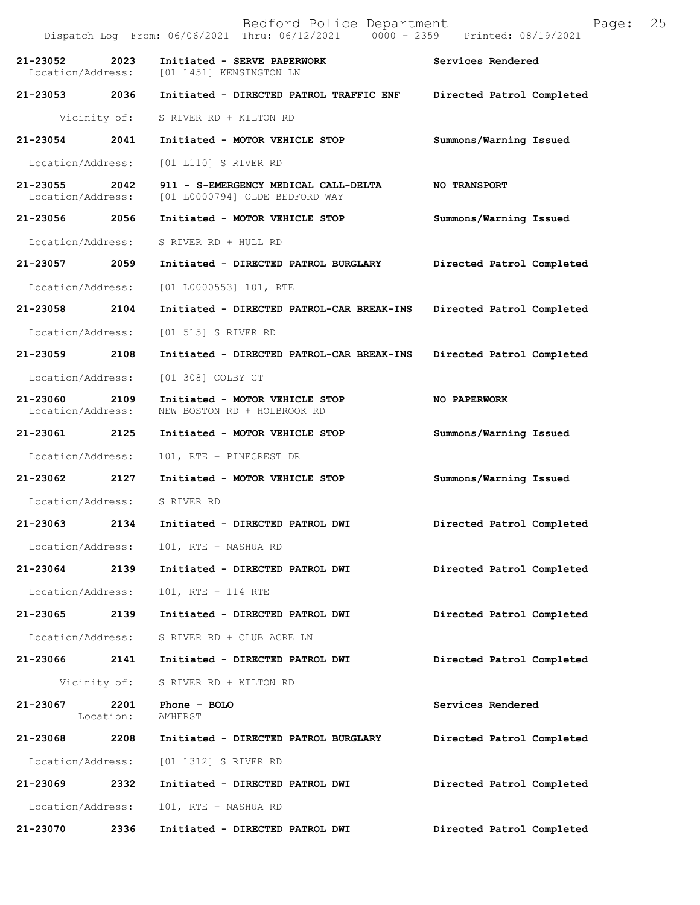21-23052 2023 Initiated - SERVE PAPERWORK Services Rendered
Location/Address: [01 1451] KENSINGTON LN

21-23053 2036 Initiated - DIRECTED PATROL TRAFFIC ENF Directed Patrol Completed
Vicinity of: S RIVER RD + KILTON RD

21-23054 2041 Initiated - MOTOR VEHICLE STOP Summons/Warning Issued
Location/Address: [01 L110] S RIVER RD

21-23055 2042 911 - S-EMERGENCY MEDICAL CALL-DELTA **NO TRANSPORT**
Location/Address: [01 L0000794] OLDE BEDFORD WAY

21-23056 2056 Initiated - MOTOR VEHICLE STOP Summons/Warning Issued
Location/Address: S RIVER RD + HULL RD

21-23057 2059 Initiated - DIRECTED PATROL BURGLARY Directed Patrol Completed
Location/Address: [01 L0000553] 101, RTE

21-23058 2104 Initiated - DIRECTED PATROL-CAR BREAK-INS Directed Patrol Completed
Location/Address: [01 515] S RIVER RD

21-23059 2108 Initiated - DIRECTED PATROL-CAR BREAK-INS Directed Patrol Completed
Location/Address: [01 308] COLBY CT

21-23060 2109 Initiated - MOTOR VEHICLE STOP **NO PAPERWORK**
Location/Address: NEW BOSTON RD + HOLBROOK RD

21-23061 2125 Initiated - MOTOR VEHICLE STOP Summons/Warning Issued
Location/Address: 101, RTE + PINECREST DR

21-23062 2127 Initiated - MOTOR VEHICLE STOP Summons/Warning Issued
Location/Address: S RIVER RD

21-23063 2134 Initiated - DIRECTED PATROL DWI Directed Patrol Completed
Location/Address: 101, RTE + NASHUA RD

21-23064 2139 Initiated - DIRECTED PATROL DWI Directed Patrol Completed
Location/Address: 101, RTE + 114 RTE

21-23065 2139 Initiated - DIRECTED PATROL DWI Directed Patrol Completed
Location/Address: S RIVER RD + CLUB ACRE LN

21-23066 2141 Initiated - DIRECTED PATROL DWI Directed Patrol Completed
Vicinity of: S RIVER RD + KILTON RD

21-23067 2201 Phone - BOLO Services Rendered
Location: AMHERST

21-23068 2208 Initiated - DIRECTED PATROL BURGLARY Directed Patrol Completed
Location/Address: [01 1312] S RIVER RD

21-23069 2332 Initiated - DIRECTED PATROL DWI Directed Patrol Completed
Location/Address: 101, RTE + NASHUA RD

21-23070 2336 Initiated - DIRECTED PATROL DWI Directed Patrol Completed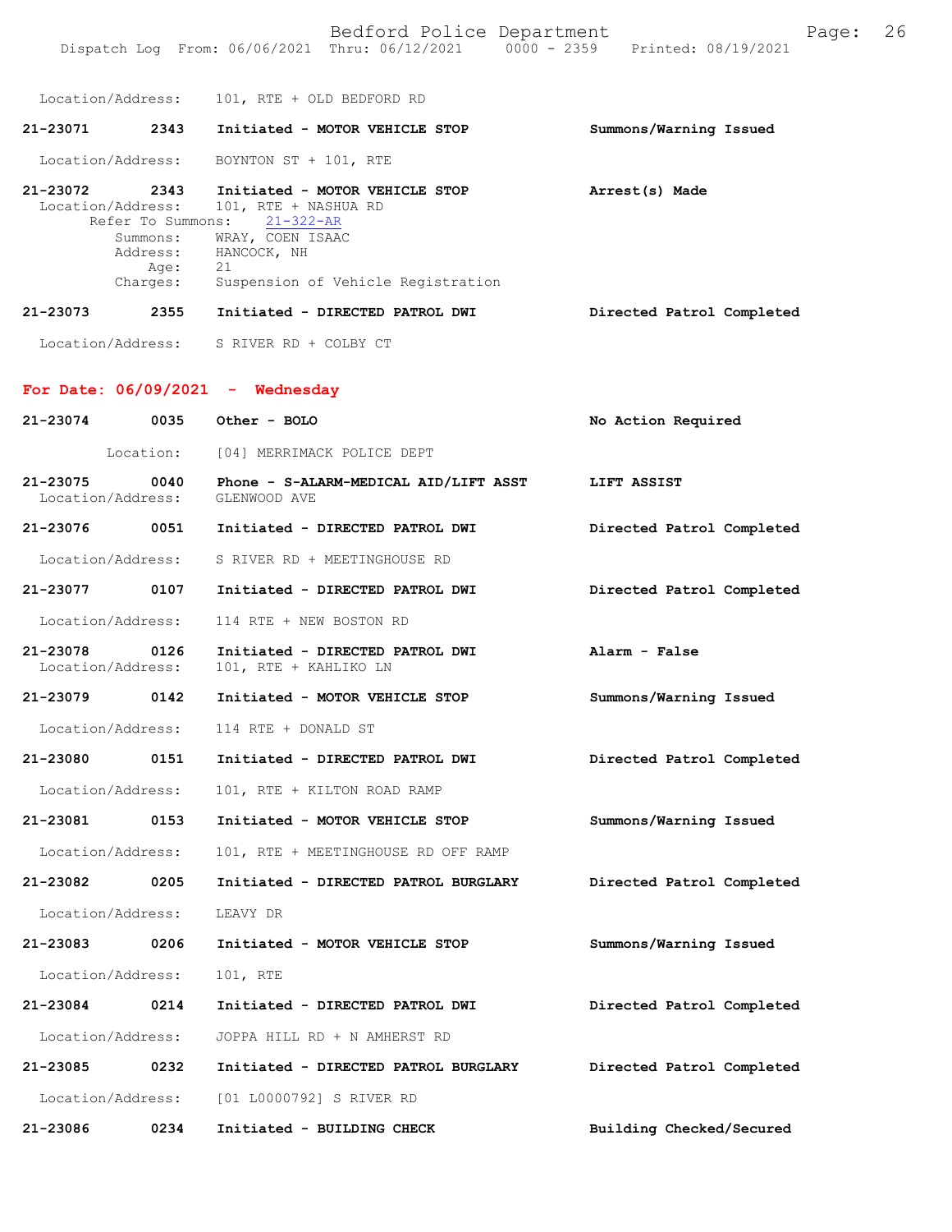Location/Address: 101, RTE + OLD BEDFORD RD

**21-23071 2343 Initiated - MOTOR VEHICLE STOP** — **Summons/Warning Issued**

Location/Address: BOYNTON ST + 101, RTE

**21-23072 2343 Initiated - MOTOR VEHICLE STOP** — **Arrest(s) Made**
Location/Address: 101, RTE + NASHUA RD
Refer To Summons: 21-322-AR
Summons: WRAY, COEN ISAAC
Address: HANCOCK, NH
Age: 21
Charges: Suspension of Vehicle Registration

**21-23073 2355 Initiated - DIRECTED PATROL DWI** — **Directed Patrol Completed**

Location/Address: S RIVER RD + COLBY CT

## For Date: 06/09/2021 - Wednesday

**21-23074 0035 Other - BOLO** — **No Action Required**

Location: [04] MERRIMACK POLICE DEPT

**21-23075 0040 Phone - S-ALARM-MEDICAL AID/LIFT ASST** — **LIFT ASSIST**
Location/Address: GLENWOOD AVE

**21-23076 0051 Initiated - DIRECTED PATROL DWI** — **Directed Patrol Completed**

Location/Address: S RIVER RD + MEETINGHOUSE RD

**21-23077 0107 Initiated - DIRECTED PATROL DWI** — **Directed Patrol Completed**

Location/Address: 114 RTE + NEW BOSTON RD

**21-23078 0126 Initiated - DIRECTED PATROL DWI** — **Alarm - False**
Location/Address: 101, RTE + KAHLIKO LN

**21-23079 0142 Initiated - MOTOR VEHICLE STOP** — **Summons/Warning Issued**

Location/Address: 114 RTE + DONALD ST

**21-23080 0151 Initiated - DIRECTED PATROL DWI** — **Directed Patrol Completed**

Location/Address: 101, RTE + KILTON ROAD RAMP

**21-23081 0153 Initiated - MOTOR VEHICLE STOP** — **Summons/Warning Issued**

Location/Address: 101, RTE + MEETINGHOUSE RD OFF RAMP

**21-23082 0205 Initiated - DIRECTED PATROL BURGLARY** — **Directed Patrol Completed**

Location/Address: LEAVY DR

**21-23083 0206 Initiated - MOTOR VEHICLE STOP** — **Summons/Warning Issued**

Location/Address: 101, RTE

**21-23084 0214 Initiated - DIRECTED PATROL DWI** — **Directed Patrol Completed**

Location/Address: JOPPA HILL RD + N AMHERST RD

**21-23085 0232 Initiated - DIRECTED PATROL BURGLARY** — **Directed Patrol Completed**

Location/Address: [01 L0000792] S RIVER RD

**21-23086 0234 Initiated - BUILDING CHECK** — **Building Checked/Secured**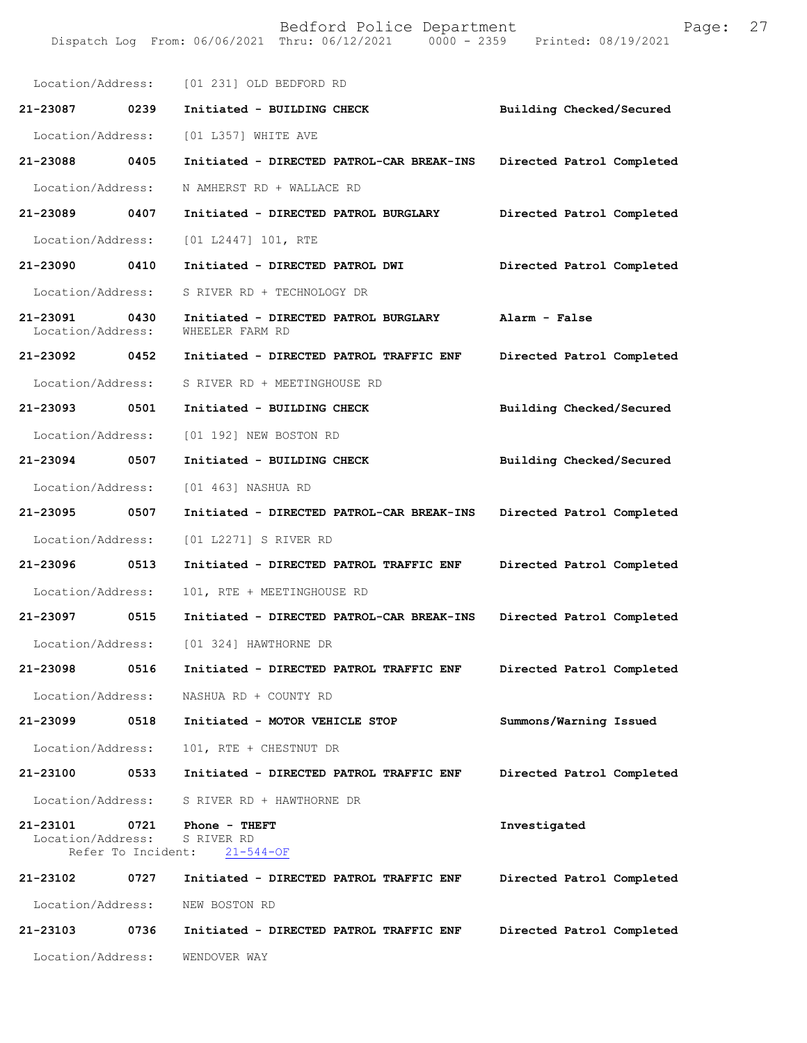Location/Address: [01 231] OLD BEDFORD RD

**21-23087 0239 Initiated - BUILDING CHECK Building Checked/Secured**

Location/Address: [01 L357] WHITE AVE

**21-23088 0405 Initiated - DIRECTED PATROL-CAR BREAK-INS Directed Patrol Completed**

Location/Address: N AMHERST RD + WALLACE RD

**21-23089 0407 Initiated - DIRECTED PATROL BURGLARY Directed Patrol Completed**

Location/Address: [01 L2447] 101, RTE

**21-23090 0410 Initiated - DIRECTED PATROL DWI Directed Patrol Completed**

Location/Address: S RIVER RD + TECHNOLOGY DR

**21-23091 0430 Initiated - DIRECTED PATROL BURGLARY Alarm - False**
Location/Address: WHEELER FARM RD

**21-23092 0452 Initiated - DIRECTED PATROL TRAFFIC ENF Directed Patrol Completed**

Location/Address: S RIVER RD + MEETINGHOUSE RD

**21-23093 0501 Initiated - BUILDING CHECK Building Checked/Secured**

Location/Address: [01 192] NEW BOSTON RD

**21-23094 0507 Initiated - BUILDING CHECK Building Checked/Secured**

Location/Address: [01 463] NASHUA RD

**21-23095 0507 Initiated - DIRECTED PATROL-CAR BREAK-INS Directed Patrol Completed**

Location/Address: [01 L2271] S RIVER RD

**21-23096 0513 Initiated - DIRECTED PATROL TRAFFIC ENF Directed Patrol Completed**

Location/Address: 101, RTE + MEETINGHOUSE RD

**21-23097 0515 Initiated - DIRECTED PATROL-CAR BREAK-INS Directed Patrol Completed**

Location/Address: [01 324] HAWTHORNE DR

**21-23098 0516 Initiated - DIRECTED PATROL TRAFFIC ENF Directed Patrol Completed**

Location/Address: NASHUA RD + COUNTY RD

**21-23099 0518 Initiated - MOTOR VEHICLE STOP Summons/Warning Issued**

Location/Address: 101, RTE + CHESTNUT DR

**21-23100 0533 Initiated - DIRECTED PATROL TRAFFIC ENF Directed Patrol Completed**

Location/Address: S RIVER RD + HAWTHORNE DR

**21-23101 0721 Phone - THEFT Investigated**
Location/Address: S RIVER RD
Refer To Incident: 21-544-OF

**21-23102 0727 Initiated - DIRECTED PATROL TRAFFIC ENF Directed Patrol Completed**

Location/Address: NEW BOSTON RD

**21-23103 0736 Initiated - DIRECTED PATROL TRAFFIC ENF Directed Patrol Completed**

Location/Address: WENDOVER WAY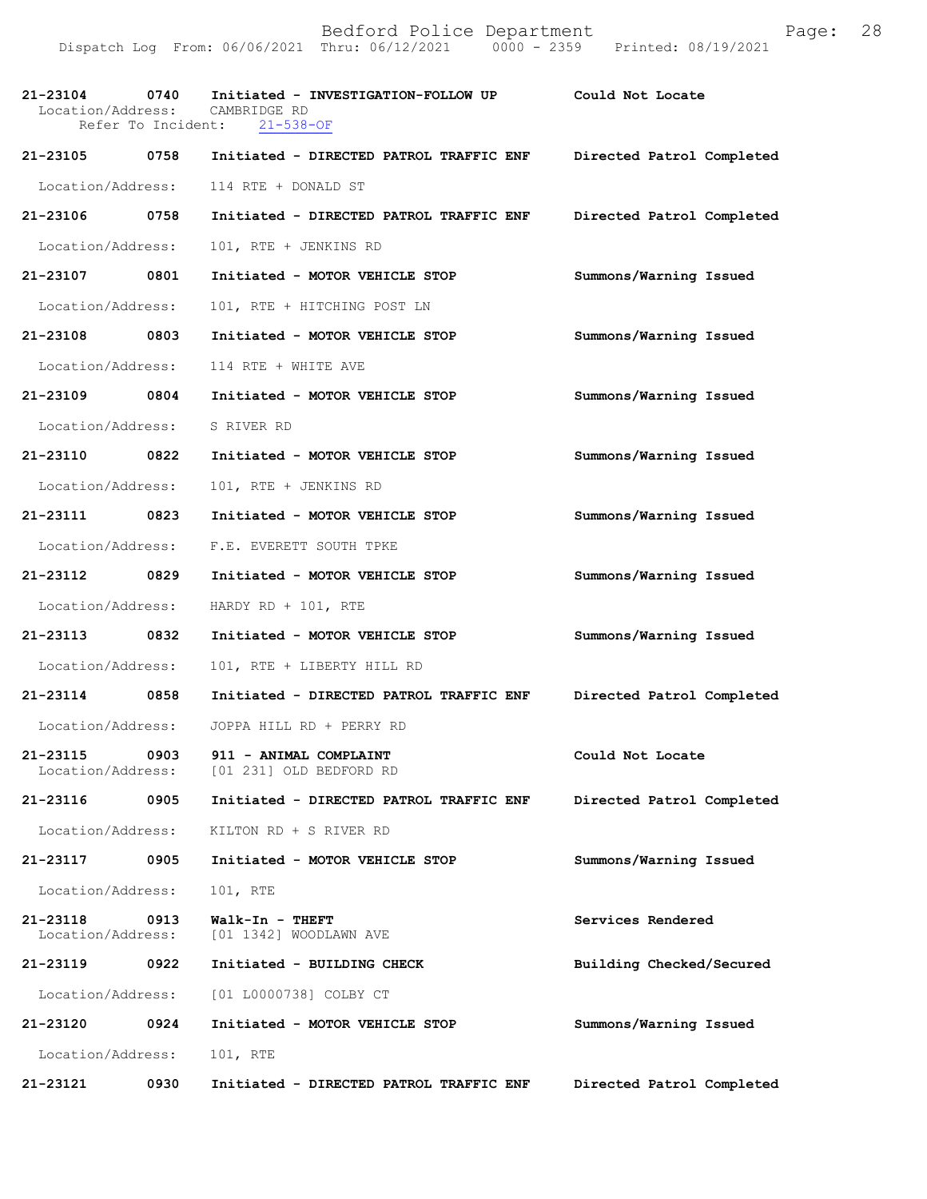| Call Number | Time | Call Reason | Action |
|---|---|---|---|
| 21-23104 | 0740 | Initiated - INVESTIGATION-FOLLOW UP | Could Not Locate |
| Location/Address: CAMBRIDGE RD | | | |
| Refer To Incident: 21-538-OF | | | |
| 21-23105 | 0758 | Initiated - DIRECTED PATROL TRAFFIC ENF | Directed Patrol Completed |
| Location/Address: 114 RTE + DONALD ST | | | |
| 21-23106 | 0758 | Initiated - DIRECTED PATROL TRAFFIC ENF | Directed Patrol Completed |
| Location/Address: 101, RTE + JENKINS RD | | | |
| 21-23107 | 0801 | Initiated - MOTOR VEHICLE STOP | Summons/Warning Issued |
| Location/Address: 101, RTE + HITCHING POST LN | | | |
| 21-23108 | 0803 | Initiated - MOTOR VEHICLE STOP | Summons/Warning Issued |
| Location/Address: 114 RTE + WHITE AVE | | | |
| 21-23109 | 0804 | Initiated - MOTOR VEHICLE STOP | Summons/Warning Issued |
| Location/Address: S RIVER RD | | | |
| 21-23110 | 0822 | Initiated - MOTOR VEHICLE STOP | Summons/Warning Issued |
| Location/Address: 101, RTE + JENKINS RD | | | |
| 21-23111 | 0823 | Initiated - MOTOR VEHICLE STOP | Summons/Warning Issued |
| Location/Address: F.E. EVERETT SOUTH TPKE | | | |
| 21-23112 | 0829 | Initiated - MOTOR VEHICLE STOP | Summons/Warning Issued |
| Location/Address: HARDY RD + 101, RTE | | | |
| 21-23113 | 0832 | Initiated - MOTOR VEHICLE STOP | Summons/Warning Issued |
| Location/Address: 101, RTE + LIBERTY HILL RD | | | |
| 21-23114 | 0858 | Initiated - DIRECTED PATROL TRAFFIC ENF | Directed Patrol Completed |
| Location/Address: JOPPA HILL RD + PERRY RD | | | |
| 21-23115 | 0903 | 911 - ANIMAL COMPLAINT | Could Not Locate |
| Location/Address: [01 231] OLD BEDFORD RD | | | |
| 21-23116 | 0905 | Initiated - DIRECTED PATROL TRAFFIC ENF | Directed Patrol Completed |
| Location/Address: KILTON RD + S RIVER RD | | | |
| 21-23117 | 0905 | Initiated - MOTOR VEHICLE STOP | Summons/Warning Issued |
| Location/Address: 101, RTE | | | |
| 21-23118 | 0913 | Walk-In - THEFT | Services Rendered |
| Location/Address: [01 1342] WOODLAWN AVE | | | |
| 21-23119 | 0922 | Initiated - BUILDING CHECK | Building Checked/Secured |
| Location/Address: [01 L0000738] COLBY CT | | | |
| 21-23120 | 0924 | Initiated - MOTOR VEHICLE STOP | Summons/Warning Issued |
| Location/Address: 101, RTE | | | |
| 21-23121 | 0930 | Initiated - DIRECTED PATROL TRAFFIC ENF | Directed Patrol Completed |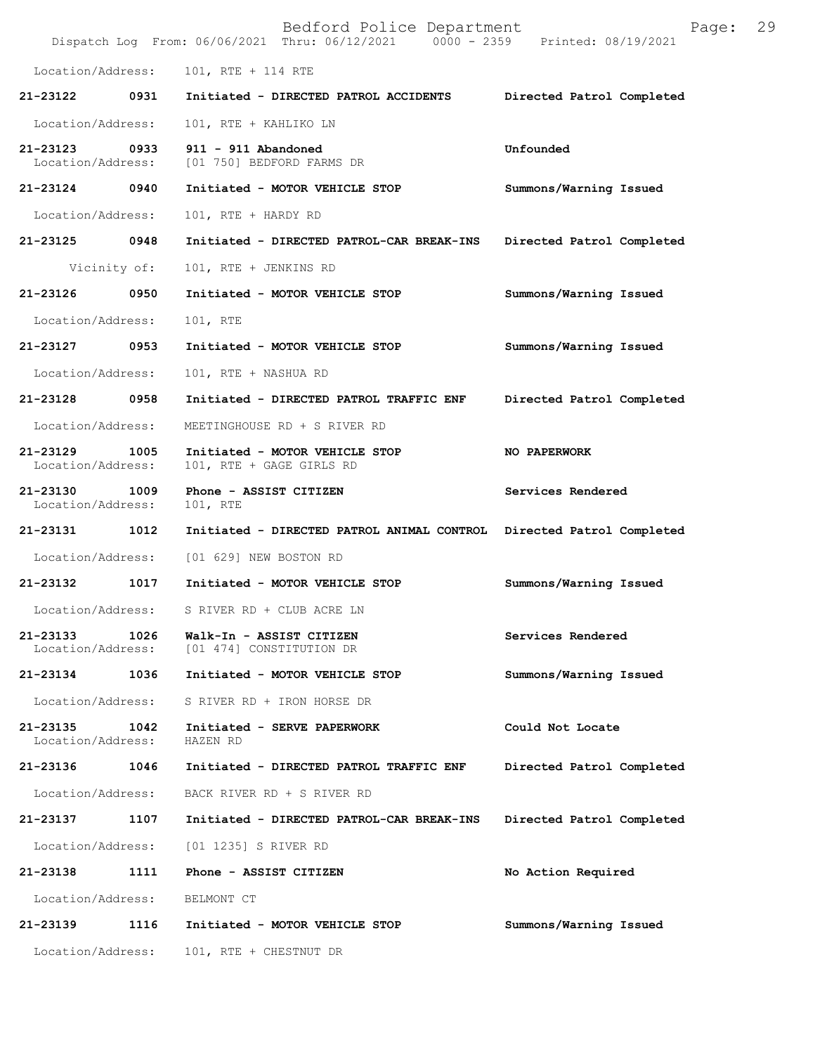Location/Address: 101, RTE + 114 RTE

| | | | |
|---|---|---|---|
| **21-23122** | **0931** | **Initiated - DIRECTED PATROL ACCIDENTS** | **Directed Patrol Completed** |
| Location/Address: | | 101, RTE + KAHLIKO LN | |
| **21-23123** | **0933** | **911 - 911 Abandoned** | **Unfounded** |
| Location/Address: | | [01 750] BEDFORD FARMS DR | |
| **21-23124** | **0940** | **Initiated - MOTOR VEHICLE STOP** | **Summons/Warning Issued** |
| Location/Address: | | 101, RTE + HARDY RD | |
| **21-23125** | **0948** | **Initiated - DIRECTED PATROL-CAR BREAK-INS** | **Directed Patrol Completed** |
| Vicinity of: | | 101, RTE + JENKINS RD | |
| **21-23126** | **0950** | **Initiated - MOTOR VEHICLE STOP** | **Summons/Warning Issued** |
| Location/Address: | | 101, RTE | |
| **21-23127** | **0953** | **Initiated - MOTOR VEHICLE STOP** | **Summons/Warning Issued** |
| Location/Address: | | 101, RTE + NASHUA RD | |
| **21-23128** | **0958** | **Initiated - DIRECTED PATROL TRAFFIC ENF** | **Directed Patrol Completed** |
| Location/Address: | | MEETINGHOUSE RD + S RIVER RD | |
| **21-23129** | **1005** | **Initiated - MOTOR VEHICLE STOP** | **NO PAPERWORK** |
| Location/Address: | | 101, RTE + GAGE GIRLS RD | |
| **21-23130** | **1009** | **Phone - ASSIST CITIZEN** | **Services Rendered** |
| Location/Address: | | 101, RTE | |
| **21-23131** | **1012** | **Initiated - DIRECTED PATROL ANIMAL CONTROL** | **Directed Patrol Completed** |
| Location/Address: | | [01 629] NEW BOSTON RD | |
| **21-23132** | **1017** | **Initiated - MOTOR VEHICLE STOP** | **Summons/Warning Issued** |
| Location/Address: | | S RIVER RD + CLUB ACRE LN | |
| **21-23133** | **1026** | **Walk-In - ASSIST CITIZEN** | **Services Rendered** |
| Location/Address: | | [01 474] CONSTITUTION DR | |
| **21-23134** | **1036** | **Initiated - MOTOR VEHICLE STOP** | **Summons/Warning Issued** |
| Location/Address: | | S RIVER RD + IRON HORSE DR | |
| **21-23135** | **1042** | **Initiated - SERVE PAPERWORK** | **Could Not Locate** |
| Location/Address: | | HAZEN RD | |
| **21-23136** | **1046** | **Initiated - DIRECTED PATROL TRAFFIC ENF** | **Directed Patrol Completed** |
| Location/Address: | | BACK RIVER RD + S RIVER RD | |
| **21-23137** | **1107** | **Initiated - DIRECTED PATROL-CAR BREAK-INS** | **Directed Patrol Completed** |
| Location/Address: | | [01 1235] S RIVER RD | |
| **21-23138** | **1111** | **Phone - ASSIST CITIZEN** | **No Action Required** |
| Location/Address: | | BELMONT CT | |
| **21-23139** | **1116** | **Initiated - MOTOR VEHICLE STOP** | **Summons/Warning Issued** |
| Location/Address: | | 101, RTE + CHESTNUT DR | |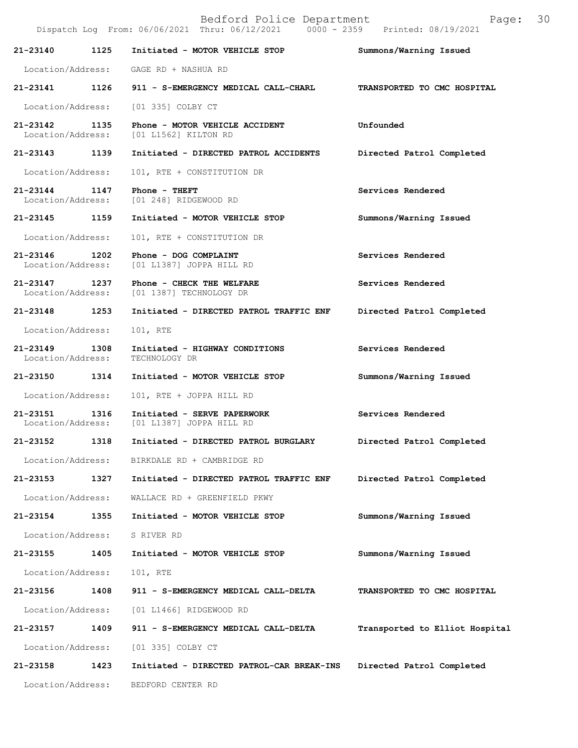Bedford Police Department

Dispatch Log From: 06/06/2021 Thru: 06/12/2021 0000 - 2359 Printed: 08/19/2021

**21-23140 1125 Initiated - MOTOR VEHICLE STOP** **Summons/Warning Issued**
Location/Address: GAGE RD + NASHUA RD

**21-23141 1126 911 - S-EMERGENCY MEDICAL CALL-CHARL** **TRANSPORTED TO CMC HOSPITAL**
Location/Address: [01 335] COLBY CT

**21-23142 1135 Phone - MOTOR VEHICLE ACCIDENT** **Unfounded**
Location/Address: [01 L1562] KILTON RD

**21-23143 1139 Initiated - DIRECTED PATROL ACCIDENTS** **Directed Patrol Completed**
Location/Address: 101, RTE + CONSTITUTION DR

**21-23144 1147 Phone - THEFT** **Services Rendered**
Location/Address: [01 248] RIDGEWOOD RD

**21-23145 1159 Initiated - MOTOR VEHICLE STOP** **Summons/Warning Issued**
Location/Address: 101, RTE + CONSTITUTION DR

**21-23146 1202 Phone - DOG COMPLAINT** **Services Rendered**
Location/Address: [01 L1387] JOPPA HILL RD

**21-23147 1237 Phone - CHECK THE WELFARE** **Services Rendered**
Location/Address: [01 1387] TECHNOLOGY DR

**21-23148 1253 Initiated - DIRECTED PATROL TRAFFIC ENF** **Directed Patrol Completed**
Location/Address: 101, RTE

**21-23149 1308 Initiated - HIGHWAY CONDITIONS** **Services Rendered**
Location/Address: TECHNOLOGY DR

**21-23150 1314 Initiated - MOTOR VEHICLE STOP** **Summons/Warning Issued**
Location/Address: 101, RTE + JOPPA HILL RD

**21-23151 1316 Initiated - SERVE PAPERWORK** **Services Rendered**
Location/Address: [01 L1387] JOPPA HILL RD

**21-23152 1318 Initiated - DIRECTED PATROL BURGLARY** **Directed Patrol Completed**
Location/Address: BIRKDALE RD + CAMBRIDGE RD

**21-23153 1327 Initiated - DIRECTED PATROL TRAFFIC ENF** **Directed Patrol Completed**
Location/Address: WALLACE RD + GREENFIELD PKWY

**21-23154 1355 Initiated - MOTOR VEHICLE STOP** **Summons/Warning Issued**
Location/Address: S RIVER RD

**21-23155 1405 Initiated - MOTOR VEHICLE STOP** **Summons/Warning Issued**
Location/Address: 101, RTE

**21-23156 1408 911 - S-EMERGENCY MEDICAL CALL-DELTA** **TRANSPORTED TO CMC HOSPITAL**
Location/Address: [01 L1466] RIDGEWOOD RD

**21-23157 1409 911 - S-EMERGENCY MEDICAL CALL-DELTA** **Transported to Elliot Hospital**
Location/Address: [01 335] COLBY CT

**21-23158 1423 Initiated - DIRECTED PATROL-CAR BREAK-INS** **Directed Patrol Completed**
Location/Address: BEDFORD CENTER RD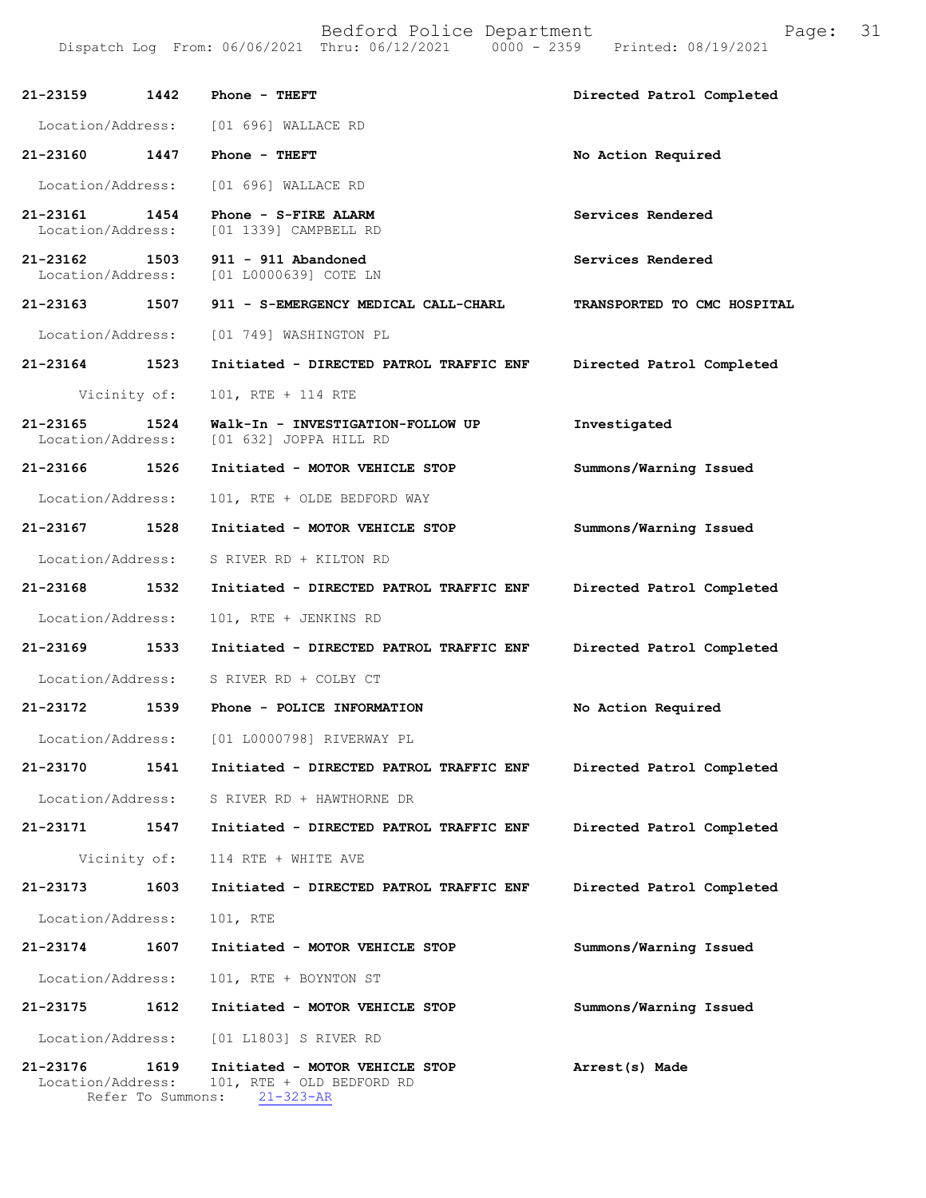| Call Number | Time | Call Type | Action |
|---|---|---|---|
| 21-23159 | 1442 | Phone - THEFT | Directed Patrol Completed |
| Location/Address: | | [01 696] WALLACE RD | |
| 21-23160 | 1447 | Phone - THEFT | No Action Required |
| Location/Address: | | [01 696] WALLACE RD | |
| 21-23161 | 1454 | Phone - S-FIRE ALARM | Services Rendered |
| Location/Address: | | [01 1339] CAMPBELL RD | |
| 21-23162 | 1503 | 911 - 911 Abandoned | Services Rendered |
| Location/Address: | | [01 L0000639] COTE LN | |
| 21-23163 | 1507 | 911 - S-EMERGENCY MEDICAL CALL-CHARL | TRANSPORTED TO CMC HOSPITAL |
| Location/Address: | | [01 749] WASHINGTON PL | |
| 21-23164 | 1523 | Initiated - DIRECTED PATROL TRAFFIC ENF | Directed Patrol Completed |
| Vicinity of: | | 101, RTE + 114 RTE | |
| 21-23165 | 1524 | Walk-In - INVESTIGATION-FOLLOW UP | Investigated |
| Location/Address: | | [01 632] JOPPA HILL RD | |
| 21-23166 | 1526 | Initiated - MOTOR VEHICLE STOP | Summons/Warning Issued |
| Location/Address: | | 101, RTE + OLDE BEDFORD WAY | |
| 21-23167 | 1528 | Initiated - MOTOR VEHICLE STOP | Summons/Warning Issued |
| Location/Address: | | S RIVER RD + KILTON RD | |
| 21-23168 | 1532 | Initiated - DIRECTED PATROL TRAFFIC ENF | Directed Patrol Completed |
| Location/Address: | | 101, RTE + JENKINS RD | |
| 21-23169 | 1533 | Initiated - DIRECTED PATROL TRAFFIC ENF | Directed Patrol Completed |
| Location/Address: | | S RIVER RD + COLBY CT | |
| 21-23172 | 1539 | Phone - POLICE INFORMATION | No Action Required |
| Location/Address: | | [01 L0000798] RIVERWAY PL | |
| 21-23170 | 1541 | Initiated - DIRECTED PATROL TRAFFIC ENF | Directed Patrol Completed |
| Location/Address: | | S RIVER RD + HAWTHORNE DR | |
| 21-23171 | 1547 | Initiated - DIRECTED PATROL TRAFFIC ENF | Directed Patrol Completed |
| Vicinity of: | | 114 RTE + WHITE AVE | |
| 21-23173 | 1603 | Initiated - DIRECTED PATROL TRAFFIC ENF | Directed Patrol Completed |
| Location/Address: | | 101, RTE | |
| 21-23174 | 1607 | Initiated - MOTOR VEHICLE STOP | Summons/Warning Issued |
| Location/Address: | | 101, RTE + BOYNTON ST | |
| 21-23175 | 1612 | Initiated - MOTOR VEHICLE STOP | Summons/Warning Issued |
| Location/Address: | | [01 L1803] S RIVER RD | |
| 21-23176 | 1619 | Initiated - MOTOR VEHICLE STOP | Arrest(s) Made |
| Location/Address: | | 101, RTE + OLD BEDFORD RD | |
| Refer To Summons: | | 21-323-AR | |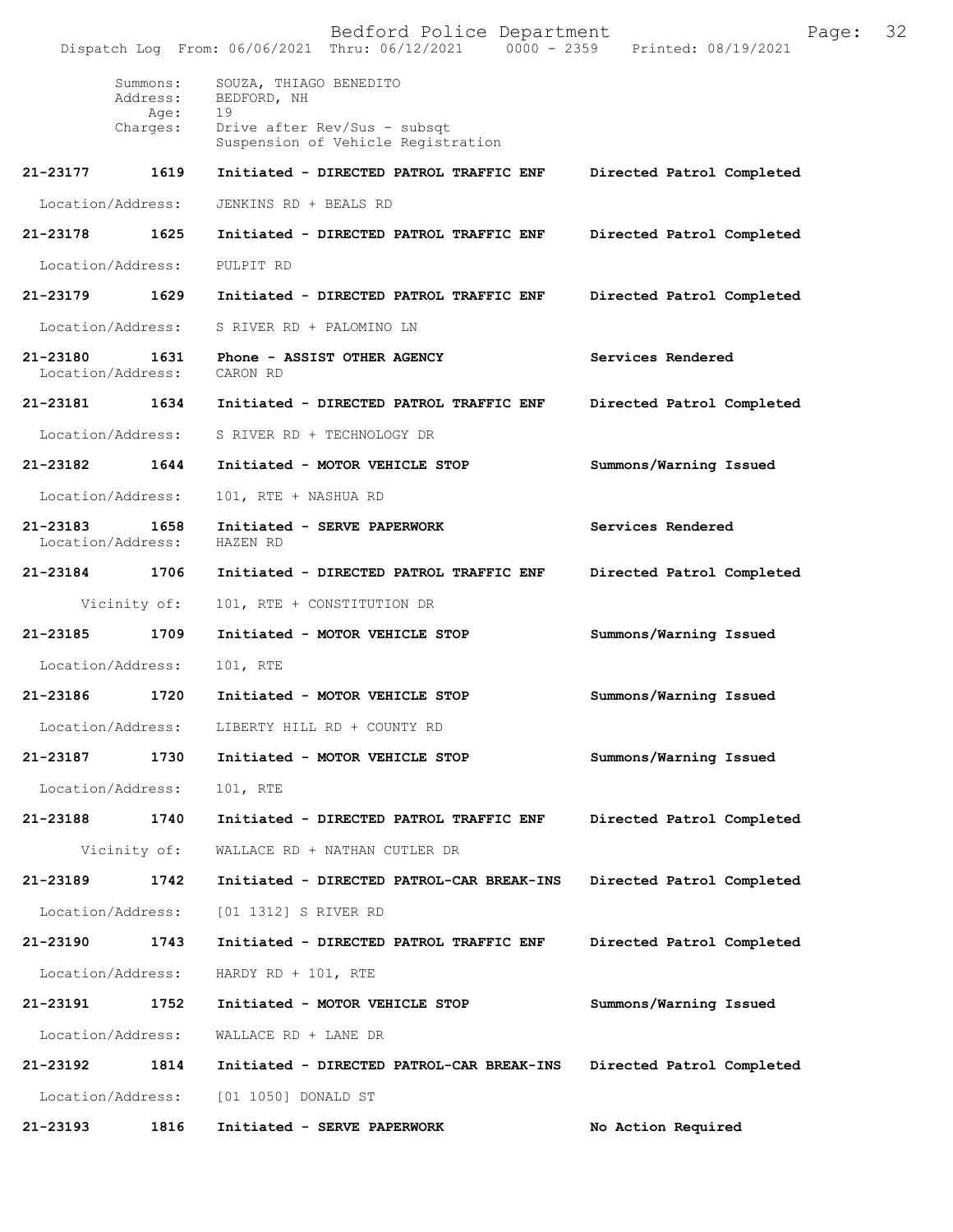Bedford Police Department
Dispatch Log From: 06/06/2021 Thru: 06/12/2021 0000 - 2359 Printed: 08/19/2021

Summons: SOUZA, THIAGO BENEDITO
Address: BEDFORD, NH
Age: 19
Charges: Drive after Rev/Sus - subsqt
Suspension of Vehicle Registration

**21-23177 1619 Initiated - DIRECTED PATROL TRAFFIC ENF Directed Patrol Completed**

Location/Address: JENKINS RD + BEALS RD

**21-23178 1625 Initiated - DIRECTED PATROL TRAFFIC ENF Directed Patrol Completed**

Location/Address: PULPIT RD

**21-23179 1629 Initiated - DIRECTED PATROL TRAFFIC ENF Directed Patrol Completed**

Location/Address: S RIVER RD + PALOMINO LN

**21-23180 1631 Phone - ASSIST OTHER AGENCY Services Rendered**
Location/Address: CARON RD

**21-23181 1634 Initiated - DIRECTED PATROL TRAFFIC ENF Directed Patrol Completed**

Location/Address: S RIVER RD + TECHNOLOGY DR

**21-23182 1644 Initiated - MOTOR VEHICLE STOP Summons/Warning Issued**

Location/Address: 101, RTE + NASHUA RD

**21-23183 1658 Initiated - SERVE PAPERWORK Services Rendered**
Location/Address: HAZEN RD

**21-23184 1706 Initiated - DIRECTED PATROL TRAFFIC ENF Directed Patrol Completed**

Vicinity of: 101, RTE + CONSTITUTION DR

**21-23185 1709 Initiated - MOTOR VEHICLE STOP Summons/Warning Issued**

Location/Address: 101, RTE

**21-23186 1720 Initiated - MOTOR VEHICLE STOP Summons/Warning Issued**

Location/Address: LIBERTY HILL RD + COUNTY RD

**21-23187 1730 Initiated - MOTOR VEHICLE STOP Summons/Warning Issued**

Location/Address: 101, RTE

**21-23188 1740 Initiated - DIRECTED PATROL TRAFFIC ENF Directed Patrol Completed**

Vicinity of: WALLACE RD + NATHAN CUTLER DR

**21-23189 1742 Initiated - DIRECTED PATROL-CAR BREAK-INS Directed Patrol Completed**

Location/Address: [01 1312] S RIVER RD

**21-23190 1743 Initiated - DIRECTED PATROL TRAFFIC ENF Directed Patrol Completed**

Location/Address: HARDY RD + 101, RTE

**21-23191 1752 Initiated - MOTOR VEHICLE STOP Summons/Warning Issued**

Location/Address: WALLACE RD + LANE DR

**21-23192 1814 Initiated - DIRECTED PATROL-CAR BREAK-INS Directed Patrol Completed**

Location/Address: [01 1050] DONALD ST

**21-23193 1816 Initiated - SERVE PAPERWORK No Action Required**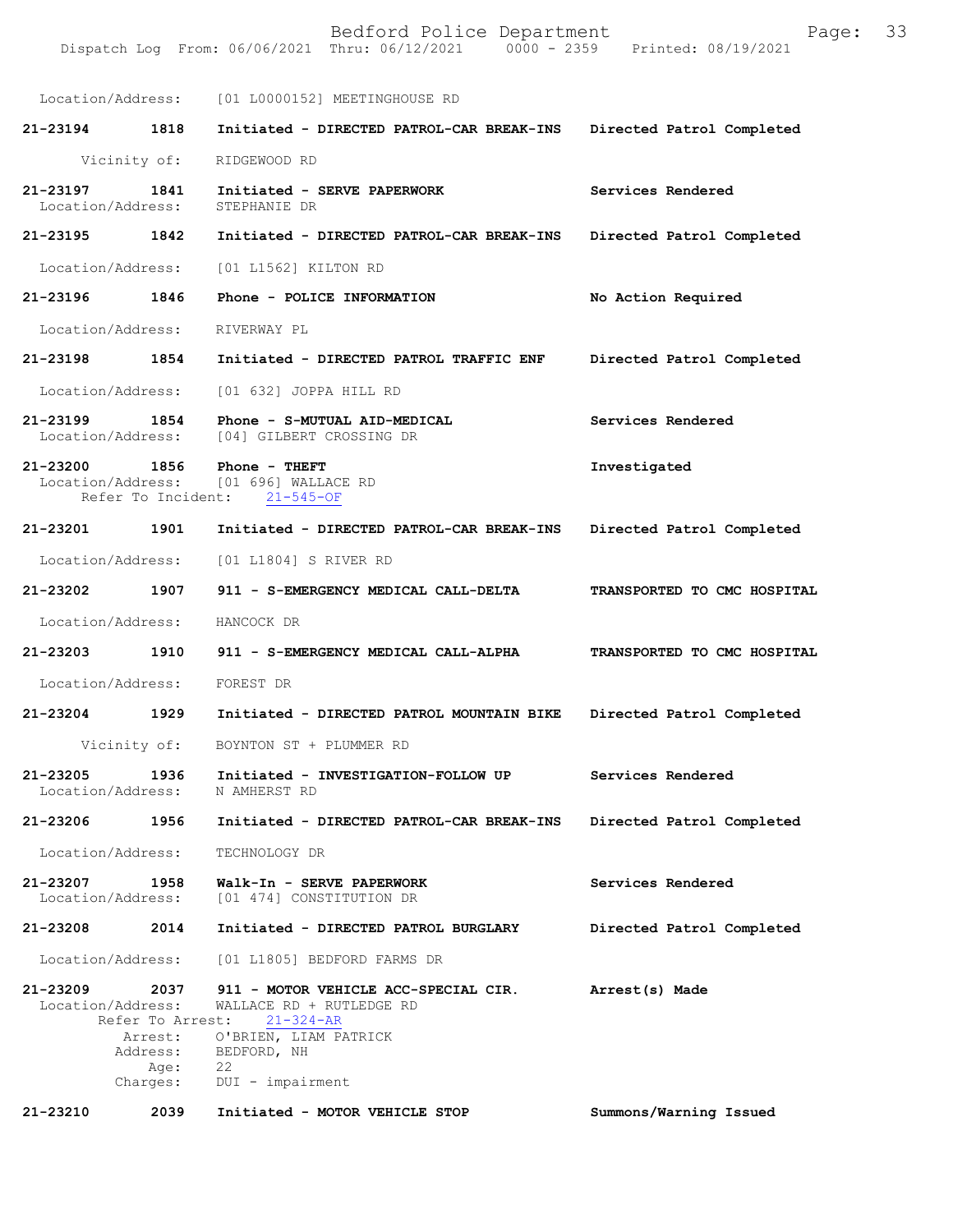Location/Address: [01 L0000152] MEETINGHOUSE RD

**21-23194 1818 Initiated - DIRECTED PATROL-CAR BREAK-INS** — **Directed Patrol Completed**
Vicinity of: RIDGEWOOD RD

**21-23197 1841 Initiated - SERVE PAPERWORK** — **Services Rendered**
Location/Address: STEPHANIE DR

**21-23195 1842 Initiated - DIRECTED PATROL-CAR BREAK-INS** — **Directed Patrol Completed**
Location/Address: [01 L1562] KILTON RD

**21-23196 1846 Phone - POLICE INFORMATION** — **No Action Required**
Location/Address: RIVERWAY PL

**21-23198 1854 Initiated - DIRECTED PATROL TRAFFIC ENF** — **Directed Patrol Completed**
Location/Address: [01 632] JOPPA HILL RD

**21-23199 1854 Phone - S-MUTUAL AID-MEDICAL** — **Services Rendered**
Location/Address: [04] GILBERT CROSSING DR

**21-23200 1856 Phone - THEFT** — **Investigated**
Location/Address: [01 696] WALLACE RD
Refer To Incident: 21-545-OF

**21-23201 1901 Initiated - DIRECTED PATROL-CAR BREAK-INS** — **Directed Patrol Completed**
Location/Address: [01 L1804] S RIVER RD

**21-23202 1907 911 - S-EMERGENCY MEDICAL CALL-DELTA** — **TRANSPORTED TO CMC HOSPITAL**
Location/Address: HANCOCK DR

**21-23203 1910 911 - S-EMERGENCY MEDICAL CALL-ALPHA** — **TRANSPORTED TO CMC HOSPITAL**
Location/Address: FOREST DR

**21-23204 1929 Initiated - DIRECTED PATROL MOUNTAIN BIKE** — **Directed Patrol Completed**
Vicinity of: BOYNTON ST + PLUMMER RD

**21-23205 1936 Initiated - INVESTIGATION-FOLLOW UP** — **Services Rendered**
Location/Address: N AMHERST RD

**21-23206 1956 Initiated - DIRECTED PATROL-CAR BREAK-INS** — **Directed Patrol Completed**
Location/Address: TECHNOLOGY DR

**21-23207 1958 Walk-In - SERVE PAPERWORK** — **Services Rendered**
Location/Address: [01 474] CONSTITUTION DR

**21-23208 2014 Initiated - DIRECTED PATROL BURGLARY** — **Directed Patrol Completed**
Location/Address: [01 L1805] BEDFORD FARMS DR

**21-23209 2037 911 - MOTOR VEHICLE ACC-SPECIAL CIR.** — **Arrest(s) Made**
Location/Address: WALLACE RD + RUTLEDGE RD
Refer To Arrest: 21-324-AR
Arrest: O'BRIEN, LIAM PATRICK
Address: BEDFORD, NH
Age: 22
Charges: DUI - impairment

**21-23210 2039 Initiated - MOTOR VEHICLE STOP** — **Summons/Warning Issued**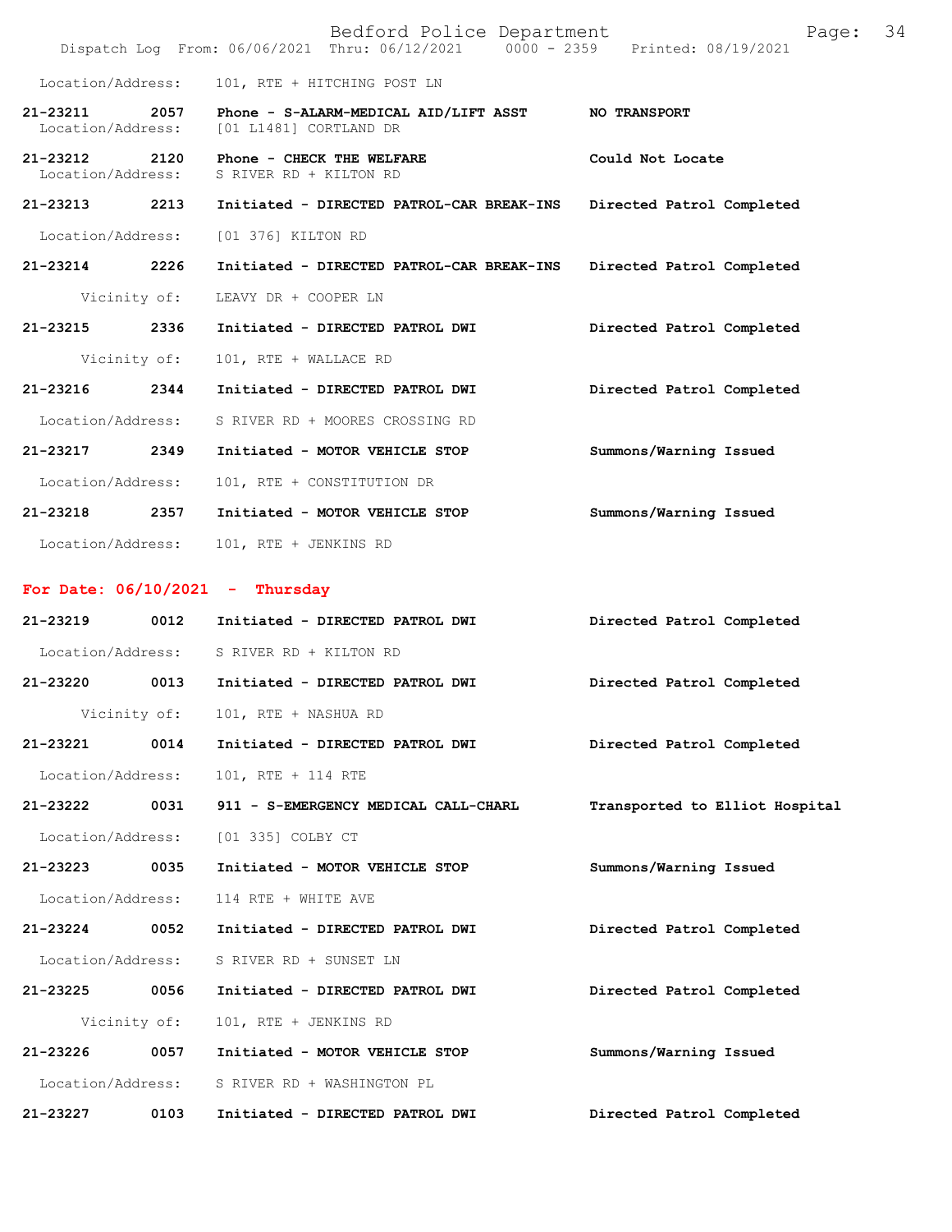Location/Address: 101, RTE + HITCHING POST LN

| Call # | Time | Call Reason | Action |
|---|---|---|---|
| 21-23211 | 2057 | Phone - S-ALARM-MEDICAL AID/LIFT ASST | NO TRANSPORT |
| | | Location/Address: [01 L1481] CORTLAND DR | |
| 21-23212 | 2120 | Phone - CHECK THE WELFARE | Could Not Locate |
| | | Location/Address: S RIVER RD + KILTON RD | |
| 21-23213 | 2213 | Initiated - DIRECTED PATROL-CAR BREAK-INS | Directed Patrol Completed |
| | | Location/Address: [01 376] KILTON RD | |
| 21-23214 | 2226 | Initiated - DIRECTED PATROL-CAR BREAK-INS | Directed Patrol Completed |
| | | Vicinity of: LEAVY DR + COOPER LN | |
| 21-23215 | 2336 | Initiated - DIRECTED PATROL DWI | Directed Patrol Completed |
| | | Vicinity of: 101, RTE + WALLACE RD | |
| 21-23216 | 2344 | Initiated - DIRECTED PATROL DWI | Directed Patrol Completed |
| | | Location/Address: S RIVER RD + MOORES CROSSING RD | |
| 21-23217 | 2349 | Initiated - MOTOR VEHICLE STOP | Summons/Warning Issued |
| | | Location/Address: 101, RTE + CONSTITUTION DR | |
| 21-23218 | 2357 | Initiated - MOTOR VEHICLE STOP | Summons/Warning Issued |
| | | Location/Address: 101, RTE + JENKINS RD | |

**For Date: 06/10/2021 - Thursday**

| Call # | Time | Call Reason | Action |
|---|---|---|---|
| 21-23219 | 0012 | Initiated - DIRECTED PATROL DWI | Directed Patrol Completed |
| | | Location/Address: S RIVER RD + KILTON RD | |
| 21-23220 | 0013 | Initiated - DIRECTED PATROL DWI | Directed Patrol Completed |
| | | Vicinity of: 101, RTE + NASHUA RD | |
| 21-23221 | 0014 | Initiated - DIRECTED PATROL DWI | Directed Patrol Completed |
| | | Location/Address: 101, RTE + 114 RTE | |
| 21-23222 | 0031 | 911 - S-EMERGENCY MEDICAL CALL-CHARL | Transported to Elliot Hospital |
| | | Location/Address: [01 335] COLBY CT | |
| 21-23223 | 0035 | Initiated - MOTOR VEHICLE STOP | Summons/Warning Issued |
| | | Location/Address: 114 RTE + WHITE AVE | |
| 21-23224 | 0052 | Initiated - DIRECTED PATROL DWI | Directed Patrol Completed |
| | | Location/Address: S RIVER RD + SUNSET LN | |
| 21-23225 | 0056 | Initiated - DIRECTED PATROL DWI | Directed Patrol Completed |
| | | Vicinity of: 101, RTE + JENKINS RD | |
| 21-23226 | 0057 | Initiated - MOTOR VEHICLE STOP | Summons/Warning Issued |
| | | Location/Address: S RIVER RD + WASHINGTON PL | |
| 21-23227 | 0103 | Initiated - DIRECTED PATROL DWI | Directed Patrol Completed |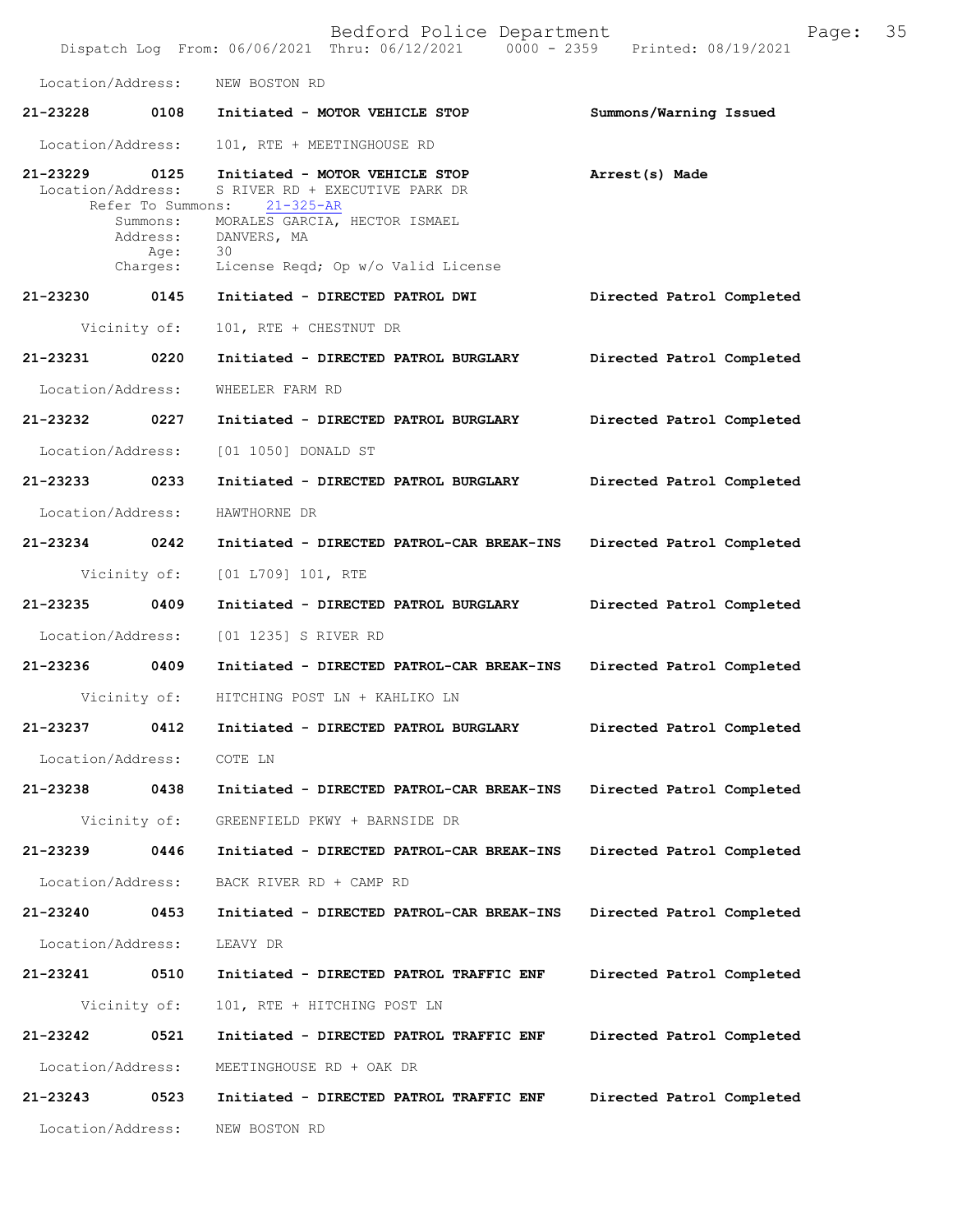Location/Address: NEW BOSTON RD

**21-23228 0108 Initiated - MOTOR VEHICLE STOP** Summons/Warning Issued

Location/Address: 101, RTE + MEETINGHOUSE RD

**21-23229 0125 Initiated - MOTOR VEHICLE STOP** Arrest(s) Made

Location/Address: S RIVER RD + EXECUTIVE PARK DR
Refer To Summons: 21-325-AR
Summons: MORALES GARCIA, HECTOR ISMAEL
Address: DANVERS, MA
Age: 30
Charges: License Reqd; Op w/o Valid License

**21-23230 0145 Initiated - DIRECTED PATROL DWI** Directed Patrol Completed

Vicinity of: 101, RTE + CHESTNUT DR

**21-23231 0220 Initiated - DIRECTED PATROL BURGLARY** Directed Patrol Completed

Location/Address: WHEELER FARM RD

**21-23232 0227 Initiated - DIRECTED PATROL BURGLARY** Directed Patrol Completed

Location/Address: [01 1050] DONALD ST

**21-23233 0233 Initiated - DIRECTED PATROL BURGLARY** Directed Patrol Completed

Location/Address: HAWTHORNE DR

**21-23234 0242 Initiated - DIRECTED PATROL-CAR BREAK-INS** Directed Patrol Completed

Vicinity of: [01 L709] 101, RTE

**21-23235 0409 Initiated - DIRECTED PATROL BURGLARY** Directed Patrol Completed

Location/Address: [01 1235] S RIVER RD

**21-23236 0409 Initiated - DIRECTED PATROL-CAR BREAK-INS** Directed Patrol Completed

Vicinity of: HITCHING POST LN + KAHLIKO LN

**21-23237 0412 Initiated - DIRECTED PATROL BURGLARY** Directed Patrol Completed

Location/Address: COTE LN

**21-23238 0438 Initiated - DIRECTED PATROL-CAR BREAK-INS** Directed Patrol Completed

Vicinity of: GREENFIELD PKWY + BARNSIDE DR

**21-23239 0446 Initiated - DIRECTED PATROL-CAR BREAK-INS** Directed Patrol Completed

Location/Address: BACK RIVER RD + CAMP RD

**21-23240 0453 Initiated - DIRECTED PATROL-CAR BREAK-INS** Directed Patrol Completed

Location/Address: LEAVY DR

**21-23241 0510 Initiated - DIRECTED PATROL TRAFFIC ENF** Directed Patrol Completed

Vicinity of: 101, RTE + HITCHING POST LN

**21-23242 0521 Initiated - DIRECTED PATROL TRAFFIC ENF** Directed Patrol Completed

Location/Address: MEETINGHOUSE RD + OAK DR

**21-23243 0523 Initiated - DIRECTED PATROL TRAFFIC ENF** Directed Patrol Completed

Location/Address: NEW BOSTON RD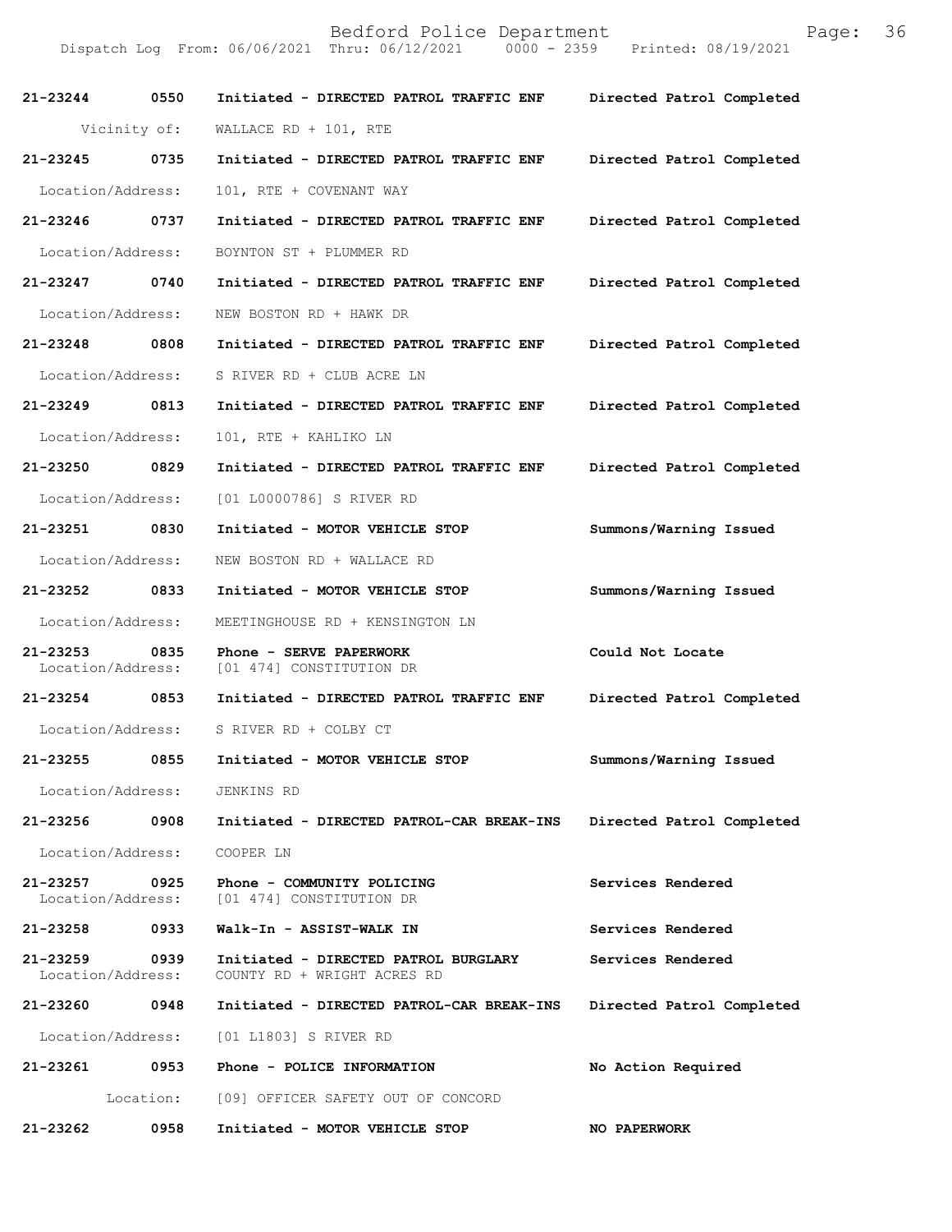Bedford Police Department
Dispatch Log From: 06/06/2021 Thru: 06/12/2021 0000 - 2359 Printed: 08/19/2021

**21-23244 0550 Initiated - DIRECTED PATROL TRAFFIC ENF** Directed Patrol Completed
Vicinity of: WALLACE RD + 101, RTE

**21-23245 0735 Initiated - DIRECTED PATROL TRAFFIC ENF** Directed Patrol Completed
Location/Address: 101, RTE + COVENANT WAY

**21-23246 0737 Initiated - DIRECTED PATROL TRAFFIC ENF** Directed Patrol Completed
Location/Address: BOYNTON ST + PLUMMER RD

**21-23247 0740 Initiated - DIRECTED PATROL TRAFFIC ENF** Directed Patrol Completed
Location/Address: NEW BOSTON RD + HAWK DR

**21-23248 0808 Initiated - DIRECTED PATROL TRAFFIC ENF** Directed Patrol Completed
Location/Address: S RIVER RD + CLUB ACRE LN

**21-23249 0813 Initiated - DIRECTED PATROL TRAFFIC ENF** Directed Patrol Completed
Location/Address: 101, RTE + KAHLIKO LN

**21-23250 0829 Initiated - DIRECTED PATROL TRAFFIC ENF** Directed Patrol Completed
Location/Address: [01 L0000786] S RIVER RD

**21-23251 0830 Initiated - MOTOR VEHICLE STOP** Summons/Warning Issued
Location/Address: NEW BOSTON RD + WALLACE RD

**21-23252 0833 Initiated - MOTOR VEHICLE STOP** Summons/Warning Issued
Location/Address: MEETINGHOUSE RD + KENSINGTON LN

**21-23253 0835 Phone - SERVE PAPERWORK** Could Not Locate
Location/Address: [01 474] CONSTITUTION DR

**21-23254 0853 Initiated - DIRECTED PATROL TRAFFIC ENF** Directed Patrol Completed
Location/Address: S RIVER RD + COLBY CT

**21-23255 0855 Initiated - MOTOR VEHICLE STOP** Summons/Warning Issued
Location/Address: JENKINS RD

**21-23256 0908 Initiated - DIRECTED PATROL-CAR BREAK-INS** Directed Patrol Completed
Location/Address: COOPER LN

**21-23257 0925 Phone - COMMUNITY POLICING** Services Rendered
Location/Address: [01 474] CONSTITUTION DR

**21-23258 0933 Walk-In - ASSIST-WALK IN** Services Rendered

**21-23259 0939 Initiated - DIRECTED PATROL BURGLARY** Services Rendered
Location/Address: COUNTY RD + WRIGHT ACRES RD

**21-23260 0948 Initiated - DIRECTED PATROL-CAR BREAK-INS** Directed Patrol Completed
Location/Address: [01 L1803] S RIVER RD

**21-23261 0953 Phone - POLICE INFORMATION** No Action Required
Location: [09] OFFICER SAFETY OUT OF CONCORD

**21-23262 0958 Initiated - MOTOR VEHICLE STOP** NO PAPERWORK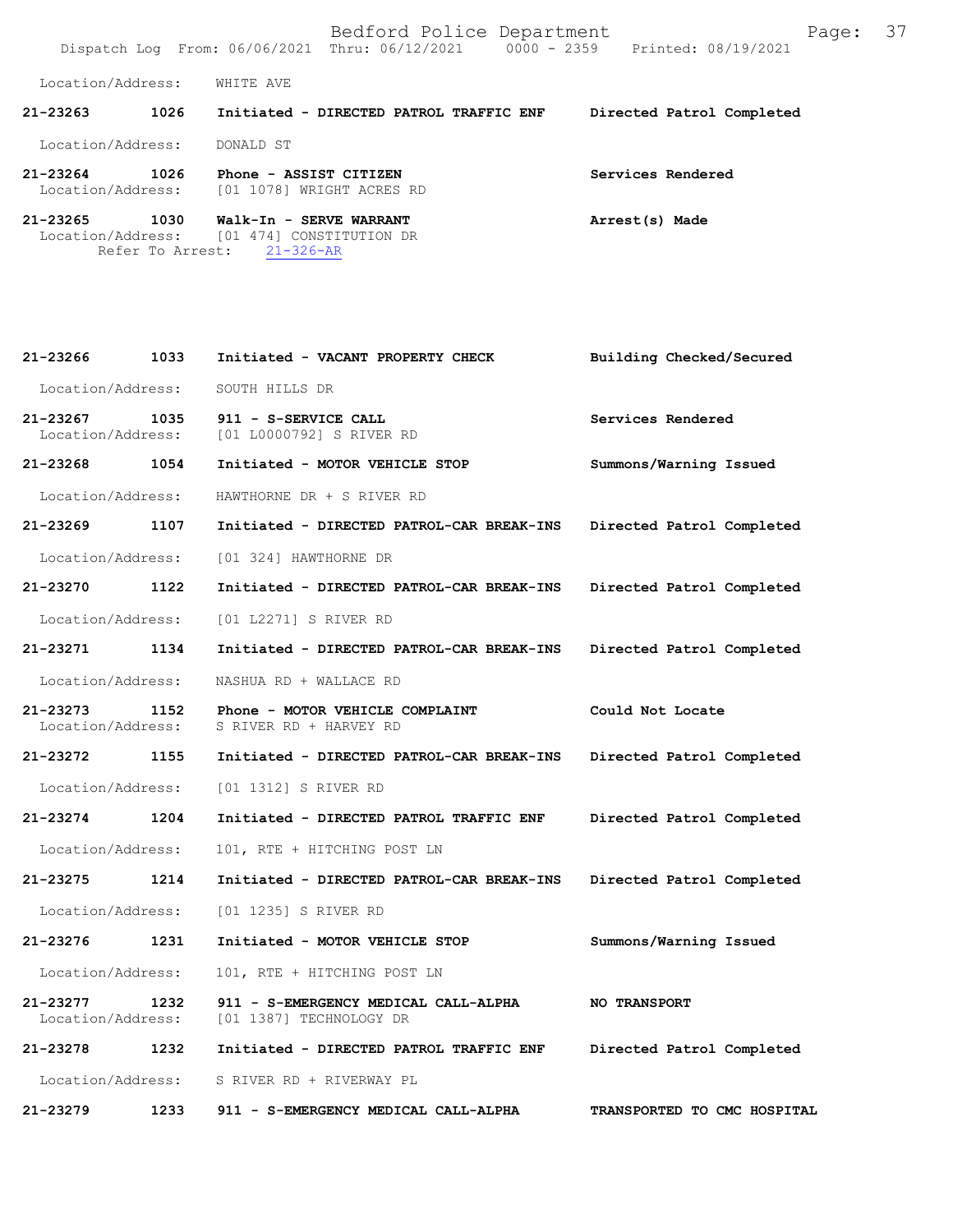Location/Address: WHITE AVE

**21-23263 1026 Initiated - DIRECTED PATROL TRAFFIC ENF Directed Patrol Completed**

Location/Address: DONALD ST

**21-23264 1026 Phone - ASSIST CITIZEN Services Rendered**
Location/Address: [01 1078] WRIGHT ACRES RD

**21-23265 1030 Walk-In - SERVE WARRANT Arrest(s) Made**
Location/Address: [01 474] CONSTITUTION DR
Refer To Arrest: 21-326-AR

**21-23266 1033 Initiated - VACANT PROPERTY CHECK Building Checked/Secured**

Location/Address: SOUTH HILLS DR

**21-23267 1035 911 - S-SERVICE CALL Services Rendered**
Location/Address: [01 L0000792] S RIVER RD

**21-23268 1054 Initiated - MOTOR VEHICLE STOP Summons/Warning Issued**

Location/Address: HAWTHORNE DR + S RIVER RD

**21-23269 1107 Initiated - DIRECTED PATROL-CAR BREAK-INS Directed Patrol Completed**

Location/Address: [01 324] HAWTHORNE DR

**21-23270 1122 Initiated - DIRECTED PATROL-CAR BREAK-INS Directed Patrol Completed**

Location/Address: [01 L2271] S RIVER RD

**21-23271 1134 Initiated - DIRECTED PATROL-CAR BREAK-INS Directed Patrol Completed**

Location/Address: NASHUA RD + WALLACE RD

**21-23273 1152 Phone - MOTOR VEHICLE COMPLAINT Could Not Locate**
Location/Address: S RIVER RD + HARVEY RD

**21-23272 1155 Initiated - DIRECTED PATROL-CAR BREAK-INS Directed Patrol Completed**

Location/Address: [01 1312] S RIVER RD

**21-23274 1204 Initiated - DIRECTED PATROL TRAFFIC ENF Directed Patrol Completed**

Location/Address: 101, RTE + HITCHING POST LN

**21-23275 1214 Initiated - DIRECTED PATROL-CAR BREAK-INS Directed Patrol Completed**

Location/Address: [01 1235] S RIVER RD

**21-23276 1231 Initiated - MOTOR VEHICLE STOP Summons/Warning Issued**

Location/Address: 101, RTE + HITCHING POST LN

**21-23277 1232 911 - S-EMERGENCY MEDICAL CALL-ALPHA NO TRANSPORT**
Location/Address: [01 1387] TECHNOLOGY DR

**21-23278 1232 Initiated - DIRECTED PATROL TRAFFIC ENF Directed Patrol Completed**

Location/Address: S RIVER RD + RIVERWAY PL

**21-23279 1233 911 - S-EMERGENCY MEDICAL CALL-ALPHA TRANSPORTED TO CMC HOSPITAL**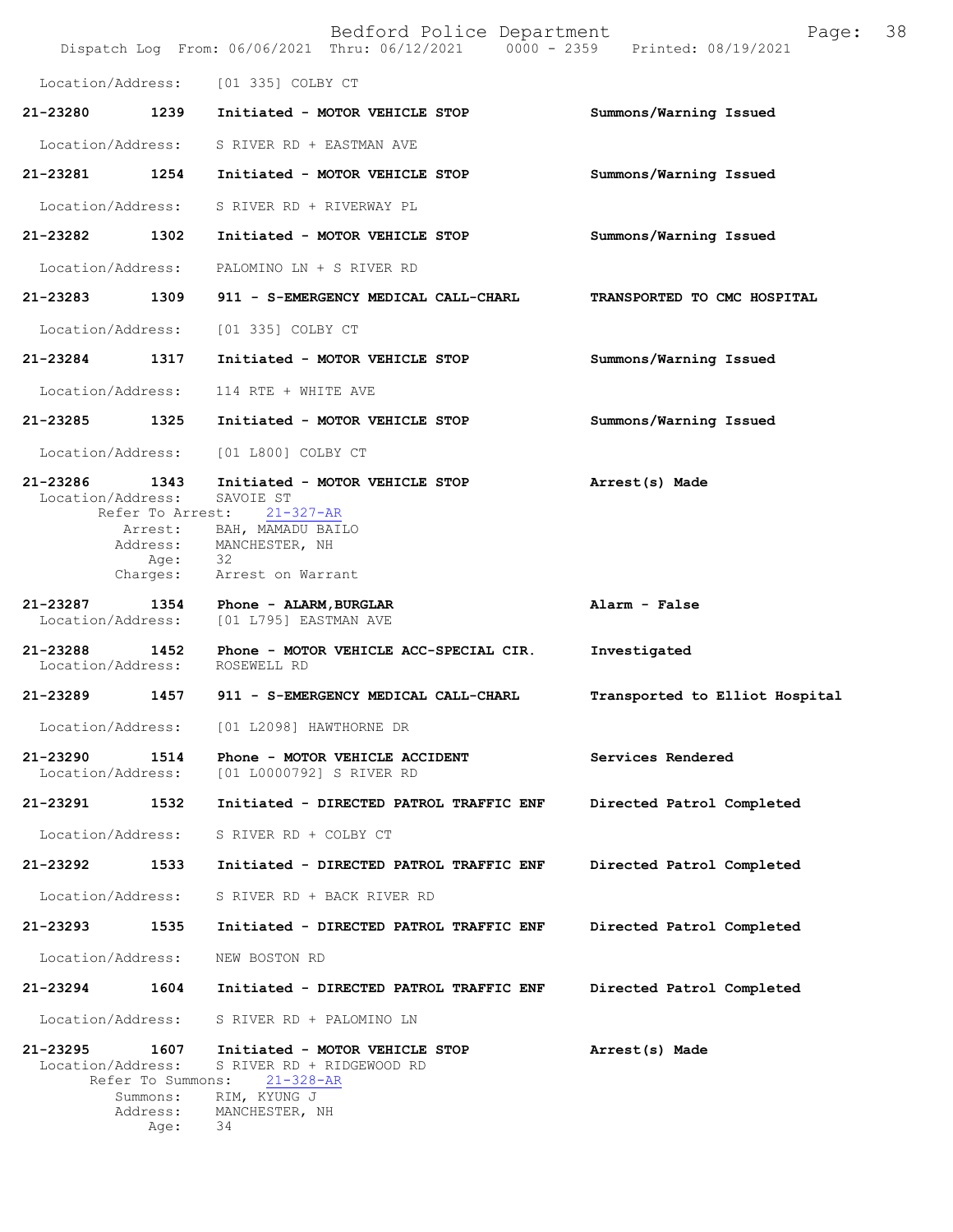Location/Address: [01 335] COLBY CT

**21-23280** 1239 Initiated - **MOTOR VEHICLE STOP** **Summons/Warning Issued**

Location/Address: S RIVER RD + EASTMAN AVE

**21-23281** 1254 Initiated - **MOTOR VEHICLE STOP** **Summons/Warning Issued**

Location/Address: S RIVER RD + RIVERWAY PL

**21-23282** 1302 Initiated - **MOTOR VEHICLE STOP** **Summons/Warning Issued**

Location/Address: PALOMINO LN + S RIVER RD

**21-23283** 1309 911 - **S-EMERGENCY MEDICAL CALL-CHARL** **TRANSPORTED TO CMC HOSPITAL**

Location/Address: [01 335] COLBY CT

**21-23284** 1317 Initiated - **MOTOR VEHICLE STOP** **Summons/Warning Issued**

Location/Address: 114 RTE + WHITE AVE

**21-23285** 1325 Initiated - **MOTOR VEHICLE STOP** **Summons/Warning Issued**

Location/Address: [01 L800] COLBY CT

**21-23286** 1343 Initiated - **MOTOR VEHICLE STOP** **Arrest(s) Made**
Location/Address: SAVOIE ST
Refer To Arrest: 21-327-AR
Arrest: BAH, MAMADU BAILO
Address: MANCHESTER, NH
Age: 32
Charges: Arrest on Warrant

**21-23287** 1354 Phone - **ALARM,BURGLAR** **Alarm - False**
Location/Address: [01 L795] EASTMAN AVE

**21-23288** 1452 Phone - **MOTOR VEHICLE ACC-SPECIAL CIR.** **Investigated**
Location/Address: ROSEWELL RD

**21-23289** 1457 911 - **S-EMERGENCY MEDICAL CALL-CHARL** **Transported to Elliot Hospital**

Location/Address: [01 L2098] HAWTHORNE DR

**21-23290** 1514 Phone - **MOTOR VEHICLE ACCIDENT** **Services Rendered**
Location/Address: [01 L0000792] S RIVER RD

**21-23291** 1532 Initiated - **DIRECTED PATROL TRAFFIC ENF** **Directed Patrol Completed**

Location/Address: S RIVER RD + COLBY CT

**21-23292** 1533 Initiated - **DIRECTED PATROL TRAFFIC ENF** **Directed Patrol Completed**

Location/Address: S RIVER RD + BACK RIVER RD

**21-23293** 1535 Initiated - **DIRECTED PATROL TRAFFIC ENF** **Directed Patrol Completed**

Location/Address: NEW BOSTON RD

**21-23294** 1604 Initiated - **DIRECTED PATROL TRAFFIC ENF** **Directed Patrol Completed**

Location/Address: S RIVER RD + PALOMINO LN

**21-23295** 1607 Initiated - **MOTOR VEHICLE STOP** **Arrest(s) Made**
Location/Address: S RIVER RD + RIDGEWOOD RD
Refer To Summons: 21-328-AR
Summons: RIM, KYUNG J
Address: MANCHESTER, NH
Age: 34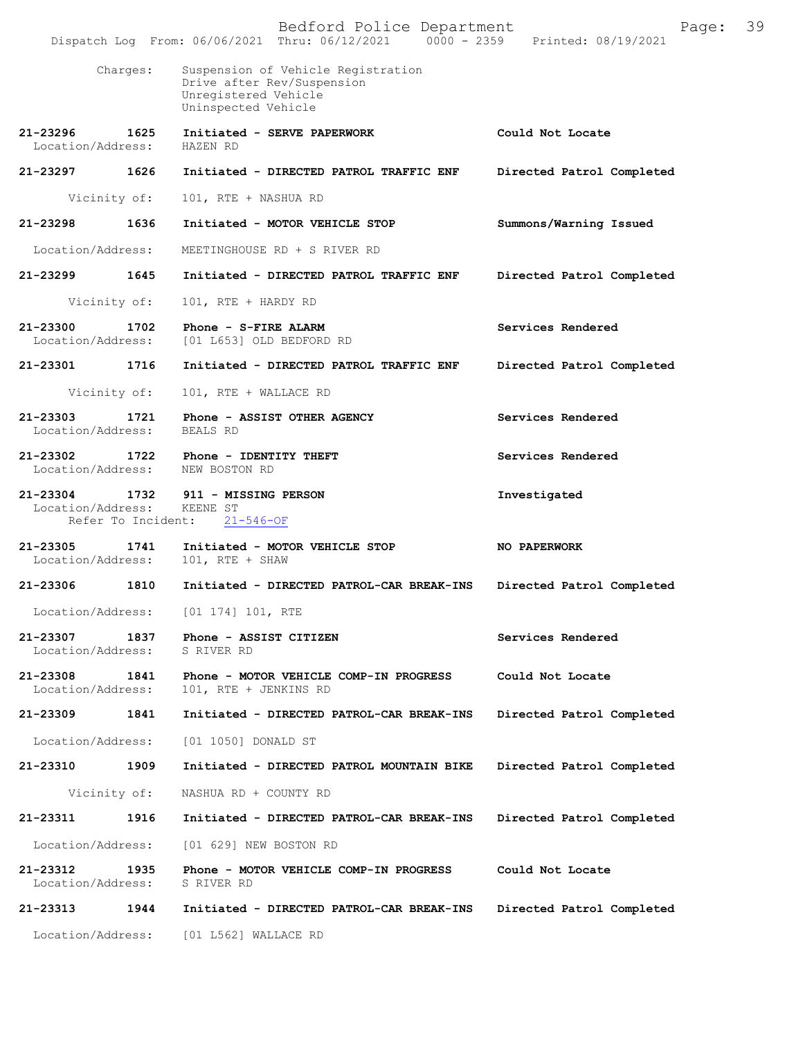Charges: Suspension of Vehicle Registration
Drive after Rev/Suspension
Unregistered Vehicle
Uninspected Vehicle

**21-23296 1625 Initiated - SERVE PAPERWORK** — Could Not Locate
Location/Address: HAZEN RD

**21-23297 1626 Initiated - DIRECTED PATROL TRAFFIC ENF** — Directed Patrol Completed
Vicinity of: 101, RTE + NASHUA RD

**21-23298 1636 Initiated - MOTOR VEHICLE STOP** — Summons/Warning Issued
Location/Address: MEETINGHOUSE RD + S RIVER RD

**21-23299 1645 Initiated - DIRECTED PATROL TRAFFIC ENF** — Directed Patrol Completed
Vicinity of: 101, RTE + HARDY RD

**21-23300 1702 Phone - S-FIRE ALARM** — Services Rendered
Location/Address: [01 L653] OLD BEDFORD RD

**21-23301 1716 Initiated - DIRECTED PATROL TRAFFIC ENF** — Directed Patrol Completed
Vicinity of: 101, RTE + WALLACE RD

**21-23303 1721 Phone - ASSIST OTHER AGENCY** — Services Rendered
Location/Address: BEALS RD

**21-23302 1722 Phone - IDENTITY THEFT** — Services Rendered
Location/Address: NEW BOSTON RD

**21-23304 1732 911 - MISSING PERSON** — Investigated
Location/Address: KEENE ST
Refer To Incident: 21-546-OF

**21-23305 1741 Initiated - MOTOR VEHICLE STOP** — NO PAPERWORK
Location/Address: 101, RTE + SHAW

**21-23306 1810 Initiated - DIRECTED PATROL-CAR BREAK-INS** — Directed Patrol Completed
Location/Address: [01 174] 101, RTE

**21-23307 1837 Phone - ASSIST CITIZEN** — Services Rendered
Location/Address: S RIVER RD

**21-23308 1841 Phone - MOTOR VEHICLE COMP-IN PROGRESS** — Could Not Locate
Location/Address: 101, RTE + JENKINS RD

**21-23309 1841 Initiated - DIRECTED PATROL-CAR BREAK-INS** — Directed Patrol Completed
Location/Address: [01 1050] DONALD ST

**21-23310 1909 Initiated - DIRECTED PATROL MOUNTAIN BIKE** — Directed Patrol Completed
Vicinity of: NASHUA RD + COUNTY RD

**21-23311 1916 Initiated - DIRECTED PATROL-CAR BREAK-INS** — Directed Patrol Completed
Location/Address: [01 629] NEW BOSTON RD

**21-23312 1935 Phone - MOTOR VEHICLE COMP-IN PROGRESS** — Could Not Locate
Location/Address: S RIVER RD

**21-23313 1944 Initiated - DIRECTED PATROL-CAR BREAK-INS** — Directed Patrol Completed
Location/Address: [01 L562] WALLACE RD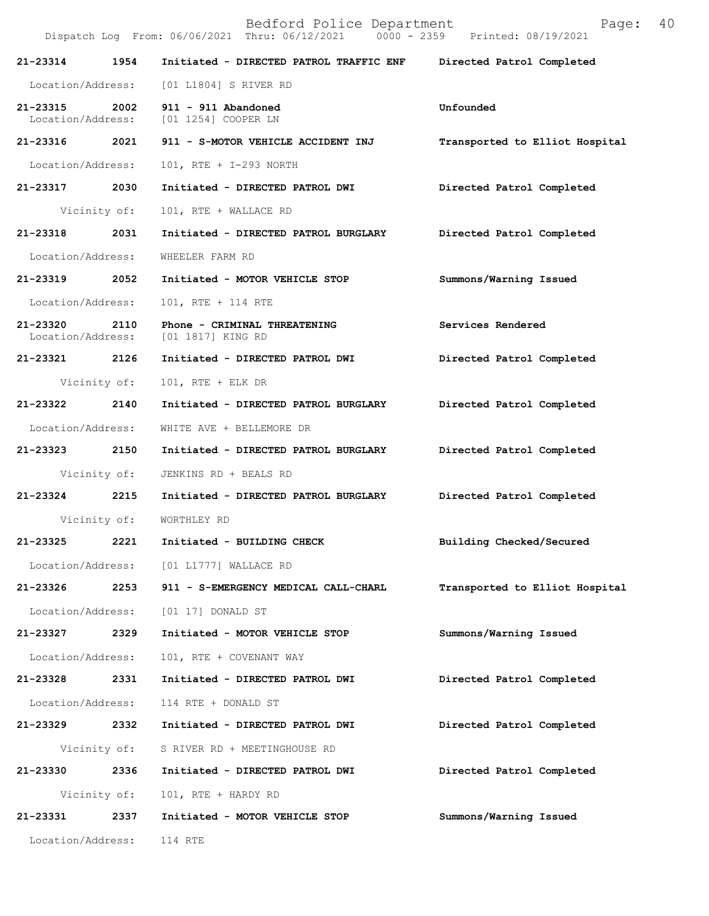Bedford Police Department
Dispatch Log From: 06/06/2021 Thru: 06/12/2021 0000 - 2359 Printed: 08/19/2021

**21-23314 1954 Initiated - DIRECTED PATROL TRAFFIC ENF — Directed Patrol Completed**
Location/Address: [01 L1804] S RIVER RD

**21-23315 2002 911 - 911 Abandoned — Unfounded**
Location/Address: [01 1254] COOPER LN

**21-23316 2021 911 - S-MOTOR VEHICLE ACCIDENT INJ — Transported to Elliot Hospital**
Location/Address: 101, RTE + I-293 NORTH

**21-23317 2030 Initiated - DIRECTED PATROL DWI — Directed Patrol Completed**
Vicinity of: 101, RTE + WALLACE RD

**21-23318 2031 Initiated - DIRECTED PATROL BURGLARY — Directed Patrol Completed**
Location/Address: WHEELER FARM RD

**21-23319 2052 Initiated - MOTOR VEHICLE STOP — Summons/Warning Issued**
Location/Address: 101, RTE + 114 RTE

**21-23320 2110 Phone - CRIMINAL THREATENING — Services Rendered**
Location/Address: [01 1817] KING RD

**21-23321 2126 Initiated - DIRECTED PATROL DWI — Directed Patrol Completed**
Vicinity of: 101, RTE + ELK DR

**21-23322 2140 Initiated - DIRECTED PATROL BURGLARY — Directed Patrol Completed**
Location/Address: WHITE AVE + BELLEMORE DR

**21-23323 2150 Initiated - DIRECTED PATROL BURGLARY — Directed Patrol Completed**
Vicinity of: JENKINS RD + BEALS RD

**21-23324 2215 Initiated - DIRECTED PATROL BURGLARY — Directed Patrol Completed**
Vicinity of: WORTHLEY RD

**21-23325 2221 Initiated - BUILDING CHECK — Building Checked/Secured**
Location/Address: [01 L1777] WALLACE RD

**21-23326 2253 911 - S-EMERGENCY MEDICAL CALL-CHARL — Transported to Elliot Hospital**
Location/Address: [01 17] DONALD ST

**21-23327 2329 Initiated - MOTOR VEHICLE STOP — Summons/Warning Issued**
Location/Address: 101, RTE + COVENANT WAY

**21-23328 2331 Initiated - DIRECTED PATROL DWI — Directed Patrol Completed**
Location/Address: 114 RTE + DONALD ST

**21-23329 2332 Initiated - DIRECTED PATROL DWI — Directed Patrol Completed**
Vicinity of: S RIVER RD + MEETINGHOUSE RD

**21-23330 2336 Initiated - DIRECTED PATROL DWI — Directed Patrol Completed**
Vicinity of: 101, RTE + HARDY RD

**21-23331 2337 Initiated - MOTOR VEHICLE STOP — Summons/Warning Issued**
Location/Address: 114 RTE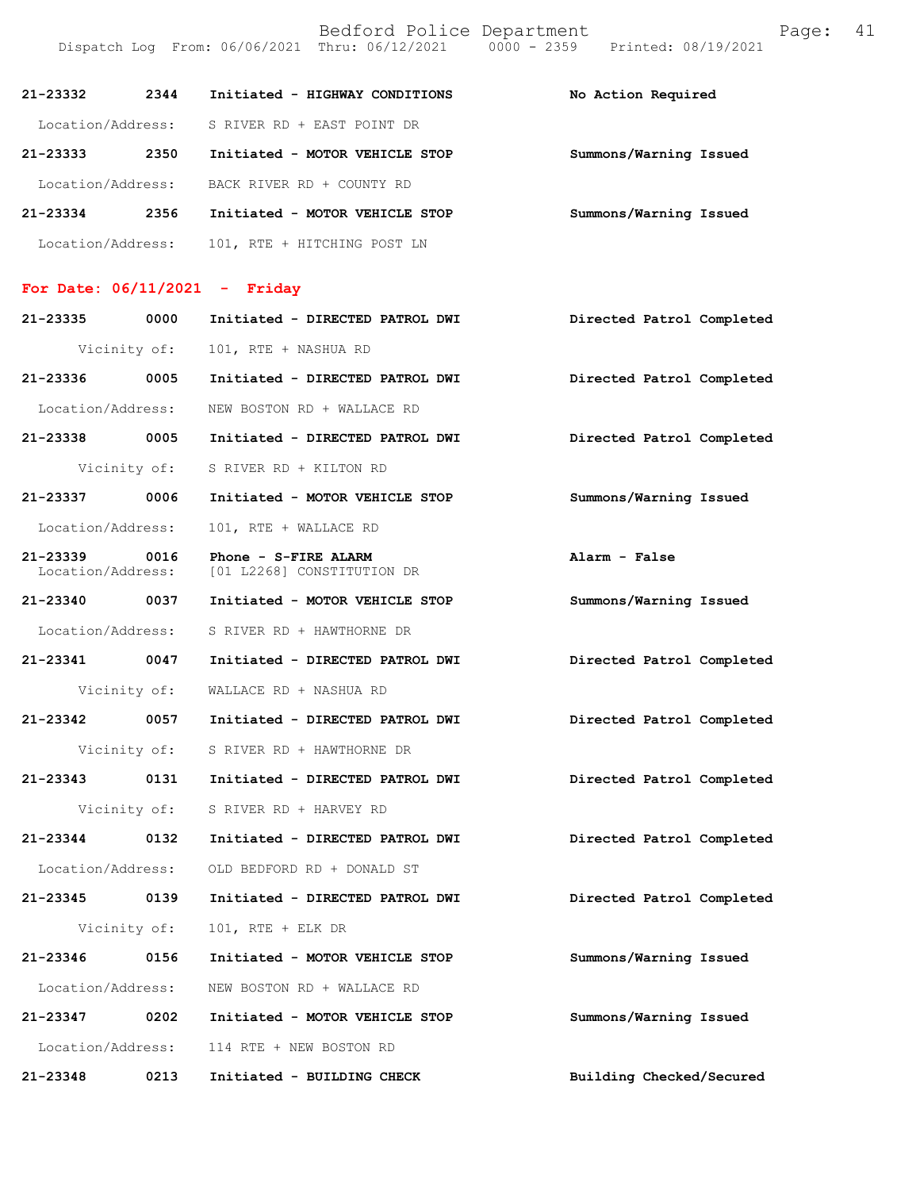**21-23332** 2344 **Initiated - HIGHWAY CONDITIONS** **No Action Required**
Location/Address: S RIVER RD + EAST POINT DR

**21-23333** 2350 **Initiated - MOTOR VEHICLE STOP** **Summons/Warning Issued**
Location/Address: BACK RIVER RD + COUNTY RD

**21-23334** 2356 **Initiated - MOTOR VEHICLE STOP** **Summons/Warning Issued**
Location/Address: 101, RTE + HITCHING POST LN

## For Date: 06/11/2021 - Friday

**21-23335** 0000 **Initiated - DIRECTED PATROL DWI** **Directed Patrol Completed**
Vicinity of: 101, RTE + NASHUA RD

**21-23336** 0005 **Initiated - DIRECTED PATROL DWI** **Directed Patrol Completed**
Location/Address: NEW BOSTON RD + WALLACE RD

**21-23338** 0005 **Initiated - DIRECTED PATROL DWI** **Directed Patrol Completed**
Vicinity of: S RIVER RD + KILTON RD

**21-23337** 0006 **Initiated - MOTOR VEHICLE STOP** **Summons/Warning Issued**
Location/Address: 101, RTE + WALLACE RD

**21-23339** 0016 **Phone - S-FIRE ALARM** **Alarm - False**
Location/Address: [01 L2268] CONSTITUTION DR

**21-23340** 0037 **Initiated - MOTOR VEHICLE STOP** **Summons/Warning Issued**
Location/Address: S RIVER RD + HAWTHORNE DR

**21-23341** 0047 **Initiated - DIRECTED PATROL DWI** **Directed Patrol Completed**
Vicinity of: WALLACE RD + NASHUA RD

**21-23342** 0057 **Initiated - DIRECTED PATROL DWI** **Directed Patrol Completed**
Vicinity of: S RIVER RD + HAWTHORNE DR

**21-23343** 0131 **Initiated - DIRECTED PATROL DWI** **Directed Patrol Completed**
Vicinity of: S RIVER RD + HARVEY RD

**21-23344** 0132 **Initiated - DIRECTED PATROL DWI** **Directed Patrol Completed**
Location/Address: OLD BEDFORD RD + DONALD ST

**21-23345** 0139 **Initiated - DIRECTED PATROL DWI** **Directed Patrol Completed**
Vicinity of: 101, RTE + ELK DR

**21-23346** 0156 **Initiated - MOTOR VEHICLE STOP** **Summons/Warning Issued**
Location/Address: NEW BOSTON RD + WALLACE RD

**21-23347** 0202 **Initiated - MOTOR VEHICLE STOP** **Summons/Warning Issued**
Location/Address: 114 RTE + NEW BOSTON RD

**21-23348** 0213 **Initiated - BUILDING CHECK** **Building Checked/Secured**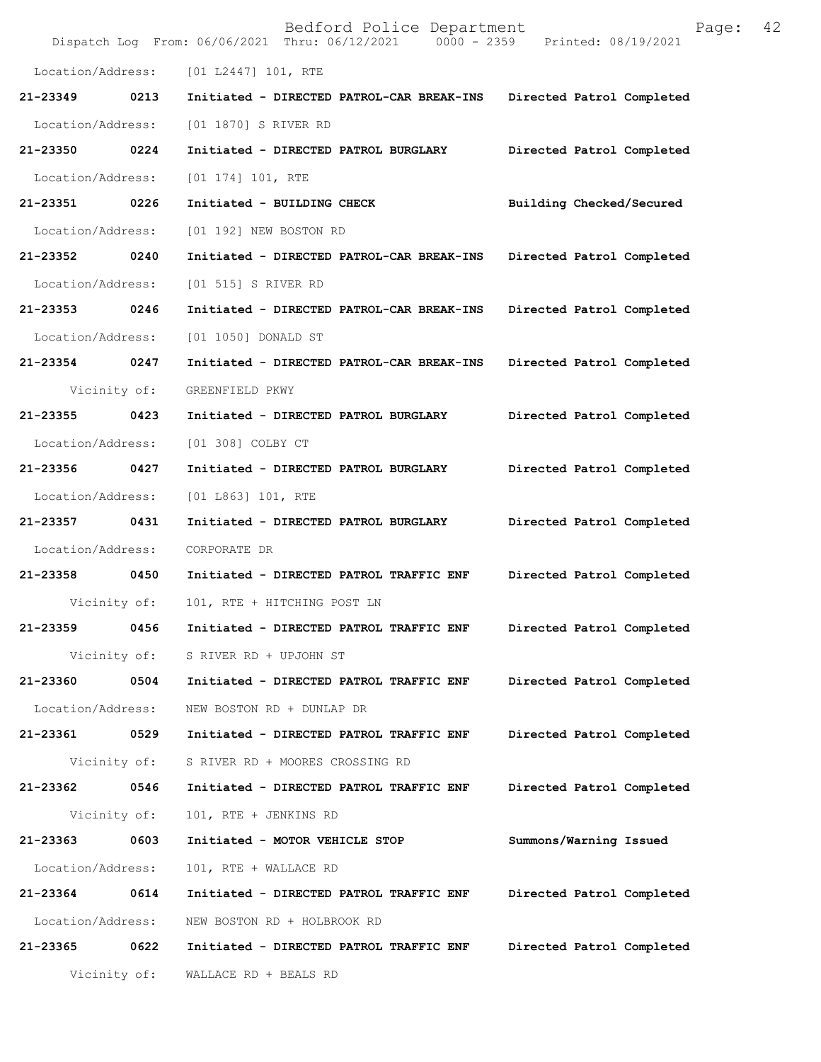Location/Address: [01 L2447] 101, RTE

**21-23349 0213 Initiated - DIRECTED PATROL-CAR BREAK-INS Directed Patrol Completed**

Location/Address: [01 1870] S RIVER RD

**21-23350 0224 Initiated - DIRECTED PATROL BURGLARY Directed Patrol Completed**

Location/Address: [01 174] 101, RTE

**21-23351 0226 Initiated - BUILDING CHECK Building Checked/Secured**

Location/Address: [01 192] NEW BOSTON RD

**21-23352 0240 Initiated - DIRECTED PATROL-CAR BREAK-INS Directed Patrol Completed**

Location/Address: [01 515] S RIVER RD

**21-23353 0246 Initiated - DIRECTED PATROL-CAR BREAK-INS Directed Patrol Completed**

Location/Address: [01 1050] DONALD ST

**21-23354 0247 Initiated - DIRECTED PATROL-CAR BREAK-INS Directed Patrol Completed**

Vicinity of: GREENFIELD PKWY

**21-23355 0423 Initiated - DIRECTED PATROL BURGLARY Directed Patrol Completed**

Location/Address: [01 308] COLBY CT

**21-23356 0427 Initiated - DIRECTED PATROL BURGLARY Directed Patrol Completed**

Location/Address: [01 L863] 101, RTE

**21-23357 0431 Initiated - DIRECTED PATROL BURGLARY Directed Patrol Completed**

Location/Address: CORPORATE DR

**21-23358 0450 Initiated - DIRECTED PATROL TRAFFIC ENF Directed Patrol Completed**

Vicinity of: 101, RTE + HITCHING POST LN

**21-23359 0456 Initiated - DIRECTED PATROL TRAFFIC ENF Directed Patrol Completed**

Vicinity of: S RIVER RD + UPJOHN ST

**21-23360 0504 Initiated - DIRECTED PATROL TRAFFIC ENF Directed Patrol Completed**

Location/Address: NEW BOSTON RD + DUNLAP DR

**21-23361 0529 Initiated - DIRECTED PATROL TRAFFIC ENF Directed Patrol Completed**

Vicinity of: S RIVER RD + MOORES CROSSING RD

**21-23362 0546 Initiated - DIRECTED PATROL TRAFFIC ENF Directed Patrol Completed**

Vicinity of: 101, RTE + JENKINS RD

**21-23363 0603 Initiated - MOTOR VEHICLE STOP Summons/Warning Issued**

Location/Address: 101, RTE + WALLACE RD

**21-23364 0614 Initiated - DIRECTED PATROL TRAFFIC ENF Directed Patrol Completed**

Location/Address: NEW BOSTON RD + HOLBROOK RD

**21-23365 0622 Initiated - DIRECTED PATROL TRAFFIC ENF Directed Patrol Completed**

Vicinity of: WALLACE RD + BEALS RD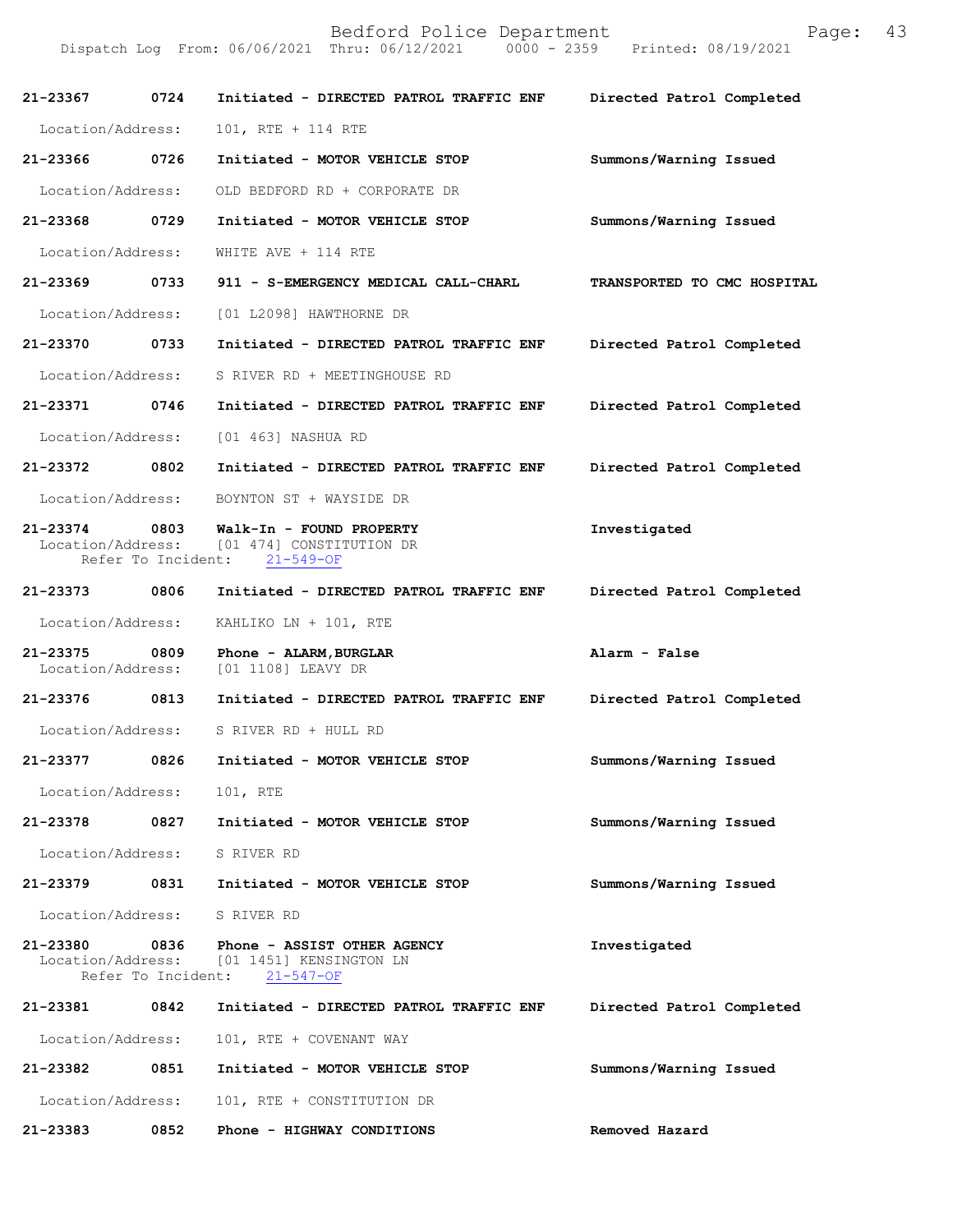Bedford Police Department
Dispatch Log From: 06/06/2021 Thru: 06/12/2021 0000 - 2359 Printed: 08/19/2021

| Call Number | Time | Call Reason | Action |
|---|---|---|---|
| **21-23367** | **0724** | **Initiated - DIRECTED PATROL TRAFFIC ENF** | **Directed Patrol Completed** |
| Location/Address: | | 101, RTE + 114 RTE | |
| **21-23366** | **0726** | **Initiated - MOTOR VEHICLE STOP** | **Summons/Warning Issued** |
| Location/Address: | | OLD BEDFORD RD + CORPORATE DR | |
| **21-23368** | **0729** | **Initiated - MOTOR VEHICLE STOP** | **Summons/Warning Issued** |
| Location/Address: | | WHITE AVE + 114 RTE | |
| **21-23369** | **0733** | **911 - S-EMERGENCY MEDICAL CALL-CHARL** | **TRANSPORTED TO CMC HOSPITAL** |
| Location/Address: | | [01 L2098] HAWTHORNE DR | |
| **21-23370** | **0733** | **Initiated - DIRECTED PATROL TRAFFIC ENF** | **Directed Patrol Completed** |
| Location/Address: | | S RIVER RD + MEETINGHOUSE RD | |
| **21-23371** | **0746** | **Initiated - DIRECTED PATROL TRAFFIC ENF** | **Directed Patrol Completed** |
| Location/Address: | | [01 463] NASHUA RD | |
| **21-23372** | **0802** | **Initiated - DIRECTED PATROL TRAFFIC ENF** | **Directed Patrol Completed** |
| Location/Address: | | BOYNTON ST + WAYSIDE DR | |
| **21-23374** | **0803** | **Walk-In - FOUND PROPERTY** | **Investigated** |
| Location/Address: | | [01 474] CONSTITUTION DR | |
| Refer To Incident: | | 21-549-OF | |
| **21-23373** | **0806** | **Initiated - DIRECTED PATROL TRAFFIC ENF** | **Directed Patrol Completed** |
| Location/Address: | | KAHLIKO LN + 101, RTE | |
| **21-23375** | **0809** | **Phone - ALARM,BURGLAR** | **Alarm - False** |
| Location/Address: | | [01 1108] LEAVY DR | |
| **21-23376** | **0813** | **Initiated - DIRECTED PATROL TRAFFIC ENF** | **Directed Patrol Completed** |
| Location/Address: | | S RIVER RD + HULL RD | |
| **21-23377** | **0826** | **Initiated - MOTOR VEHICLE STOP** | **Summons/Warning Issued** |
| Location/Address: | | 101, RTE | |
| **21-23378** | **0827** | **Initiated - MOTOR VEHICLE STOP** | **Summons/Warning Issued** |
| Location/Address: | | S RIVER RD | |
| **21-23379** | **0831** | **Initiated - MOTOR VEHICLE STOP** | **Summons/Warning Issued** |
| Location/Address: | | S RIVER RD | |
| **21-23380** | **0836** | **Phone - ASSIST OTHER AGENCY** | **Investigated** |
| Location/Address: | | [01 1451] KENSINGTON LN | |
| Refer To Incident: | | 21-547-OF | |
| **21-23381** | **0842** | **Initiated - DIRECTED PATROL TRAFFIC ENF** | **Directed Patrol Completed** |
| Location/Address: | | 101, RTE + COVENANT WAY | |
| **21-23382** | **0851** | **Initiated - MOTOR VEHICLE STOP** | **Summons/Warning Issued** |
| Location/Address: | | 101, RTE + CONSTITUTION DR | |
| **21-23383** | **0852** | **Phone - HIGHWAY CONDITIONS** | **Removed Hazard** |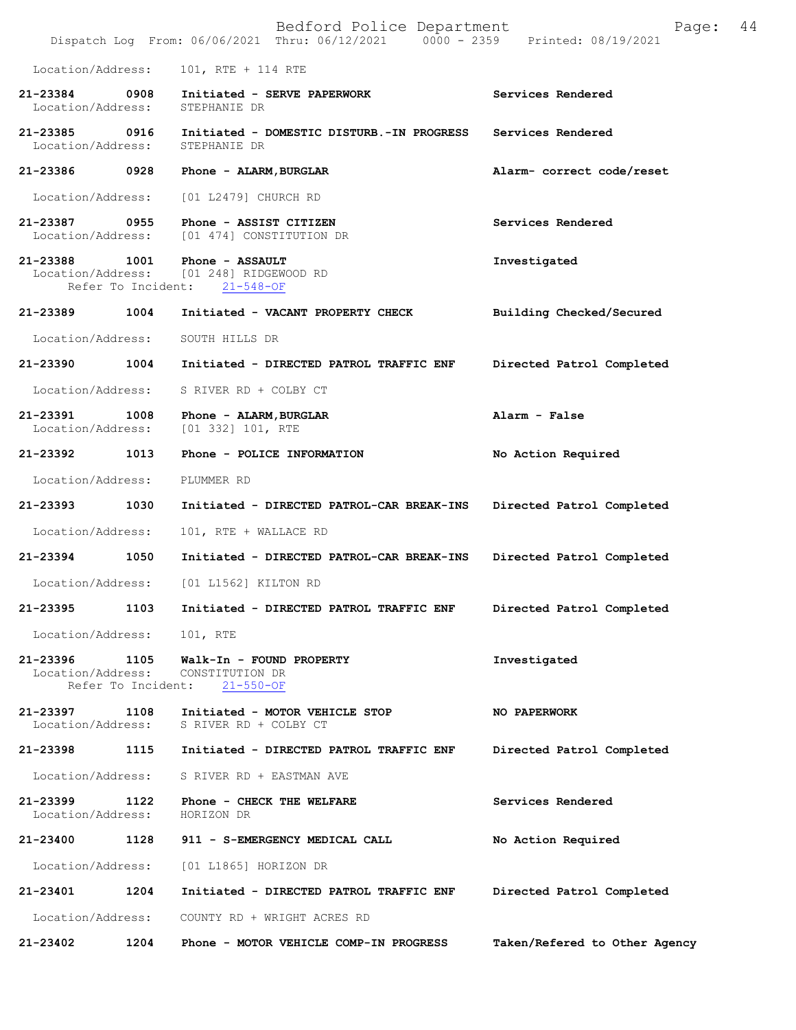Location/Address: 101, RTE + 114 RTE

**21-23384 0908 Initiated - SERVE PAPERWORK** **Services Rendered**
Location/Address: STEPHANIE DR

**21-23385 0916 Initiated - DOMESTIC DISTURB.-IN PROGRESS** **Services Rendered**
Location/Address: STEPHANIE DR

**21-23386 0928 Phone - ALARM,BURGLAR** **Alarm- correct code/reset**
Location/Address: [01 L2479] CHURCH RD

**21-23387 0955 Phone - ASSIST CITIZEN** **Services Rendered**
Location/Address: [01 474] CONSTITUTION DR

**21-23388 1001 Phone - ASSAULT** **Investigated**
Location/Address: [01 248] RIDGEWOOD RD
Refer To Incident: 21-548-OF

**21-23389 1004 Initiated - VACANT PROPERTY CHECK** **Building Checked/Secured**
Location/Address: SOUTH HILLS DR

**21-23390 1004 Initiated - DIRECTED PATROL TRAFFIC ENF** **Directed Patrol Completed**
Location/Address: S RIVER RD + COLBY CT

**21-23391 1008 Phone - ALARM,BURGLAR** **Alarm - False**
Location/Address: [01 332] 101, RTE

**21-23392 1013 Phone - POLICE INFORMATION** **No Action Required**
Location/Address: PLUMMER RD

**21-23393 1030 Initiated - DIRECTED PATROL-CAR BREAK-INS** **Directed Patrol Completed**
Location/Address: 101, RTE + WALLACE RD

**21-23394 1050 Initiated - DIRECTED PATROL-CAR BREAK-INS** **Directed Patrol Completed**
Location/Address: [01 L1562] KILTON RD

**21-23395 1103 Initiated - DIRECTED PATROL TRAFFIC ENF** **Directed Patrol Completed**
Location/Address: 101, RTE

**21-23396 1105 Walk-In - FOUND PROPERTY** **Investigated**
Location/Address: CONSTITUTION DR
Refer To Incident: 21-550-OF

**21-23397 1108 Initiated - MOTOR VEHICLE STOP** **NO PAPERWORK**
Location/Address: S RIVER RD + COLBY CT

**21-23398 1115 Initiated - DIRECTED PATROL TRAFFIC ENF** **Directed Patrol Completed**
Location/Address: S RIVER RD + EASTMAN AVE

**21-23399 1122 Phone - CHECK THE WELFARE** **Services Rendered**
Location/Address: HORIZON DR

**21-23400 1128 911 - S-EMERGENCY MEDICAL CALL** **No Action Required**
Location/Address: [01 L1865] HORIZON DR

**21-23401 1204 Initiated - DIRECTED PATROL TRAFFIC ENF** **Directed Patrol Completed**
Location/Address: COUNTY RD + WRIGHT ACRES RD

**21-23402 1204 Phone - MOTOR VEHICLE COMP-IN PROGRESS** **Taken/Refered to Other Agency**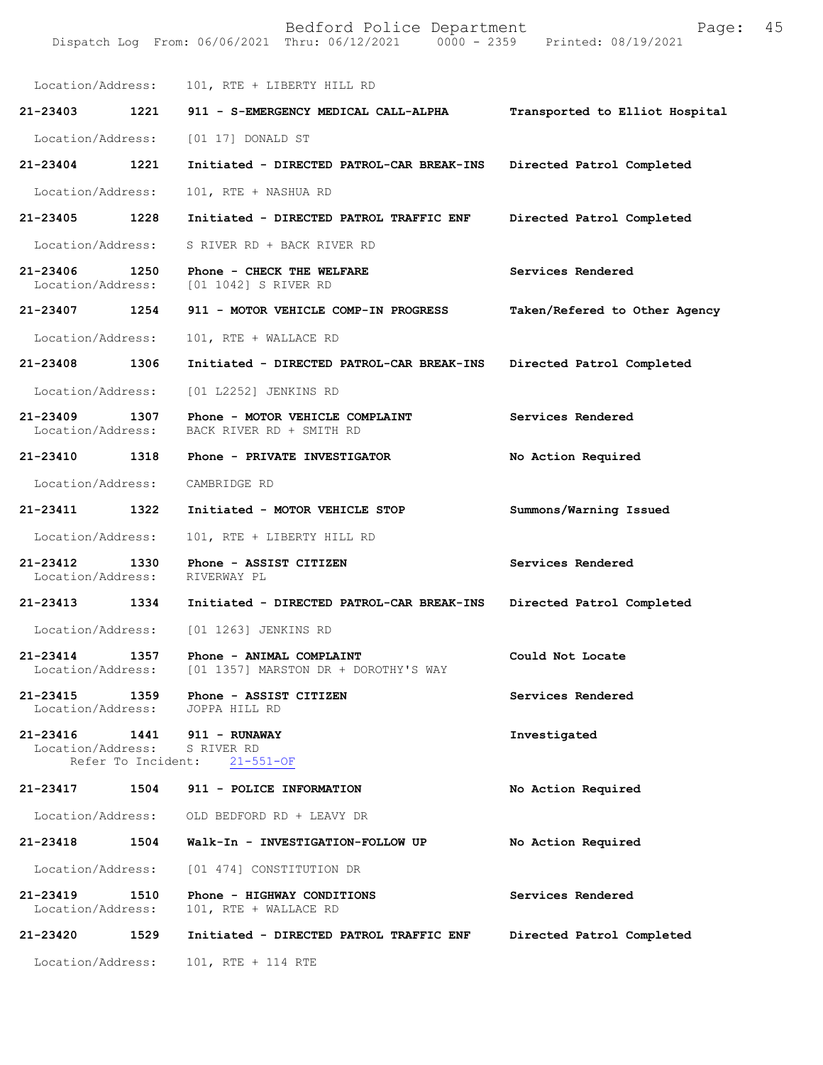Location/Address: 101, RTE + LIBERTY HILL RD

**21-23403 1221 911 - S-EMERGENCY MEDICAL CALL-ALPHA** **Transported to Elliot Hospital**
Location/Address: [01 17] DONALD ST

**21-23404 1221 Initiated - DIRECTED PATROL-CAR BREAK-INS** **Directed Patrol Completed**
Location/Address: 101, RTE + NASHUA RD

**21-23405 1228 Initiated - DIRECTED PATROL TRAFFIC ENF** **Directed Patrol Completed**
Location/Address: S RIVER RD + BACK RIVER RD

**21-23406 1250 Phone - CHECK THE WELFARE** **Services Rendered**
Location/Address: [01 1042] S RIVER RD

**21-23407 1254 911 - MOTOR VEHICLE COMP-IN PROGRESS** **Taken/Refered to Other Agency**
Location/Address: 101, RTE + WALLACE RD

**21-23408 1306 Initiated - DIRECTED PATROL-CAR BREAK-INS** **Directed Patrol Completed**
Location/Address: [01 L2252] JENKINS RD

**21-23409 1307 Phone - MOTOR VEHICLE COMPLAINT** **Services Rendered**
Location/Address: BACK RIVER RD + SMITH RD

**21-23410 1318 Phone - PRIVATE INVESTIGATOR** **No Action Required**
Location/Address: CAMBRIDGE RD

**21-23411 1322 Initiated - MOTOR VEHICLE STOP** **Summons/Warning Issued**
Location/Address: 101, RTE + LIBERTY HILL RD

**21-23412 1330 Phone - ASSIST CITIZEN** **Services Rendered**
Location/Address: RIVERWAY PL

**21-23413 1334 Initiated - DIRECTED PATROL-CAR BREAK-INS** **Directed Patrol Completed**
Location/Address: [01 1263] JENKINS RD

**21-23414 1357 Phone - ANIMAL COMPLAINT** **Could Not Locate**
Location/Address: [01 1357] MARSTON DR + DOROTHY'S WAY

**21-23415 1359 Phone - ASSIST CITIZEN** **Services Rendered**
Location/Address: JOPPA HILL RD

**21-23416 1441 911 - RUNAWAY** **Investigated**
Location/Address: S RIVER RD
Refer To Incident: 21-551-OF

**21-23417 1504 911 - POLICE INFORMATION** **No Action Required**
Location/Address: OLD BEDFORD RD + LEAVY DR

**21-23418 1504 Walk-In - INVESTIGATION-FOLLOW UP** **No Action Required**
Location/Address: [01 474] CONSTITUTION DR

**21-23419 1510 Phone - HIGHWAY CONDITIONS** **Services Rendered**
Location/Address: 101, RTE + WALLACE RD

**21-23420 1529 Initiated - DIRECTED PATROL TRAFFIC ENF** **Directed Patrol Completed**
Location/Address: 101, RTE + 114 RTE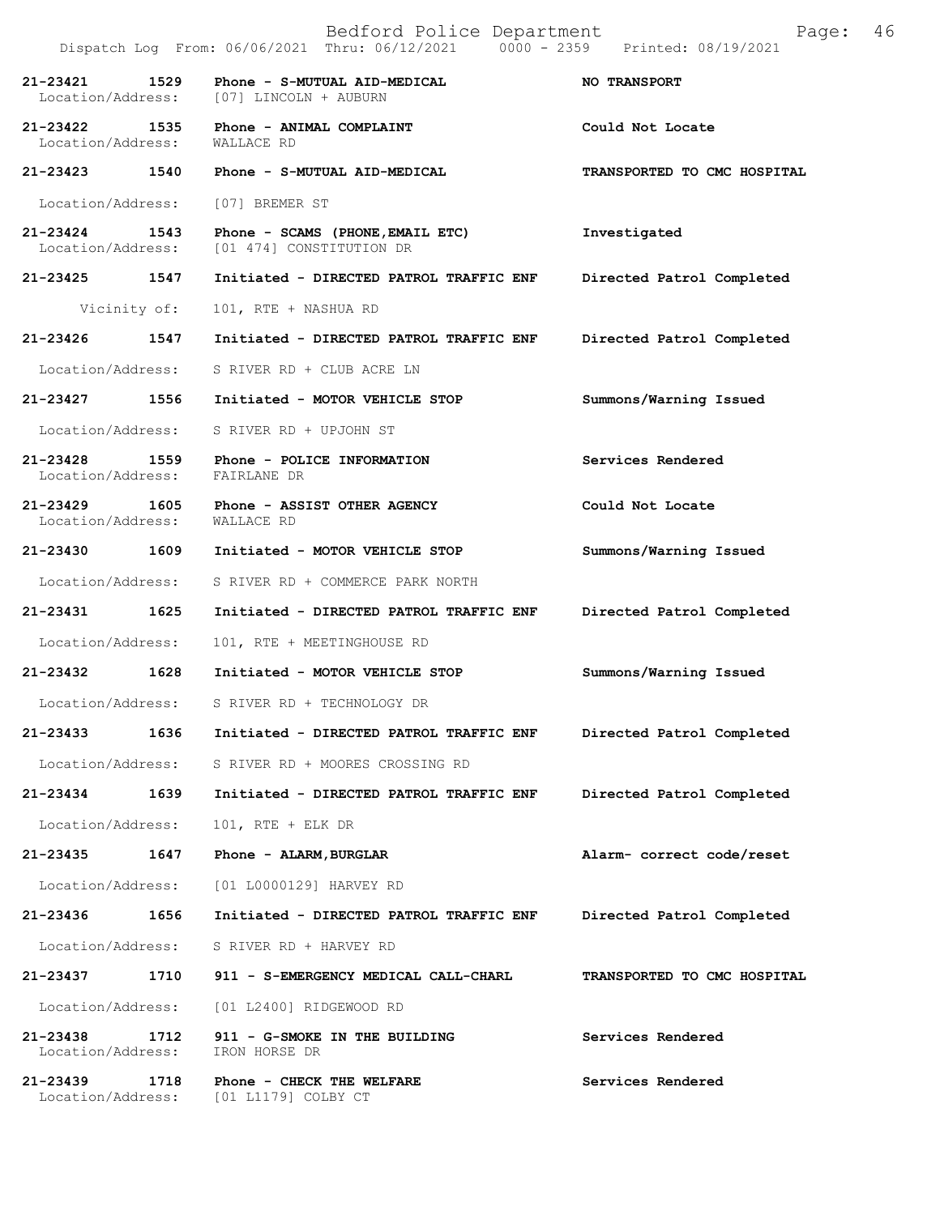Bedford Police Department
Dispatch Log From: 06/06/2021 Thru: 06/12/2021 0000 - 2359 Printed: 08/19/2021

| Call # | Time | Call Type | Disposition |
|---|---|---|---|
| 21-23421 | 1529 | Phone - S-MUTUAL AID-MEDICAL | NO TRANSPORT |
| Location/Address: | | [07] LINCOLN + AUBURN | |
| 21-23422 | 1535 | Phone - ANIMAL COMPLAINT | Could Not Locate |
| Location/Address: | | WALLACE RD | |
| 21-23423 | 1540 | Phone - S-MUTUAL AID-MEDICAL | TRANSPORTED TO CMC HOSPITAL |
| Location/Address: | | [07] BREMER ST | |
| 21-23424 | 1543 | Phone - SCAMS (PHONE,EMAIL ETC) | Investigated |
| Location/Address: | | [01 474] CONSTITUTION DR | |
| 21-23425 | 1547 | Initiated - DIRECTED PATROL TRAFFIC ENF | Directed Patrol Completed |
| Vicinity of: | | 101, RTE + NASHUA RD | |
| 21-23426 | 1547 | Initiated - DIRECTED PATROL TRAFFIC ENF | Directed Patrol Completed |
| Location/Address: | | S RIVER RD + CLUB ACRE LN | |
| 21-23427 | 1556 | Initiated - MOTOR VEHICLE STOP | Summons/Warning Issued |
| Location/Address: | | S RIVER RD + UPJOHN ST | |
| 21-23428 | 1559 | Phone - POLICE INFORMATION | Services Rendered |
| Location/Address: | | FAIRLANE DR | |
| 21-23429 | 1605 | Phone - ASSIST OTHER AGENCY | Could Not Locate |
| Location/Address: | | WALLACE RD | |
| 21-23430 | 1609 | Initiated - MOTOR VEHICLE STOP | Summons/Warning Issued |
| Location/Address: | | S RIVER RD + COMMERCE PARK NORTH | |
| 21-23431 | 1625 | Initiated - DIRECTED PATROL TRAFFIC ENF | Directed Patrol Completed |
| Location/Address: | | 101, RTE + MEETINGHOUSE RD | |
| 21-23432 | 1628 | Initiated - MOTOR VEHICLE STOP | Summons/Warning Issued |
| Location/Address: | | S RIVER RD + TECHNOLOGY DR | |
| 21-23433 | 1636 | Initiated - DIRECTED PATROL TRAFFIC ENF | Directed Patrol Completed |
| Location/Address: | | S RIVER RD + MOORES CROSSING RD | |
| 21-23434 | 1639 | Initiated - DIRECTED PATROL TRAFFIC ENF | Directed Patrol Completed |
| Location/Address: | | 101, RTE + ELK DR | |
| 21-23435 | 1647 | Phone - ALARM,BURGLAR | Alarm- correct code/reset |
| Location/Address: | | [01 L0000129] HARVEY RD | |
| 21-23436 | 1656 | Initiated - DIRECTED PATROL TRAFFIC ENF | Directed Patrol Completed |
| Location/Address: | | S RIVER RD + HARVEY RD | |
| 21-23437 | 1710 | 911 - S-EMERGENCY MEDICAL CALL-CHARL | TRANSPORTED TO CMC HOSPITAL |
| Location/Address: | | [01 L2400] RIDGEWOOD RD | |
| 21-23438 | 1712 | 911 - G-SMOKE IN THE BUILDING | Services Rendered |
| Location/Address: | | IRON HORSE DR | |
| 21-23439 | 1718 | Phone - CHECK THE WELFARE | Services Rendered |
| Location/Address: | | [01 L1179] COLBY CT | |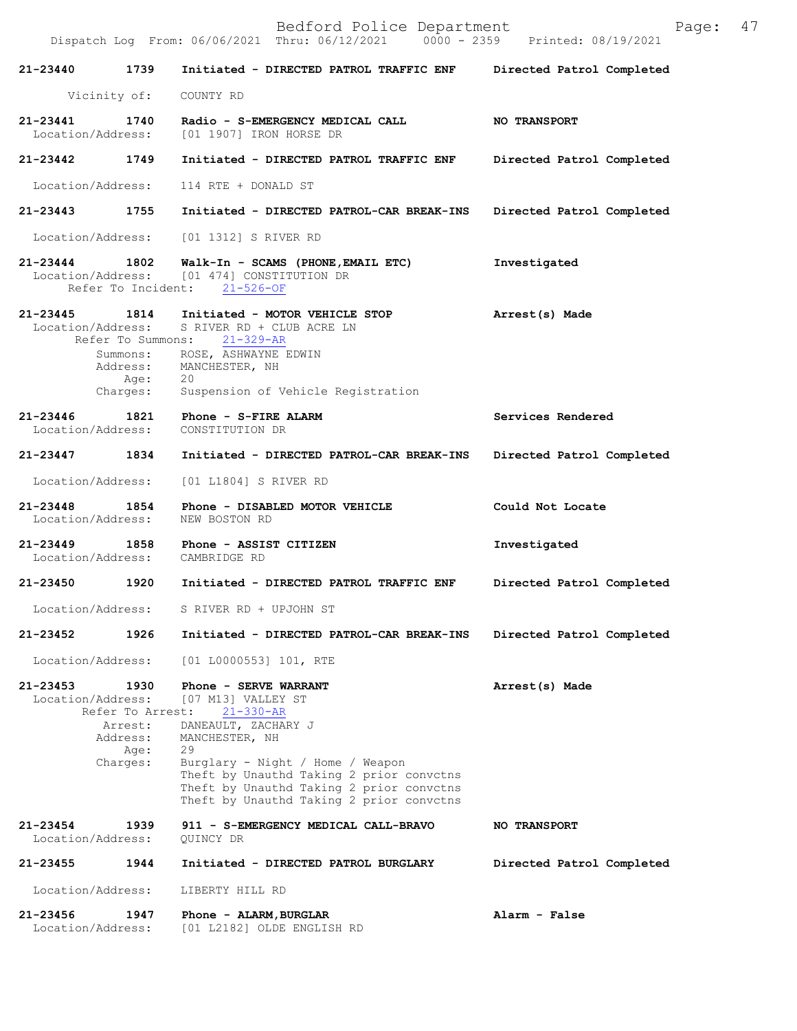**21-23440 1739 Initiated - DIRECTED PATROL TRAFFIC ENF** — **Directed Patrol Completed**

Vicinity of: COUNTY RD

**21-23441 1740 Radio - S-EMERGENCY MEDICAL CALL** — **NO TRANSPORT**

Location/Address: [01 1907] IRON HORSE DR

**21-23442 1749 Initiated - DIRECTED PATROL TRAFFIC ENF** — **Directed Patrol Completed**

Location/Address: 114 RTE + DONALD ST

**21-23443 1755 Initiated - DIRECTED PATROL-CAR BREAK-INS** — **Directed Patrol Completed**

Location/Address: [01 1312] S RIVER RD

**21-23444 1802 Walk-In - SCAMS (PHONE,EMAIL ETC)** — **Investigated**

Location/Address: [01 474] CONSTITUTION DR
Refer To Incident: 21-526-OF

**21-23445 1814 Initiated - MOTOR VEHICLE STOP** — **Arrest(s) Made**

Location/Address: S RIVER RD + CLUB ACRE LN
Refer To Summons: 21-329-AR
Summons: ROSE, ASHWAYNE EDWIN
Address: MANCHESTER, NH
Age: 20
Charges: Suspension of Vehicle Registration

**21-23446 1821 Phone - S-FIRE ALARM** — **Services Rendered**

Location/Address: CONSTITUTION DR

**21-23447 1834 Initiated - DIRECTED PATROL-CAR BREAK-INS** — **Directed Patrol Completed**

Location/Address: [01 L1804] S RIVER RD

**21-23448 1854 Phone - DISABLED MOTOR VEHICLE** — **Could Not Locate**

Location/Address: NEW BOSTON RD

**21-23449 1858 Phone - ASSIST CITIZEN** — **Investigated**

Location/Address: CAMBRIDGE RD

**21-23450 1920 Initiated - DIRECTED PATROL TRAFFIC ENF** — **Directed Patrol Completed**

Location/Address: S RIVER RD + UPJOHN ST

**21-23452 1926 Initiated - DIRECTED PATROL-CAR BREAK-INS** — **Directed Patrol Completed**

Location/Address: [01 L0000553] 101, RTE

**21-23453 1930 Phone - SERVE WARRANT** — **Arrest(s) Made**

Location/Address: [07 M13] VALLEY ST
Refer To Arrest: 21-330-AR
Arrest: DANEAULT, ZACHARY J
Address: MANCHESTER, NH
Age: 29
Charges: Burglary - Night / Home / Weapon
Theft by Unauthd Taking 2 prior convctns
Theft by Unauthd Taking 2 prior convctns
Theft by Unauthd Taking 2 prior convctns

**21-23454 1939 911 - S-EMERGENCY MEDICAL CALL-BRAVO** — **NO TRANSPORT**

Location/Address: QUINCY DR

**21-23455 1944 Initiated - DIRECTED PATROL BURGLARY** — **Directed Patrol Completed**

Location/Address: LIBERTY HILL RD

**21-23456 1947 Phone - ALARM,BURGLAR** — **Alarm - False**

Location/Address: [01 L2182] OLDE ENGLISH RD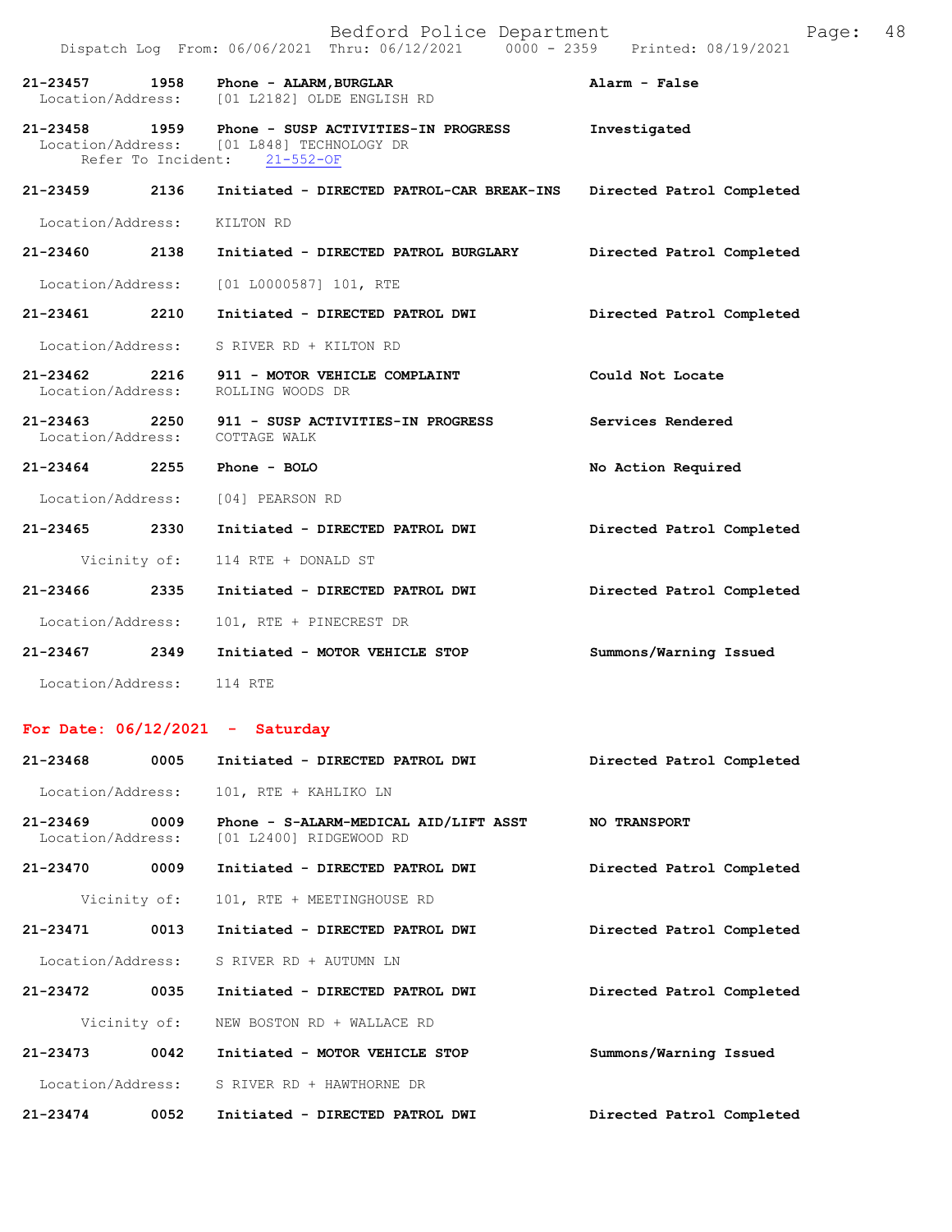| Call # | Time | Call Reason | Action |
|---|---|---|---|
| 21-23457 | 1958 | Phone - ALARM,BURGLAR | Alarm - False |
| | | Location/Address: [01 L2182] OLDE ENGLISH RD | |
| 21-23458 | 1959 | Phone - SUSP ACTIVITIES-IN PROGRESS | Investigated |
| | | Location/Address: [01 L848] TECHNOLOGY DR | |
| | | Refer To Incident: 21-552-OF | |
| 21-23459 | 2136 | Initiated - DIRECTED PATROL-CAR BREAK-INS | Directed Patrol Completed |
| | | Location/Address: KILTON RD | |
| 21-23460 | 2138 | Initiated - DIRECTED PATROL BURGLARY | Directed Patrol Completed |
| | | Location/Address: [01 L0000587] 101, RTE | |
| 21-23461 | 2210 | Initiated - DIRECTED PATROL DWI | Directed Patrol Completed |
| | | Location/Address: S RIVER RD + KILTON RD | |
| 21-23462 | 2216 | 911 - MOTOR VEHICLE COMPLAINT | Could Not Locate |
| | | Location/Address: ROLLING WOODS DR | |
| 21-23463 | 2250 | 911 - SUSP ACTIVITIES-IN PROGRESS | Services Rendered |
| | | Location/Address: COTTAGE WALK | |
| 21-23464 | 2255 | Phone - BOLO | No Action Required |
| | | Location/Address: [04] PEARSON RD | |
| 21-23465 | 2330 | Initiated - DIRECTED PATROL DWI | Directed Patrol Completed |
| | | Vicinity of: 114 RTE + DONALD ST | |
| 21-23466 | 2335 | Initiated - DIRECTED PATROL DWI | Directed Patrol Completed |
| | | Location/Address: 101, RTE + PINECREST DR | |
| 21-23467 | 2349 | Initiated - MOTOR VEHICLE STOP | Summons/Warning Issued |
| | | Location/Address: 114 RTE | |

**For Date: 06/12/2021 - Saturday**

| Call # | Time | Call Reason | Action |
|---|---|---|---|
| 21-23468 | 0005 | Initiated - DIRECTED PATROL DWI | Directed Patrol Completed |
| | | Location/Address: 101, RTE + KAHLIKO LN | |
| 21-23469 | 0009 | Phone - S-ALARM-MEDICAL AID/LIFT ASST | NO TRANSPORT |
| | | Location/Address: [01 L2400] RIDGEWOOD RD | |
| 21-23470 | 0009 | Initiated - DIRECTED PATROL DWI | Directed Patrol Completed |
| | | Vicinity of: 101, RTE + MEETINGHOUSE RD | |
| 21-23471 | 0013 | Initiated - DIRECTED PATROL DWI | Directed Patrol Completed |
| | | Location/Address: S RIVER RD + AUTUMN LN | |
| 21-23472 | 0035 | Initiated - DIRECTED PATROL DWI | Directed Patrol Completed |
| | | Vicinity of: NEW BOSTON RD + WALLACE RD | |
| 21-23473 | 0042 | Initiated - MOTOR VEHICLE STOP | Summons/Warning Issued |
| | | Location/Address: S RIVER RD + HAWTHORNE DR | |
| 21-23474 | 0052 | Initiated - DIRECTED PATROL DWI | Directed Patrol Completed |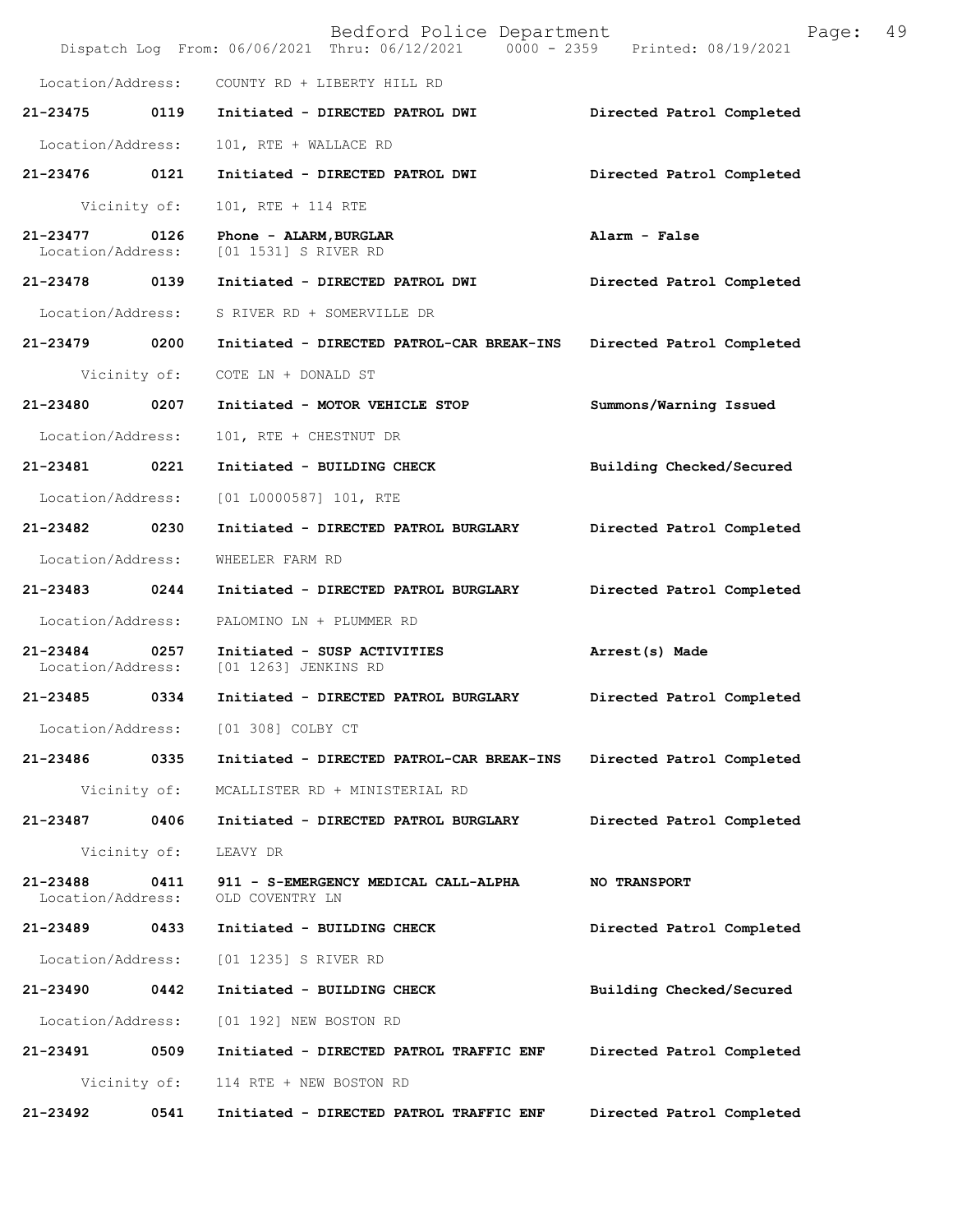Location/Address: COUNTY RD + LIBERTY HILL RD

| Call | Time | Type | Disposition |
|---|---|---|---|
| 21-23475 | 0119 | Initiated - DIRECTED PATROL DWI | Directed Patrol Completed |
| Location/Address: | | 101, RTE + WALLACE RD | |
| 21-23476 | 0121 | Initiated - DIRECTED PATROL DWI | Directed Patrol Completed |
| Vicinity of: | | 101, RTE + 114 RTE | |
| 21-23477 | 0126 | Phone - ALARM,BURGLAR | Alarm - False |
| Location/Address: | | [01 1531] S RIVER RD | |
| 21-23478 | 0139 | Initiated - DIRECTED PATROL DWI | Directed Patrol Completed |
| Location/Address: | | S RIVER RD + SOMERVILLE DR | |
| 21-23479 | 0200 | Initiated - DIRECTED PATROL-CAR BREAK-INS | Directed Patrol Completed |
| Vicinity of: | | COTE LN + DONALD ST | |
| 21-23480 | 0207 | Initiated - MOTOR VEHICLE STOP | Summons/Warning Issued |
| Location/Address: | | 101, RTE + CHESTNUT DR | |
| 21-23481 | 0221 | Initiated - BUILDING CHECK | Building Checked/Secured |
| Location/Address: | | [01 L0000587] 101, RTE | |
| 21-23482 | 0230 | Initiated - DIRECTED PATROL BURGLARY | Directed Patrol Completed |
| Location/Address: | | WHEELER FARM RD | |
| 21-23483 | 0244 | Initiated - DIRECTED PATROL BURGLARY | Directed Patrol Completed |
| Location/Address: | | PALOMINO LN + PLUMMER RD | |
| 21-23484 | 0257 | Initiated - SUSP ACTIVITIES | Arrest(s) Made |
| Location/Address: | | [01 1263] JENKINS RD | |
| 21-23485 | 0334 | Initiated - DIRECTED PATROL BURGLARY | Directed Patrol Completed |
| Location/Address: | | [01 308] COLBY CT | |
| 21-23486 | 0335 | Initiated - DIRECTED PATROL-CAR BREAK-INS | Directed Patrol Completed |
| Vicinity of: | | MCALLISTER RD + MINISTERIAL RD | |
| 21-23487 | 0406 | Initiated - DIRECTED PATROL BURGLARY | Directed Patrol Completed |
| Vicinity of: | | LEAVY DR | |
| 21-23488 | 0411 | 911 - S-EMERGENCY MEDICAL CALL-ALPHA | NO TRANSPORT |
| Location/Address: | | OLD COVENTRY LN | |
| 21-23489 | 0433 | Initiated - BUILDING CHECK | Directed Patrol Completed |
| Location/Address: | | [01 1235] S RIVER RD | |
| 21-23490 | 0442 | Initiated - BUILDING CHECK | Building Checked/Secured |
| Location/Address: | | [01 192] NEW BOSTON RD | |
| 21-23491 | 0509 | Initiated - DIRECTED PATROL TRAFFIC ENF | Directed Patrol Completed |
| Vicinity of: | | 114 RTE + NEW BOSTON RD | |
| 21-23492 | 0541 | Initiated - DIRECTED PATROL TRAFFIC ENF | Directed Patrol Completed |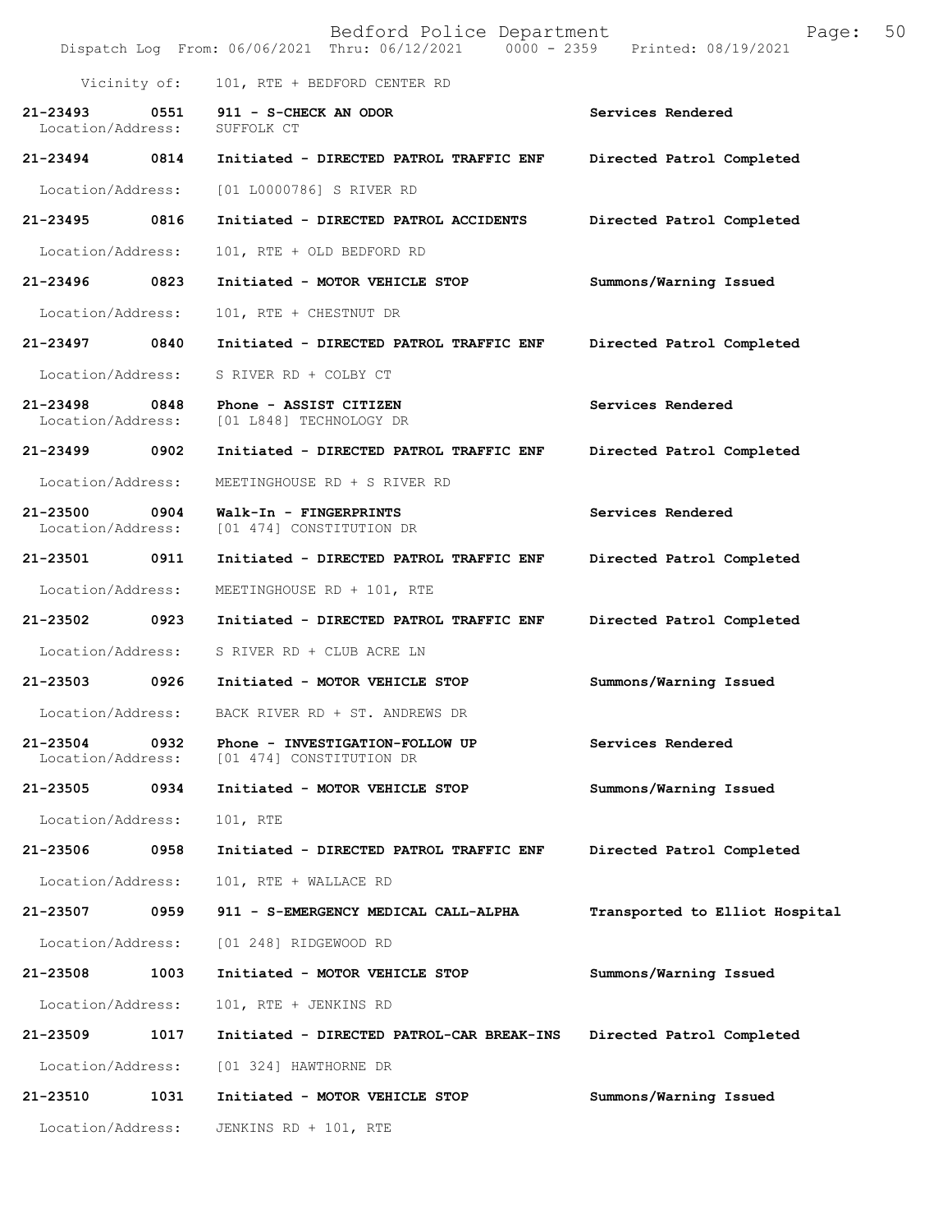Vicinity of: 101, RTE + BEDFORD CENTER RD

**21-23493 0551 911 - S-CHECK AN ODOR** **Services Rendered**
Location/Address: SUFFOLK CT

**21-23494 0814 Initiated - DIRECTED PATROL TRAFFIC ENF** **Directed Patrol Completed**
Location/Address: [01 L0000786] S RIVER RD

**21-23495 0816 Initiated - DIRECTED PATROL ACCIDENTS** **Directed Patrol Completed**
Location/Address: 101, RTE + OLD BEDFORD RD

**21-23496 0823 Initiated - MOTOR VEHICLE STOP** **Summons/Warning Issued**
Location/Address: 101, RTE + CHESTNUT DR

**21-23497 0840 Initiated - DIRECTED PATROL TRAFFIC ENF** **Directed Patrol Completed**
Location/Address: S RIVER RD + COLBY CT

**21-23498 0848 Phone - ASSIST CITIZEN** **Services Rendered**
Location/Address: [01 L848] TECHNOLOGY DR

**21-23499 0902 Initiated - DIRECTED PATROL TRAFFIC ENF** **Directed Patrol Completed**
Location/Address: MEETINGHOUSE RD + S RIVER RD

**21-23500 0904 Walk-In - FINGERPRINTS** **Services Rendered**
Location/Address: [01 474] CONSTITUTION DR

**21-23501 0911 Initiated - DIRECTED PATROL TRAFFIC ENF** **Directed Patrol Completed**
Location/Address: MEETINGHOUSE RD + 101, RTE

**21-23502 0923 Initiated - DIRECTED PATROL TRAFFIC ENF** **Directed Patrol Completed**
Location/Address: S RIVER RD + CLUB ACRE LN

**21-23503 0926 Initiated - MOTOR VEHICLE STOP** **Summons/Warning Issued**
Location/Address: BACK RIVER RD + ST. ANDREWS DR

**21-23504 0932 Phone - INVESTIGATION-FOLLOW UP** **Services Rendered**
Location/Address: [01 474] CONSTITUTION DR

**21-23505 0934 Initiated - MOTOR VEHICLE STOP** **Summons/Warning Issued**
Location/Address: 101, RTE

**21-23506 0958 Initiated - DIRECTED PATROL TRAFFIC ENF** **Directed Patrol Completed**
Location/Address: 101, RTE + WALLACE RD

**21-23507 0959 911 - S-EMERGENCY MEDICAL CALL-ALPHA** **Transported to Elliot Hospital**
Location/Address: [01 248] RIDGEWOOD RD

**21-23508 1003 Initiated - MOTOR VEHICLE STOP** **Summons/Warning Issued**
Location/Address: 101, RTE + JENKINS RD

**21-23509 1017 Initiated - DIRECTED PATROL-CAR BREAK-INS** **Directed Patrol Completed**
Location/Address: [01 324] HAWTHORNE DR

**21-23510 1031 Initiated - MOTOR VEHICLE STOP** **Summons/Warning Issued**
Location/Address: JENKINS RD + 101, RTE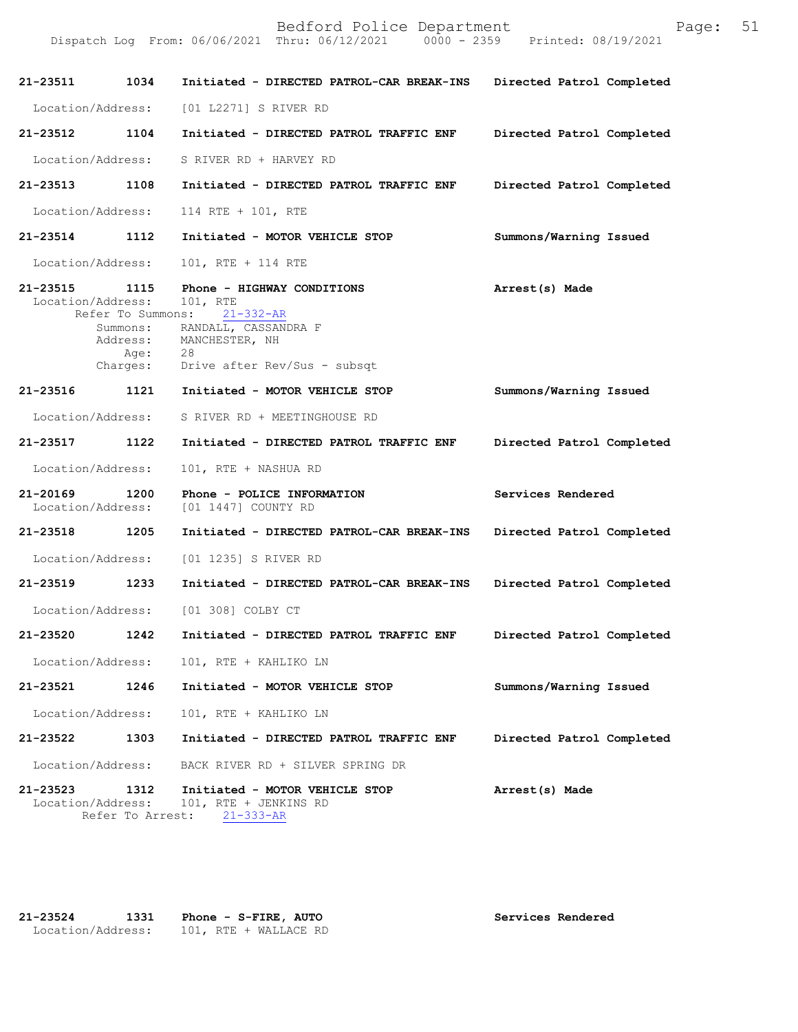**21-23511** 1034 **Initiated - DIRECTED PATROL-CAR BREAK-INS** **Directed Patrol Completed**

Location/Address: [01 L2271] S RIVER RD

**21-23512** 1104 **Initiated - DIRECTED PATROL TRAFFIC ENF** **Directed Patrol Completed**

Location/Address: S RIVER RD + HARVEY RD

**21-23513** 1108 **Initiated - DIRECTED PATROL TRAFFIC ENF** **Directed Patrol Completed**

Location/Address: 114 RTE + 101, RTE

**21-23514** 1112 **Initiated - MOTOR VEHICLE STOP** **Summons/Warning Issued**

Location/Address: 101, RTE + 114 RTE

**21-23515** 1115 **Phone - HIGHWAY CONDITIONS** **Arrest(s) Made**
Location/Address: 101, RTE
Refer To Summons: 21-332-AR
Summons: RANDALL, CASSANDRA F
Address: MANCHESTER, NH
Age: 28
Charges: Drive after Rev/Sus - subsqt

**21-23516** 1121 **Initiated - MOTOR VEHICLE STOP** **Summons/Warning Issued**

Location/Address: S RIVER RD + MEETINGHOUSE RD

**21-23517** 1122 **Initiated - DIRECTED PATROL TRAFFIC ENF** **Directed Patrol Completed**

Location/Address: 101, RTE + NASHUA RD

**21-20169** 1200 **Phone - POLICE INFORMATION** **Services Rendered**
Location/Address: [01 1447] COUNTY RD

**21-23518** 1205 **Initiated - DIRECTED PATROL-CAR BREAK-INS** **Directed Patrol Completed**

Location/Address: [01 1235] S RIVER RD

**21-23519** 1233 **Initiated - DIRECTED PATROL-CAR BREAK-INS** **Directed Patrol Completed**

Location/Address: [01 308] COLBY CT

**21-23520** 1242 **Initiated - DIRECTED PATROL TRAFFIC ENF** **Directed Patrol Completed**

Location/Address: 101, RTE + KAHLIKO LN

**21-23521** 1246 **Initiated - MOTOR VEHICLE STOP** **Summons/Warning Issued**

Location/Address: 101, RTE + KAHLIKO LN

**21-23522** 1303 **Initiated - DIRECTED PATROL TRAFFIC ENF** **Directed Patrol Completed**

Location/Address: BACK RIVER RD + SILVER SPRING DR

**21-23523** 1312 **Initiated - MOTOR VEHICLE STOP** **Arrest(s) Made**
Location/Address: 101, RTE + JENKINS RD
Refer To Arrest: 21-333-AR

**21-23524** 1331 **Phone - S-FIRE, AUTO** **Services Rendered**
Location/Address: 101, RTE + WALLACE RD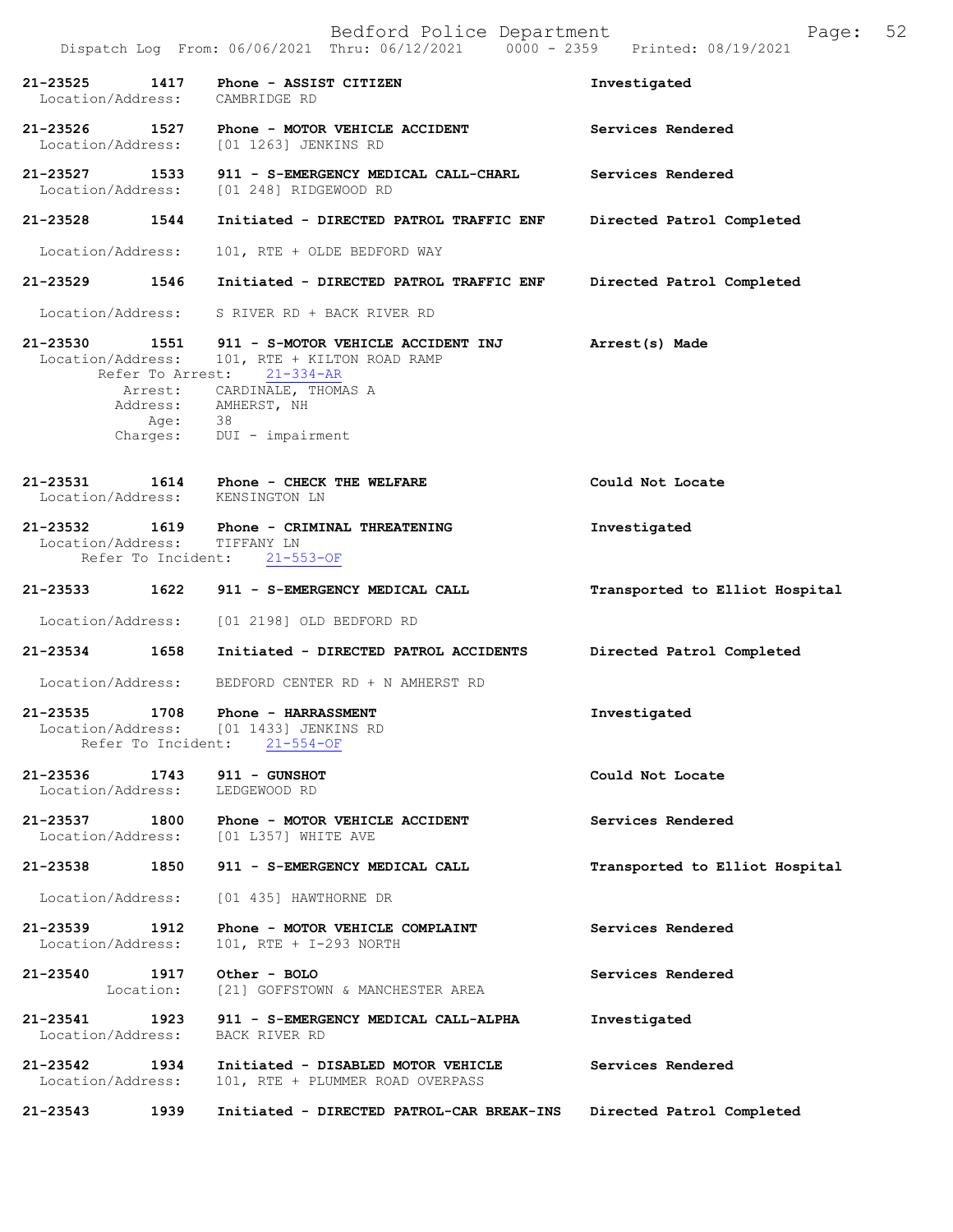21-23525 1417 Phone - ASSIST CITIZEN Investigated
Location/Address: CAMBRIDGE RD

21-23526 1527 Phone - MOTOR VEHICLE ACCIDENT Services Rendered
Location/Address: [01 1263] JENKINS RD

21-23527 1533 911 - S-EMERGENCY MEDICAL CALL-CHARL Services Rendered
Location/Address: [01 248] RIDGEWOOD RD

21-23528 1544 Initiated - DIRECTED PATROL TRAFFIC ENF Directed Patrol Completed
Location/Address: 101, RTE + OLDE BEDFORD WAY

21-23529 1546 Initiated - DIRECTED PATROL TRAFFIC ENF Directed Patrol Completed
Location/Address: S RIVER RD + BACK RIVER RD

21-23530 1551 911 - S-MOTOR VEHICLE ACCIDENT INJ Arrest(s) Made
Location/Address: 101, RTE + KILTON ROAD RAMP
Refer To Arrest: 21-334-AR
Arrest: CARDINALE, THOMAS A
Address: AMHERST, NH
Age: 38
Charges: DUI - impairment

21-23531 1614 Phone - CHECK THE WELFARE Could Not Locate
Location/Address: KENSINGTON LN

21-23532 1619 Phone - CRIMINAL THREATENING Investigated
Location/Address: TIFFANY LN
Refer To Incident: 21-553-OF

21-23533 1622 911 - S-EMERGENCY MEDICAL CALL Transported to Elliot Hospital
Location/Address: [01 2198] OLD BEDFORD RD

21-23534 1658 Initiated - DIRECTED PATROL ACCIDENTS Directed Patrol Completed
Location/Address: BEDFORD CENTER RD + N AMHERST RD

21-23535 1708 Phone - HARRASSMENT Investigated
Location/Address: [01 1433] JENKINS RD
Refer To Incident: 21-554-OF

21-23536 1743 911 - GUNSHOT Could Not Locate
Location/Address: LEDGEWOOD RD

21-23537 1800 Phone - MOTOR VEHICLE ACCIDENT Services Rendered
Location/Address: [01 L357] WHITE AVE

21-23538 1850 911 - S-EMERGENCY MEDICAL CALL Transported to Elliot Hospital
Location/Address: [01 435] HAWTHORNE DR

21-23539 1912 Phone - MOTOR VEHICLE COMPLAINT Services Rendered
Location/Address: 101, RTE + I-293 NORTH

21-23540 1917 Other - BOLO Services Rendered
Location: [21] GOFFSTOWN & MANCHESTER AREA

21-23541 1923 911 - S-EMERGENCY MEDICAL CALL-ALPHA Investigated
Location/Address: BACK RIVER RD

21-23542 1934 Initiated - DISABLED MOTOR VEHICLE Services Rendered
Location/Address: 101, RTE + PLUMMER ROAD OVERPASS

21-23543 1939 Initiated - DIRECTED PATROL-CAR BREAK-INS Directed Patrol Completed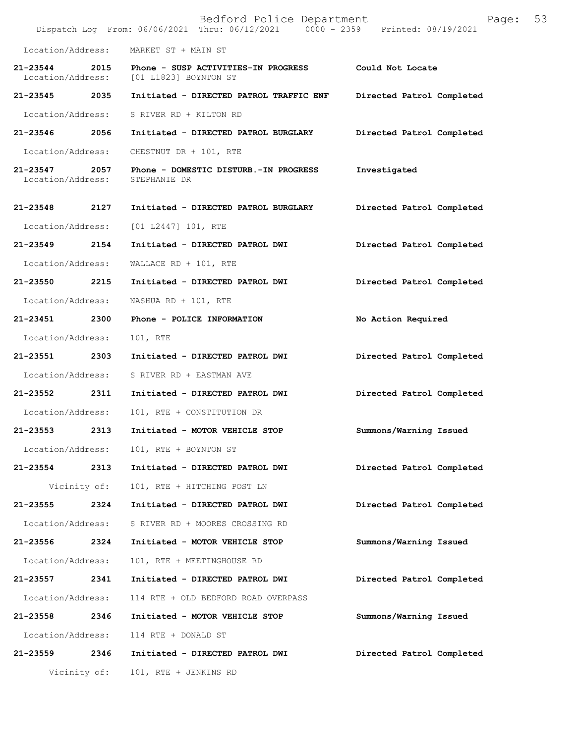Location/Address: MARKET ST + MAIN ST

**21-23544 2015 Phone - SUSP ACTIVITIES-IN PROGRESS** **Could Not Locate**
Location/Address: [01 L1823] BOYNTON ST

**21-23545 2035 Initiated - DIRECTED PATROL TRAFFIC ENF** **Directed Patrol Completed**
Location/Address: S RIVER RD + KILTON RD

**21-23546 2056 Initiated - DIRECTED PATROL BURGLARY** **Directed Patrol Completed**
Location/Address: CHESTNUT DR + 101, RTE

**21-23547 2057 Phone - DOMESTIC DISTURB.-IN PROGRESS** **Investigated**
Location/Address: STEPHANIE DR

**21-23548 2127 Initiated - DIRECTED PATROL BURGLARY** **Directed Patrol Completed**
Location/Address: [01 L2447] 101, RTE

**21-23549 2154 Initiated - DIRECTED PATROL DWI** **Directed Patrol Completed**
Location/Address: WALLACE RD + 101, RTE

**21-23550 2215 Initiated - DIRECTED PATROL DWI** **Directed Patrol Completed**
Location/Address: NASHUA RD + 101, RTE

**21-23451 2300 Phone - POLICE INFORMATION** **No Action Required**
Location/Address: 101, RTE

**21-23551 2303 Initiated - DIRECTED PATROL DWI** **Directed Patrol Completed**
Location/Address: S RIVER RD + EASTMAN AVE

**21-23552 2311 Initiated - DIRECTED PATROL DWI** **Directed Patrol Completed**
Location/Address: 101, RTE + CONSTITUTION DR

**21-23553 2313 Initiated - MOTOR VEHICLE STOP** **Summons/Warning Issued**
Location/Address: 101, RTE + BOYNTON ST

**21-23554 2313 Initiated - DIRECTED PATROL DWI** **Directed Patrol Completed**
Vicinity of: 101, RTE + HITCHING POST LN

**21-23555 2324 Initiated - DIRECTED PATROL DWI** **Directed Patrol Completed**
Location/Address: S RIVER RD + MOORES CROSSING RD

**21-23556 2324 Initiated - MOTOR VEHICLE STOP** **Summons/Warning Issued**
Location/Address: 101, RTE + MEETINGHOUSE RD

**21-23557 2341 Initiated - DIRECTED PATROL DWI** **Directed Patrol Completed**
Location/Address: 114 RTE + OLD BEDFORD ROAD OVERPASS

**21-23558 2346 Initiated - MOTOR VEHICLE STOP** **Summons/Warning Issued**
Location/Address: 114 RTE + DONALD ST

**21-23559 2346 Initiated - DIRECTED PATROL DWI** **Directed Patrol Completed**
Vicinity of: 101, RTE + JENKINS RD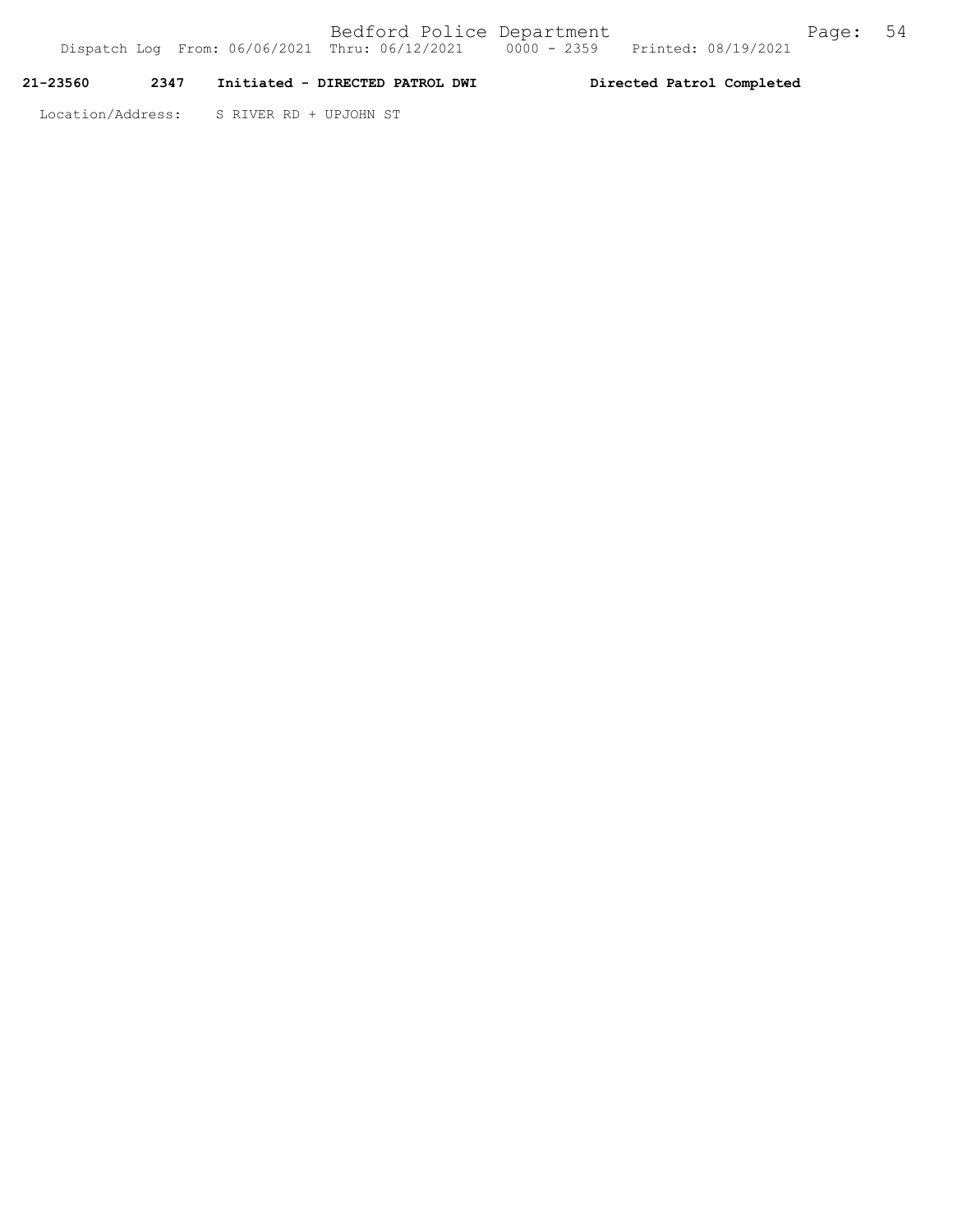**21-23560 2347 Initiated - DIRECTED PATROL DWI Directed Patrol Completed**

Location/Address: S RIVER RD + UPJOHN ST